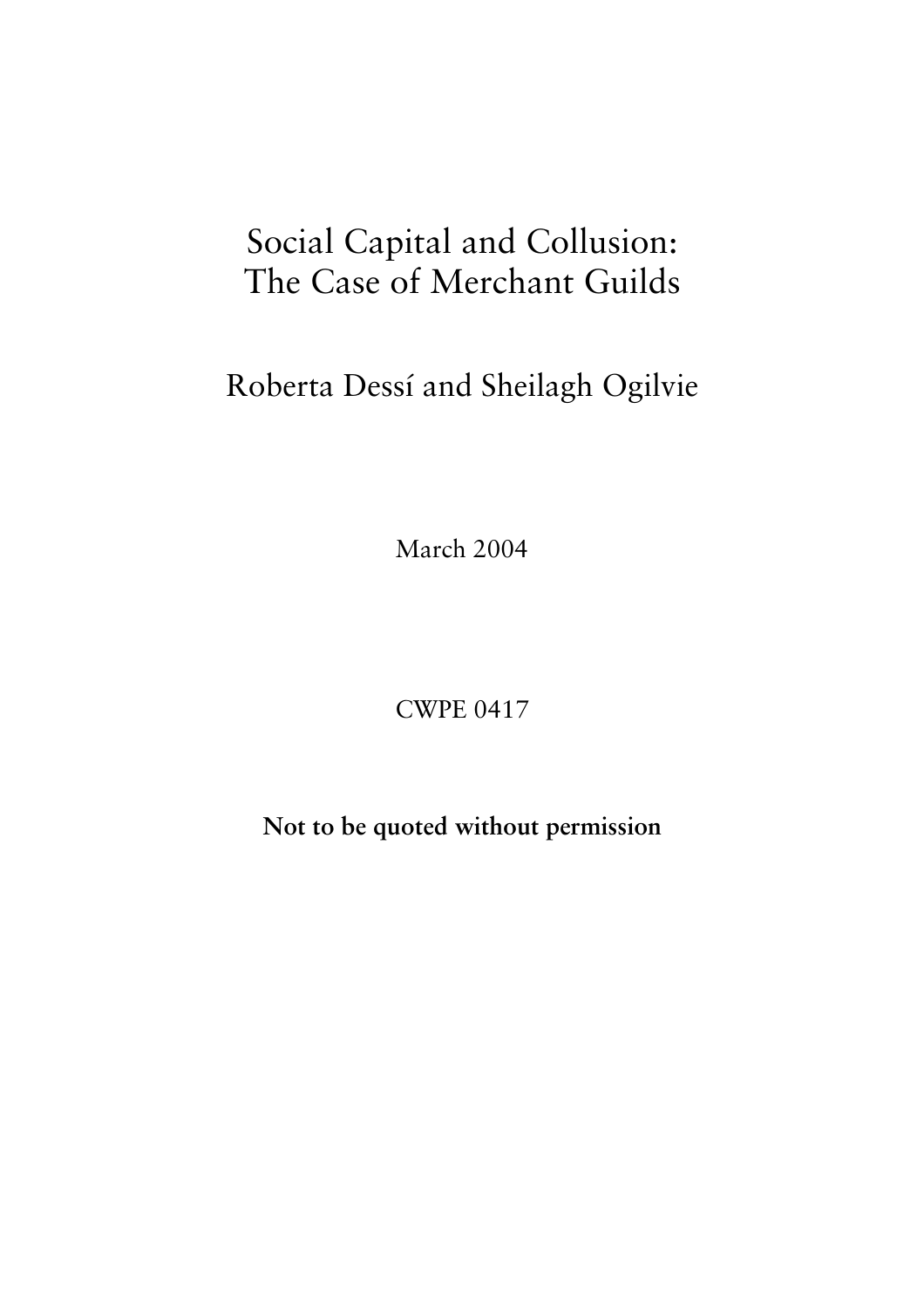# Social Capital and Collusion: The Case of Merchant Guilds

Roberta Dessí and Sheilagh Ogilvie

March 2004

CWPE 0417

**Not to be quoted without permission**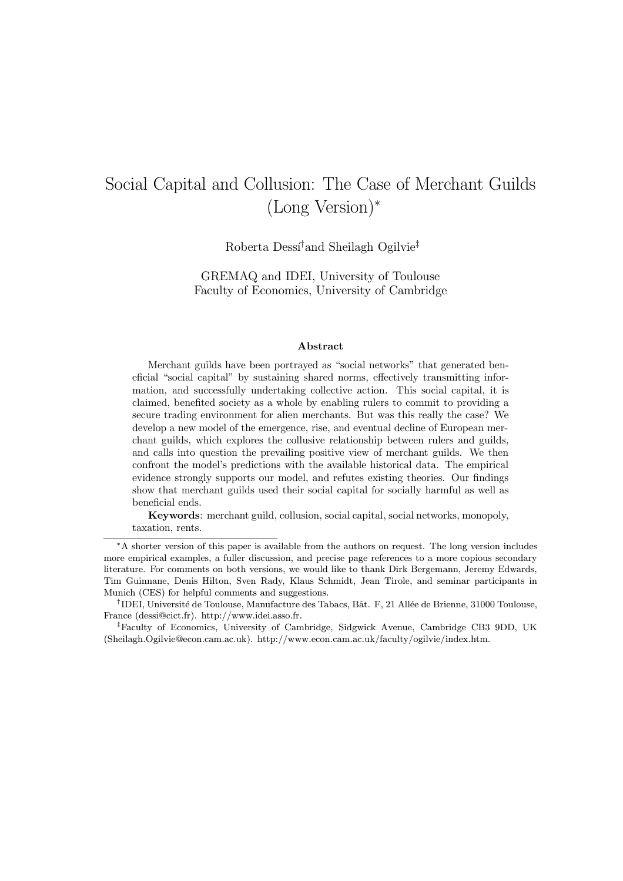# Social Capital and Collusion: The Case of Merchant Guilds (Long Version)[*]

Roberta Dessí[†] and Sheilagh Ogilvie[‡]

GREMAQ and IDEI, University of Toulouse
Faculty of Economics, University of Cambridge

### Abstract

Merchant guilds have been portrayed as "social networks" that generated beneficial "social capital" by sustaining shared norms, effectively transmitting information, and successfully undertaking collective action. This social capital, it is claimed, benefited society as a whole by enabling rulers to commit to providing a secure trading environment for alien merchants. But was this really the case? We develop a new model of the emergence, rise, and eventual decline of European merchant guilds, which explores the collusive relationship between rulers and guilds, and calls into question the prevailing positive view of merchant guilds. We then confront the model's predictions with the available historical data. The empirical evidence strongly supports our model, and refutes existing theories. Our findings show that merchant guilds used their social capital for socially harmful as well as beneficial ends.

**Keywords**: merchant guild, collusion, social capital, social networks, monopoly, taxation, rents.

---

[*] A shorter version of this paper is available from the authors on request. The long version includes more empirical examples, a fuller discussion, and precise page references to a more copious secondary literature. For comments on both versions, we would like to thank Dirk Bergemann, Jeremy Edwards, Tim Guinnane, Denis Hilton, Sven Rady, Klaus Schmidt, Jean Tirole, and seminar participants in Munich (CES) for helpful comments and suggestions.

[†] IDEI, Université de Toulouse, Manufacture des Tabacs, Bât. F, 21 Allée de Brienne, 31000 Toulouse, France (dessi@cict.fr). http://www.idei.asso.fr.

[‡] Faculty of Economics, University of Cambridge, Sidgwick Avenue, Cambridge CB3 9DD, UK (Sheilagh.Ogilvie@econ.cam.ac.uk). http://www.econ.cam.ac.uk/faculty/ogilvie/index.htm.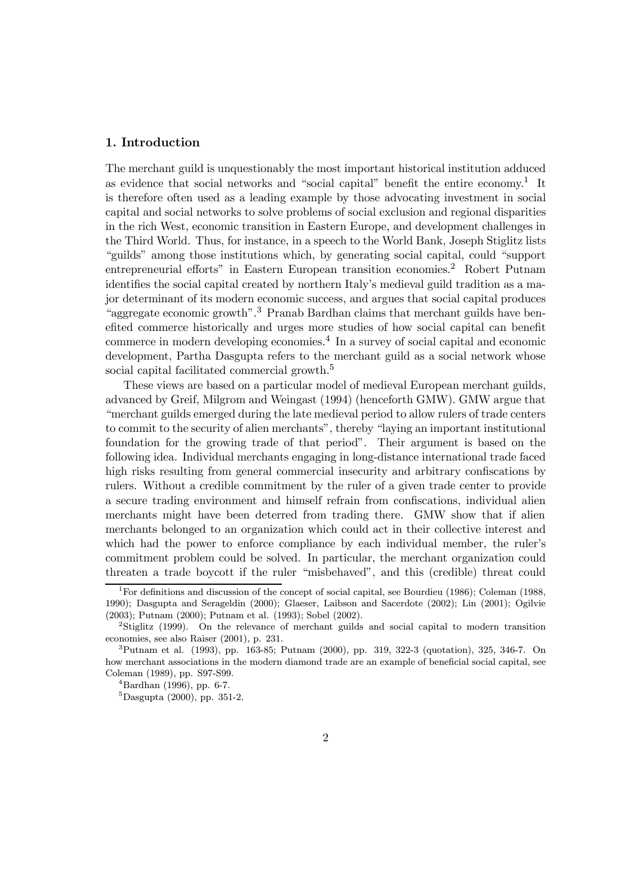## 1. Introduction

The merchant guild is unquestionably the most important historical institution adduced as evidence that social networks and "social capital" benefit the entire economy.[1] It is therefore often used as a leading example by those advocating investment in social capital and social networks to solve problems of social exclusion and regional disparities in the rich West, economic transition in Eastern Europe, and development challenges in the Third World. Thus, for instance, in a speech to the World Bank, Joseph Stiglitz lists "guilds" among those institutions which, by generating social capital, could "support entrepreneurial efforts" in Eastern European transition economies.[2] Robert Putnam identifies the social capital created by northern Italy's medieval guild tradition as a major determinant of its modern economic success, and argues that social capital produces "aggregate economic growth".[3] Pranab Bardhan claims that merchant guilds have benefited commerce historically and urges more studies of how social capital can benefit commerce in modern developing economies.[4] In a survey of social capital and economic development, Partha Dasgupta refers to the merchant guild as a social network whose social capital facilitated commercial growth.[5]

These views are based on a particular model of medieval European merchant guilds, advanced by Greif, Milgrom and Weingast (1994) (henceforth GMW). GMW argue that "merchant guilds emerged during the late medieval period to allow rulers of trade centers to commit to the security of alien merchants", thereby "laying an important institutional foundation for the growing trade of that period". Their argument is based on the following idea. Individual merchants engaging in long-distance international trade faced high risks resulting from general commercial insecurity and arbitrary confiscations by rulers. Without a credible commitment by the ruler of a given trade center to provide a secure trading environment and himself refrain from confiscations, individual alien merchants might have been deterred from trading there. GMW show that if alien merchants belonged to an organization which could act in their collective interest and which had the power to enforce compliance by each individual member, the ruler's commitment problem could be solved. In particular, the merchant organization could threaten a trade boycott if the ruler "misbehaved", and this (credible) threat could

---

[1] For definitions and discussion of the concept of social capital, see Bourdieu (1986); Coleman (1988, 1990); Dasgupta and Serageldin (2000); Glaeser, Laibson and Sacerdote (2002); Lin (2001); Ogilvie (2003); Putnam (2000); Putnam et al. (1993); Sobel (2002).

[2] Stiglitz (1999). On the relevance of merchant guilds and social capital to modern transition economies, see also Raiser (2001), p. 231.

[3] Putnam et al. (1993), pp. 163-85; Putnam (2000), pp. 319, 322-3 (quotation), 325, 346-7. On how merchant associations in the modern diamond trade are an example of beneficial social capital, see Coleman (1989), pp. S97-S99.

[4] Bardhan (1996), pp. 6-7.

[5] Dasgupta (2000), pp. 351-2.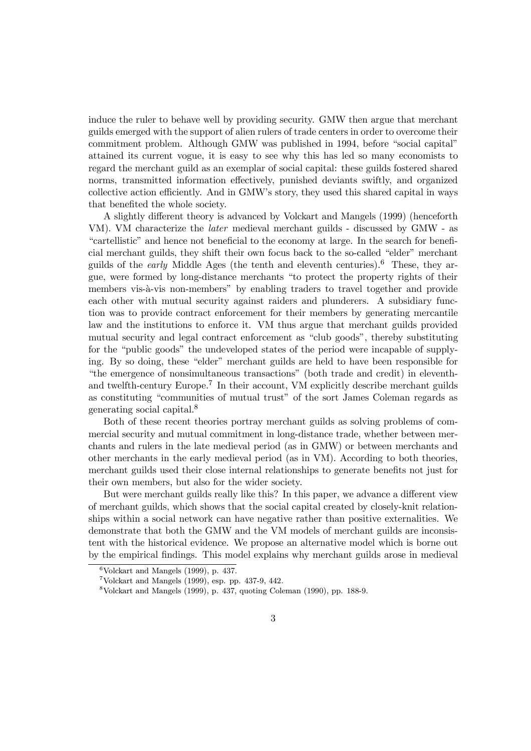induce the ruler to behave well by providing security. GMW then argue that merchant guilds emerged with the support of alien rulers of trade centers in order to overcome their commitment problem. Although GMW was published in 1994, before "social capital" attained its current vogue, it is easy to see why this has led so many economists to regard the merchant guild as an exemplar of social capital: these guilds fostered shared norms, transmitted information effectively, punished deviants swiftly, and organized collective action efficiently. And in GMW's story, they used this shared capital in ways that benefited the whole society.

A slightly different theory is advanced by Volckart and Mangels (1999) (henceforth VM). VM characterize the *later* medieval merchant guilds - discussed by GMW - as "cartellistic" and hence not beneficial to the economy at large. In the search for beneficial merchant guilds, they shift their own focus back to the so-called "elder" merchant guilds of the *early* Middle Ages (the tenth and eleventh centuries).[6] These, they argue, were formed by long-distance merchants "to protect the property rights of their members vis-à-vis non-members" by enabling traders to travel together and provide each other with mutual security against raiders and plunderers. A subsidiary function was to provide contract enforcement for their members by generating mercantile law and the institutions to enforce it. VM thus argue that merchant guilds provided mutual security and legal contract enforcement as "club goods", thereby substituting for the "public goods" the undeveloped states of the period were incapable of supplying. By so doing, these "elder" merchant guilds are held to have been responsible for "the emergence of nonsimultaneous transactions" (both trade and credit) in eleventh- and twelfth-century Europe.[7] In their account, VM explicitly describe merchant guilds as constituting "communities of mutual trust" of the sort James Coleman regards as generating social capital.[8]

Both of these recent theories portray merchant guilds as solving problems of commercial security and mutual commitment in long-distance trade, whether between merchants and rulers in the late medieval period (as in GMW) or between merchants and other merchants in the early medieval period (as in VM). According to both theories, merchant guilds used their close internal relationships to generate benefits not just for their own members, but also for the wider society.

But were merchant guilds really like this? In this paper, we advance a different view of merchant guilds, which shows that the social capital created by closely-knit relationships within a social network can have negative rather than positive externalities. We demonstrate that both the GMW and the VM models of merchant guilds are inconsistent with the historical evidence. We propose an alternative model which is borne out by the empirical findings. This model explains why merchant guilds arose in medieval

[6] Volckart and Mangels (1999), p. 437.

[7] Volckart and Mangels (1999), esp. pp. 437-9, 442.

[8] Volckart and Mangels (1999), p. 437, quoting Coleman (1990), pp. 188-9.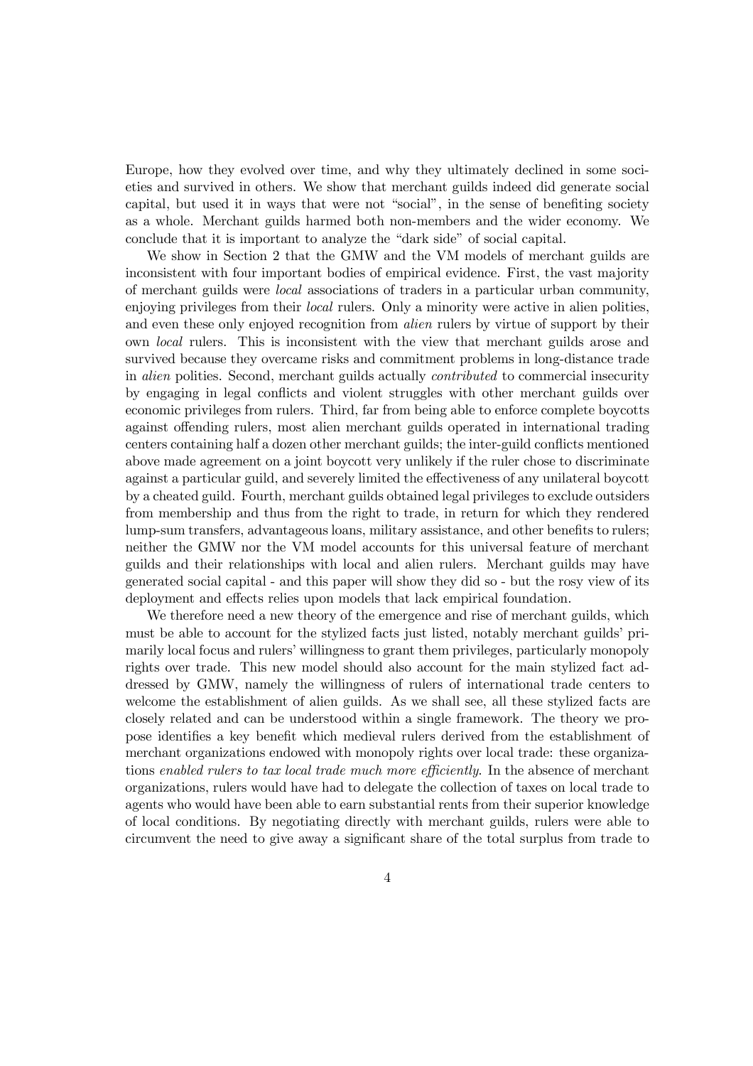Europe, how they evolved over time, and why they ultimately declined in some societies and survived in others. We show that merchant guilds indeed did generate social capital, but used it in ways that were not "social", in the sense of benefiting society as a whole. Merchant guilds harmed both non-members and the wider economy. We conclude that it is important to analyze the "dark side" of social capital.

We show in Section 2 that the GMW and the VM models of merchant guilds are inconsistent with four important bodies of empirical evidence. First, the vast majority of merchant guilds were *local* associations of traders in a particular urban community, enjoying privileges from their *local* rulers. Only a minority were active in alien polities, and even these only enjoyed recognition from *alien* rulers by virtue of support by their own *local* rulers. This is inconsistent with the view that merchant guilds arose and survived because they overcame risks and commitment problems in long-distance trade in *alien* polities. Second, merchant guilds actually *contributed* to commercial insecurity by engaging in legal conflicts and violent struggles with other merchant guilds over economic privileges from rulers. Third, far from being able to enforce complete boycotts against offending rulers, most alien merchant guilds operated in international trading centers containing half a dozen other merchant guilds; the inter-guild conflicts mentioned above made agreement on a joint boycott very unlikely if the ruler chose to discriminate against a particular guild, and severely limited the effectiveness of any unilateral boycott by a cheated guild. Fourth, merchant guilds obtained legal privileges to exclude outsiders from membership and thus from the right to trade, in return for which they rendered lump-sum transfers, advantageous loans, military assistance, and other benefits to rulers; neither the GMW nor the VM model accounts for this universal feature of merchant guilds and their relationships with local and alien rulers. Merchant guilds may have generated social capital - and this paper will show they did so - but the rosy view of its deployment and effects relies upon models that lack empirical foundation.

We therefore need a new theory of the emergence and rise of merchant guilds, which must be able to account for the stylized facts just listed, notably merchant guilds' primarily local focus and rulers' willingness to grant them privileges, particularly monopoly rights over trade. This new model should also account for the main stylized fact addressed by GMW, namely the willingness of rulers of international trade centers to welcome the establishment of alien guilds. As we shall see, all these stylized facts are closely related and can be understood within a single framework. The theory we propose identifies a key benefit which medieval rulers derived from the establishment of merchant organizations endowed with monopoly rights over local trade: these organizations *enabled rulers to tax local trade much more efficiently*. In the absence of merchant organizations, rulers would have had to delegate the collection of taxes on local trade to agents who would have been able to earn substantial rents from their superior knowledge of local conditions. By negotiating directly with merchant guilds, rulers were able to circumvent the need to give away a significant share of the total surplus from trade to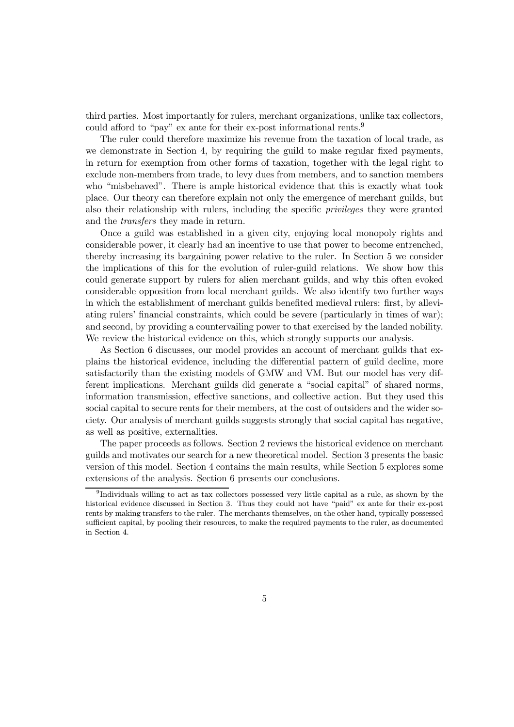third parties. Most importantly for rulers, merchant organizations, unlike tax collectors, could afford to "pay" ex ante for their ex-post informational rents.[9]

The ruler could therefore maximize his revenue from the taxation of local trade, as we demonstrate in Section 4, by requiring the guild to make regular fixed payments, in return for exemption from other forms of taxation, together with the legal right to exclude non-members from trade, to levy dues from members, and to sanction members who "misbehaved". There is ample historical evidence that this is exactly what took place. Our theory can therefore explain not only the emergence of merchant guilds, but also their relationship with rulers, including the specific *privileges* they were granted and the *transfers* they made in return.

Once a guild was established in a given city, enjoying local monopoly rights and considerable power, it clearly had an incentive to use that power to become entrenched, thereby increasing its bargaining power relative to the ruler. In Section 5 we consider the implications of this for the evolution of ruler-guild relations. We show how this could generate support by rulers for alien merchant guilds, and why this often evoked considerable opposition from local merchant guilds. We also identify two further ways in which the establishment of merchant guilds benefited medieval rulers: first, by alleviating rulers' financial constraints, which could be severe (particularly in times of war); and second, by providing a countervailing power to that exercised by the landed nobility. We review the historical evidence on this, which strongly supports our analysis.

As Section 6 discusses, our model provides an account of merchant guilds that explains the historical evidence, including the differential pattern of guild decline, more satisfactorily than the existing models of GMW and VM. But our model has very different implications. Merchant guilds did generate a "social capital" of shared norms, information transmission, effective sanctions, and collective action. But they used this social capital to secure rents for their members, at the cost of outsiders and the wider society. Our analysis of merchant guilds suggests strongly that social capital has negative, as well as positive, externalities.

The paper proceeds as follows. Section 2 reviews the historical evidence on merchant guilds and motivates our search for a new theoretical model. Section 3 presents the basic version of this model. Section 4 contains the main results, while Section 5 explores some extensions of the analysis. Section 6 presents our conclusions.

[9] Individuals willing to act as tax collectors possessed very little capital as a rule, as shown by the historical evidence discussed in Section 3. Thus they could not have "paid" ex ante for their ex-post rents by making transfers to the ruler. The merchants themselves, on the other hand, typically possessed sufficient capital, by pooling their resources, to make the required payments to the ruler, as documented in Section 4.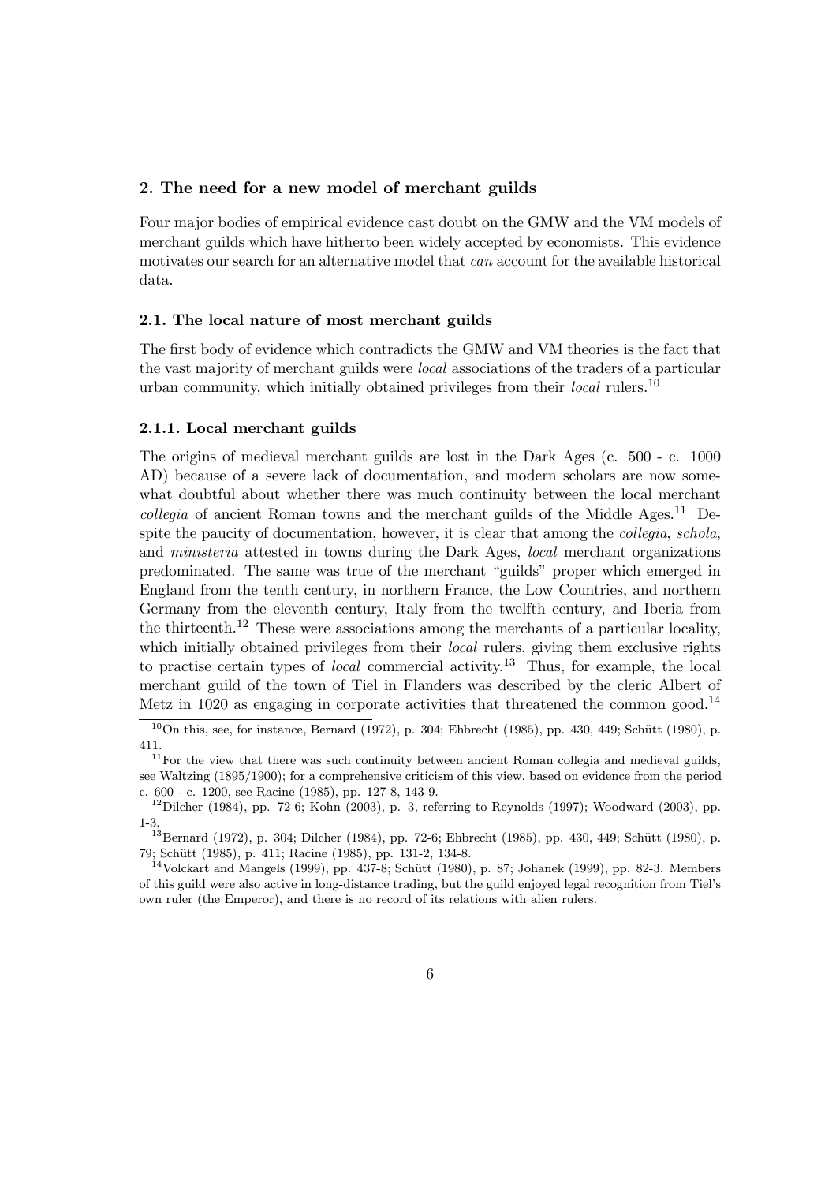## 2. The need for a new model of merchant guilds

Four major bodies of empirical evidence cast doubt on the GMW and the VM models of merchant guilds which have hitherto been widely accepted by economists. This evidence motivates our search for an alternative model that *can* account for the available historical data.

### 2.1. The local nature of most merchant guilds

The first body of evidence which contradicts the GMW and VM theories is the fact that the vast majority of merchant guilds were *local* associations of the traders of a particular urban community, which initially obtained privileges from their *local* rulers.[10]

#### 2.1.1. Local merchant guilds

The origins of medieval merchant guilds are lost in the Dark Ages (c. 500 - c. 1000 AD) because of a severe lack of documentation, and modern scholars are now somewhat doubtful about whether there was much continuity between the local merchant *collegia* of ancient Roman towns and the merchant guilds of the Middle Ages.[11] Despite the paucity of documentation, however, it is clear that among the *collegia*, *schola*, and *ministeria* attested in towns during the Dark Ages, *local* merchant organizations predominated. The same was true of the merchant "guilds" proper which emerged in England from the tenth century, in northern France, the Low Countries, and northern Germany from the eleventh century, Italy from the twelfth century, and Iberia from the thirteenth.[12] These were associations among the merchants of a particular locality, which initially obtained privileges from their *local* rulers, giving them exclusive rights to practise certain types of *local* commercial activity.[13] Thus, for example, the local merchant guild of the town of Tiel in Flanders was described by the cleric Albert of Metz in 1020 as engaging in corporate activities that threatened the common good.[14]

---

[10] On this, see, for instance, Bernard (1972), p. 304; Ehbrecht (1985), pp. 430, 449; Schütt (1980), p. 411.

[11] For the view that there was such continuity between ancient Roman collegia and medieval guilds, see Waltzing (1895/1900); for a comprehensive criticism of this view, based on evidence from the period c. 600 - c. 1200, see Racine (1985), pp. 127-8, 143-9.

[12] Dilcher (1984), pp. 72-6; Kohn (2003), p. 3, referring to Reynolds (1997); Woodward (2003), pp. 1-3.

[13] Bernard (1972), p. 304; Dilcher (1984), pp. 72-6; Ehbrecht (1985), pp. 430, 449; Schütt (1980), p. 79; Schütt (1985), p. 411; Racine (1985), pp. 131-2, 134-8.

[14] Volckart and Mangels (1999), pp. 437-8; Schütt (1980), p. 87; Johanek (1999), pp. 82-3. Members of this guild were also active in long-distance trading, but the guild enjoyed legal recognition from Tiel's own ruler (the Emperor), and there is no record of its relations with alien rulers.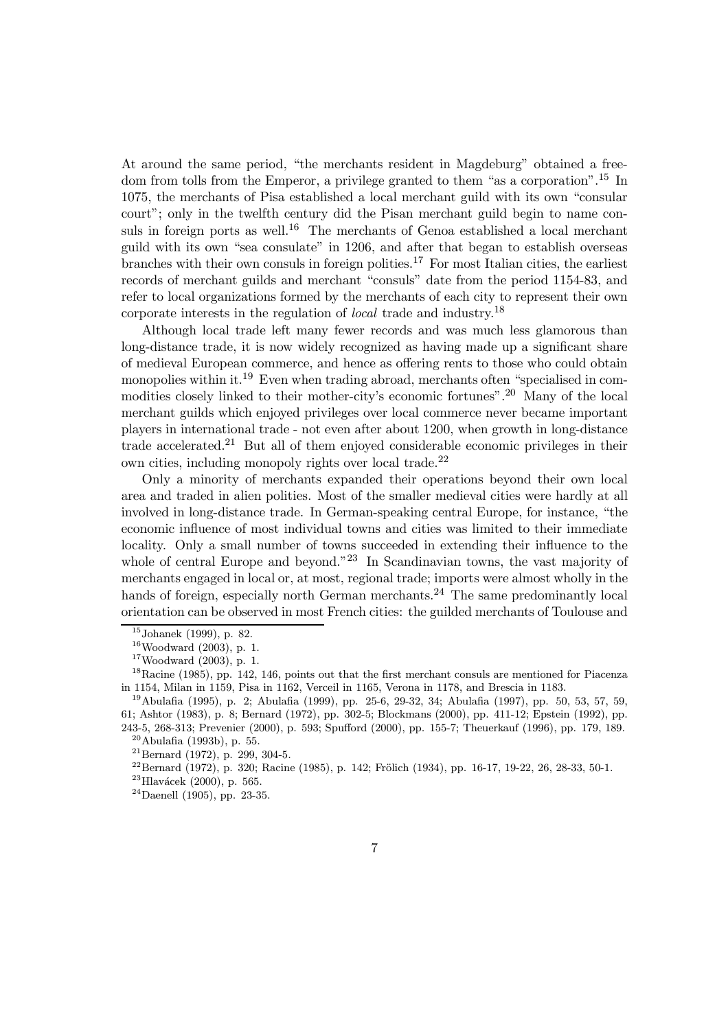At around the same period, "the merchants resident in Magdeburg" obtained a freedom from tolls from the Emperor, a privilege granted to them "as a corporation".[15] In 1075, the merchants of Pisa established a local merchant guild with its own "consular court"; only in the twelfth century did the Pisan merchant guild begin to name consuls in foreign ports as well.[16] The merchants of Genoa established a local merchant guild with its own "sea consulate" in 1206, and after that began to establish overseas branches with their own consuls in foreign polities.[17] For most Italian cities, the earliest records of merchant guilds and merchant "consuls" date from the period 1154-83, and refer to local organizations formed by the merchants of each city to represent their own corporate interests in the regulation of *local* trade and industry.[18]

Although local trade left many fewer records and was much less glamorous than long-distance trade, it is now widely recognized as having made up a significant share of medieval European commerce, and hence as offering rents to those who could obtain monopolies within it.[19] Even when trading abroad, merchants often "specialised in commodities closely linked to their mother-city's economic fortunes".[20] Many of the local merchant guilds which enjoyed privileges over local commerce never became important players in international trade - not even after about 1200, when growth in long-distance trade accelerated.[21] But all of them enjoyed considerable economic privileges in their own cities, including monopoly rights over local trade.[22]

Only a minority of merchants expanded their operations beyond their own local area and traded in alien polities. Most of the smaller medieval cities were hardly at all involved in long-distance trade. In German-speaking central Europe, for instance, "the economic influence of most individual towns and cities was limited to their immediate locality. Only a small number of towns succeeded in extending their influence to the whole of central Europe and beyond."[23] In Scandinavian towns, the vast majority of merchants engaged in local or, at most, regional trade; imports were almost wholly in the hands of foreign, especially north German merchants.[24] The same predominantly local orientation can be observed in most French cities: the guilded merchants of Toulouse and

[15] Johanek (1999), p. 82.

[16] Woodward (2003), p. 1.

[17] Woodward (2003), p. 1.

[18] Racine (1985), pp. 142, 146, points out that the first merchant consuls are mentioned for Piacenza in 1154, Milan in 1159, Pisa in 1162, Verceil in 1165, Verona in 1178, and Brescia in 1183.

[19] Abulafia (1995), p. 2; Abulafia (1999), pp. 25-6, 29-32, 34; Abulafia (1997), pp. 50, 53, 57, 59, 61; Ashtor (1983), p. 8; Bernard (1972), pp. 302-5; Blockmans (2000), pp. 411-12; Epstein (1992), pp. 243-5, 268-313; Prevenier (2000), p. 593; Spufford (2000), pp. 155-7; Theuerkauf (1996), pp. 179, 189.

[20] Abulafia (1993b), p. 55.

[21] Bernard (1972), p. 299, 304-5.

[22] Bernard (1972), p. 320; Racine (1985), p. 142; Frölich (1934), pp. 16-17, 19-22, 26, 28-33, 50-1.

[23] Hlavácek (2000), p. 565.

[24] Daenell (1905), pp. 23-35.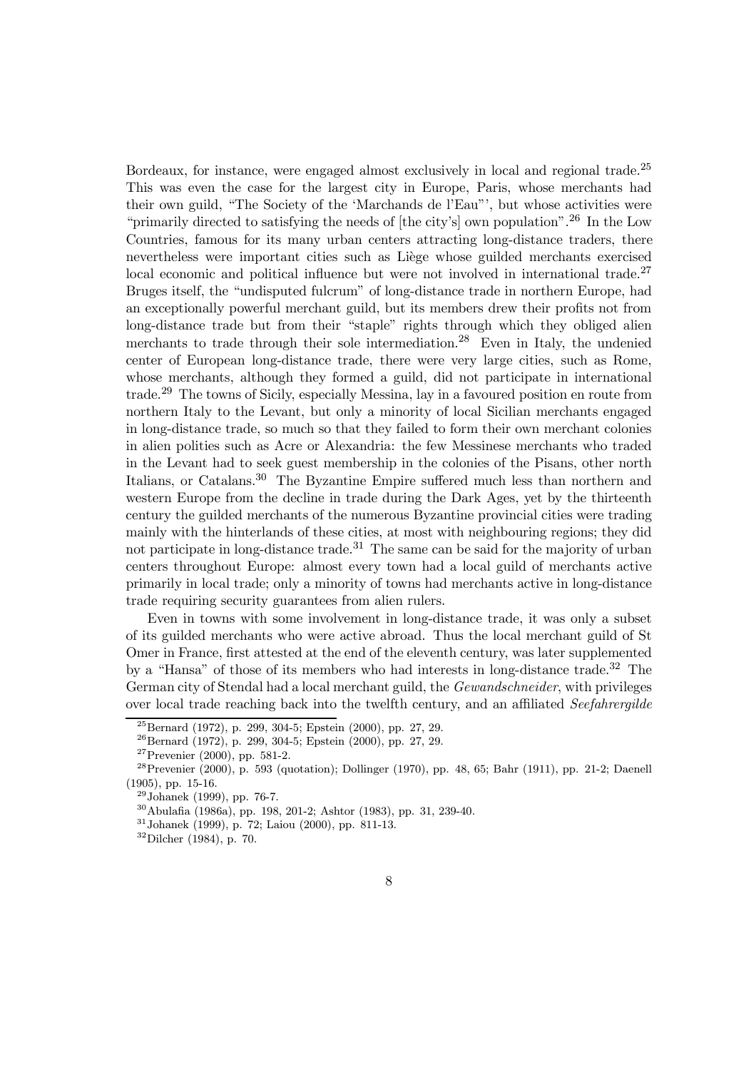Bordeaux, for instance, were engaged almost exclusively in local and regional trade.[25] This was even the case for the largest city in Europe, Paris, whose merchants had their own guild, "The Society of the 'Marchands de l'Eau"', but whose activities were "primarily directed to satisfying the needs of [the city's] own population".[26] In the Low Countries, famous for its many urban centers attracting long-distance traders, there nevertheless were important cities such as Liège whose guilded merchants exercised local economic and political influence but were not involved in international trade.[27] Bruges itself, the "undisputed fulcrum" of long-distance trade in northern Europe, had an exceptionally powerful merchant guild, but its members drew their profits not from long-distance trade but from their "staple" rights through which they obliged alien merchants to trade through their sole intermediation.[28] Even in Italy, the undenied center of European long-distance trade, there were very large cities, such as Rome, whose merchants, although they formed a guild, did not participate in international trade.[29] The towns of Sicily, especially Messina, lay in a favoured position en route from northern Italy to the Levant, but only a minority of local Sicilian merchants engaged in long-distance trade, so much so that they failed to form their own merchant colonies in alien polities such as Acre or Alexandria: the few Messinese merchants who traded in the Levant had to seek guest membership in the colonies of the Pisans, other north Italians, or Catalans.[30] The Byzantine Empire suffered much less than northern and western Europe from the decline in trade during the Dark Ages, yet by the thirteenth century the guilded merchants of the numerous Byzantine provincial cities were trading mainly with the hinterlands of these cities, at most with neighbouring regions; they did not participate in long-distance trade.[31] The same can be said for the majority of urban centers throughout Europe: almost every town had a local guild of merchants active primarily in local trade; only a minority of towns had merchants active in long-distance trade requiring security guarantees from alien rulers.

Even in towns with some involvement in long-distance trade, it was only a subset of its guilded merchants who were active abroad. Thus the local merchant guild of St Omer in France, first attested at the end of the eleventh century, was later supplemented by a "Hansa" of those of its members who had interests in long-distance trade.[32] The German city of Stendal had a local merchant guild, the *Gewandschneider*, with privileges over local trade reaching back into the twelfth century, and an affiliated *Seefahrergilde*

[25] Bernard (1972), p. 299, 304-5; Epstein (2000), pp. 27, 29.

[26] Bernard (1972), p. 299, 304-5; Epstein (2000), pp. 27, 29.

[27] Prevenier (2000), pp. 581-2.

[28] Prevenier (2000), p. 593 (quotation); Dollinger (1970), pp. 48, 65; Bahr (1911), pp. 21-2; Daenell (1905), pp. 15-16.

[29] Johanek (1999), pp. 76-7.

[30] Abulafia (1986a), pp. 198, 201-2; Ashtor (1983), pp. 31, 239-40.

[31] Johanek (1999), p. 72; Laiou (2000), pp. 811-13.

[32] Dilcher (1984), p. 70.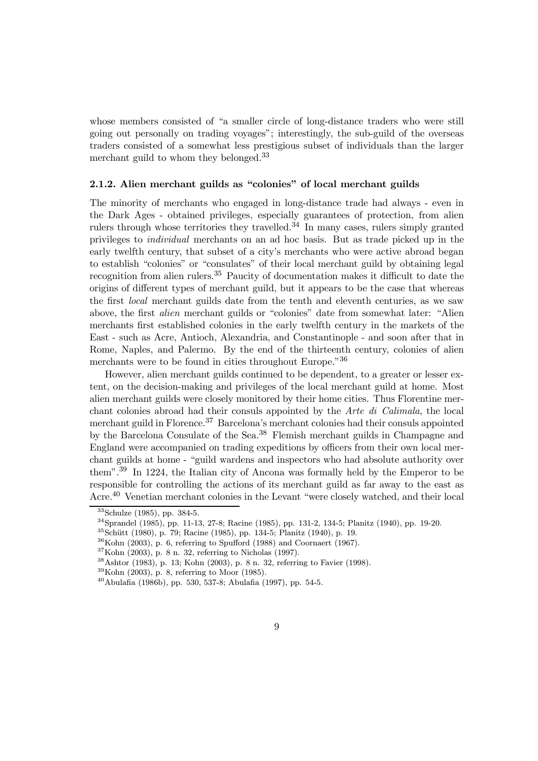whose members consisted of "a smaller circle of long-distance traders who were still going out personally on trading voyages"; interestingly, the sub-guild of the overseas traders consisted of a somewhat less prestigious subset of individuals than the larger merchant guild to whom they belonged.[33]

### 2.1.2. Alien merchant guilds as "colonies" of local merchant guilds

The minority of merchants who engaged in long-distance trade had always - even in the Dark Ages - obtained privileges, especially guarantees of protection, from alien rulers through whose territories they travelled.[34] In many cases, rulers simply granted privileges to *individual* merchants on an ad hoc basis. But as trade picked up in the early twelfth century, that subset of a city's merchants who were active abroad began to establish "colonies" or "consulates" of their local merchant guild by obtaining legal recognition from alien rulers.[35] Paucity of documentation makes it difficult to date the origins of different types of merchant guild, but it appears to be the case that whereas the first *local* merchant guilds date from the tenth and eleventh centuries, as we saw above, the first *alien* merchant guilds or "colonies" date from somewhat later: "Alien merchants first established colonies in the early twelfth century in the markets of the East - such as Acre, Antioch, Alexandria, and Constantinople - and soon after that in Rome, Naples, and Palermo. By the end of the thirteenth century, colonies of alien merchants were to be found in cities throughout Europe."[36]

However, alien merchant guilds continued to be dependent, to a greater or lesser extent, on the decision-making and privileges of the local merchant guild at home. Most alien merchant guilds were closely monitored by their home cities. Thus Florentine merchant colonies abroad had their consuls appointed by the *Arte di Calimala*, the local merchant guild in Florence.[37] Barcelona's merchant colonies had their consuls appointed by the Barcelona Consulate of the Sea.[38] Flemish merchant guilds in Champagne and England were accompanied on trading expeditions by officers from their own local merchant guilds at home - "guild wardens and inspectors who had absolute authority over them".[39] In 1224, the Italian city of Ancona was formally held by the Emperor to be responsible for controlling the actions of its merchant guild as far away to the east as Acre.[40] Venetian merchant colonies in the Levant "were closely watched, and their local

---

[33] Schulze (1985), pp. 384-5.

[34] Sprandel (1985), pp. 11-13, 27-8; Racine (1985), pp. 131-2, 134-5; Planitz (1940), pp. 19-20.

[35] Schütt (1980), p. 79; Racine (1985), pp. 134-5; Planitz (1940), p. 19.

[36] Kohn (2003), p. 6, referring to Spufford (1988) and Coornaert (1967).

[37] Kohn (2003), p. 8 n. 32, referring to Nicholas (1997).

[38] Ashtor (1983), p. 13; Kohn (2003), p. 8 n. 32, referring to Favier (1998).

[39] Kohn (2003), p. 8, referring to Moor (1985).

[40] Abulafia (1986b), pp. 530, 537-8; Abulafia (1997), pp. 54-5.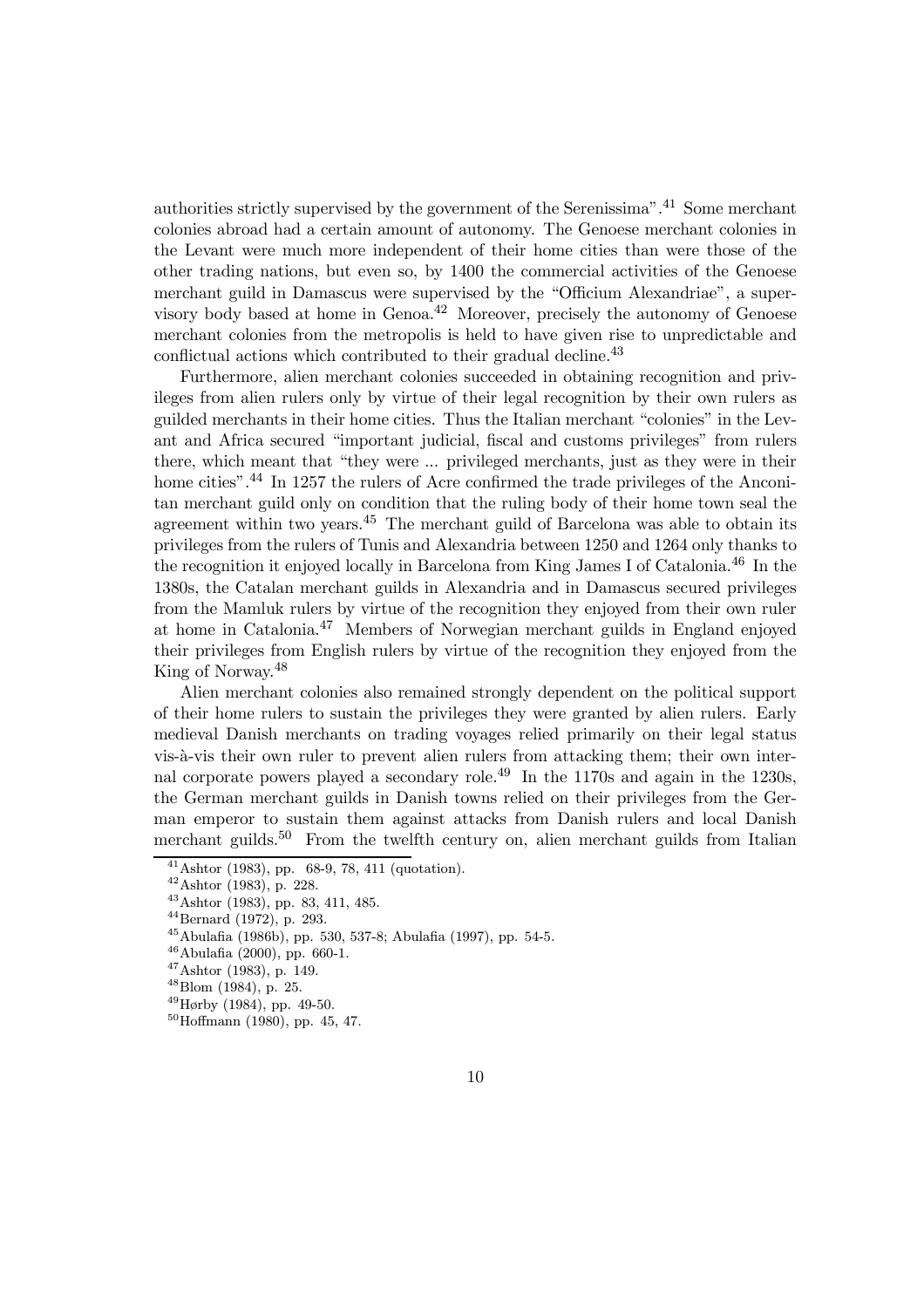authorities strictly supervised by the government of the Serenissima".[41] Some merchant colonies abroad had a certain amount of autonomy. The Genoese merchant colonies in the Levant were much more independent of their home cities than were those of the other trading nations, but even so, by 1400 the commercial activities of the Genoese merchant guild in Damascus were supervised by the "Officium Alexandriae", a supervisory body based at home in Genoa.[42] Moreover, precisely the autonomy of Genoese merchant colonies from the metropolis is held to have given rise to unpredictable and conflictual actions which contributed to their gradual decline.[43]

Furthermore, alien merchant colonies succeeded in obtaining recognition and privileges from alien rulers only by virtue of their legal recognition by their own rulers as guilded merchants in their home cities. Thus the Italian merchant "colonies" in the Levant and Africa secured "important judicial, fiscal and customs privileges" from rulers there, which meant that "they were ... privileged merchants, just as they were in their home cities".[44] In 1257 the rulers of Acre confirmed the trade privileges of the Anconitan merchant guild only on condition that the ruling body of their home town seal the agreement within two years.[45] The merchant guild of Barcelona was able to obtain its privileges from the rulers of Tunis and Alexandria between 1250 and 1264 only thanks to the recognition it enjoyed locally in Barcelona from King James I of Catalonia.[46] In the 1380s, the Catalan merchant guilds in Alexandria and in Damascus secured privileges from the Mamluk rulers by virtue of the recognition they enjoyed from their own ruler at home in Catalonia.[47] Members of Norwegian merchant guilds in England enjoyed their privileges from English rulers by virtue of the recognition they enjoyed from the King of Norway.[48]

Alien merchant colonies also remained strongly dependent on the political support of their home rulers to sustain the privileges they were granted by alien rulers. Early medieval Danish merchants on trading voyages relied primarily on their legal status vis-à-vis their own ruler to prevent alien rulers from attacking them; their own internal corporate powers played a secondary role.[49] In the 1170s and again in the 1230s, the German merchant guilds in Danish towns relied on their privileges from the German emperor to sustain them against attacks from Danish rulers and local Danish merchant guilds.[50] From the twelfth century on, alien merchant guilds from Italian

[41] Ashtor (1983), pp. 68-9, 78, 411 (quotation).

[42] Ashtor (1983), p. 228.

[43] Ashtor (1983), pp. 83, 411, 485.

[44] Bernard (1972), p. 293.

[45] Abulafia (1986b), pp. 530, 537-8; Abulafia (1997), pp. 54-5.

[46] Abulafia (2000), pp. 660-1.

[47] Ashtor (1983), p. 149.

[48] Blom (1984), p. 25.

[49] Hørby (1984), pp. 49-50.

[50] Hoffmann (1980), pp. 45, 47.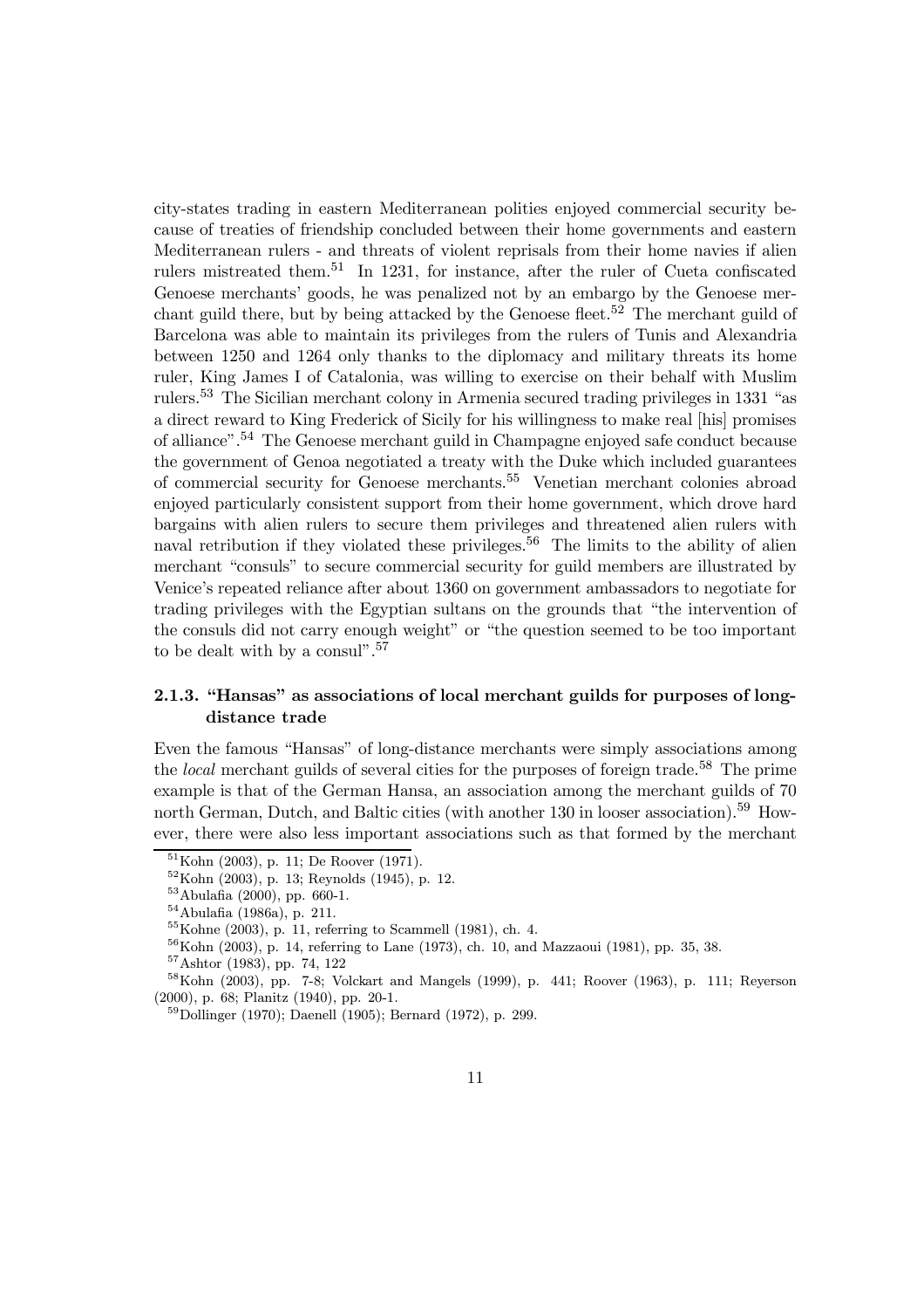city-states trading in eastern Mediterranean polities enjoyed commercial security because of treaties of friendship concluded between their home governments and eastern Mediterranean rulers - and threats of violent reprisals from their home navies if alien rulers mistreated them.[51] In 1231, for instance, after the ruler of Cueta confiscated Genoese merchants' goods, he was penalized not by an embargo by the Genoese merchant guild there, but by being attacked by the Genoese fleet.[52] The merchant guild of Barcelona was able to maintain its privileges from the rulers of Tunis and Alexandria between 1250 and 1264 only thanks to the diplomacy and military threats its home ruler, King James I of Catalonia, was willing to exercise on their behalf with Muslim rulers.[53] The Sicilian merchant colony in Armenia secured trading privileges in 1331 "as a direct reward to King Frederick of Sicily for his willingness to make real [his] promises of alliance".[54] The Genoese merchant guild in Champagne enjoyed safe conduct because the government of Genoa negotiated a treaty with the Duke which included guarantees of commercial security for Genoese merchants.[55] Venetian merchant colonies abroad enjoyed particularly consistent support from their home government, which drove hard bargains with alien rulers to secure them privileges and threatened alien rulers with naval retribution if they violated these privileges.[56] The limits to the ability of alien merchant "consuls" to secure commercial security for guild members are illustrated by Venice's repeated reliance after about 1360 on government ambassadors to negotiate for trading privileges with the Egyptian sultans on the grounds that "the intervention of the consuls did not carry enough weight" or "the question seemed to be too important to be dealt with by a consul".[57]

### 2.1.3. "Hansas" as associations of local merchant guilds for purposes of long-distance trade

Even the famous "Hansas" of long-distance merchants were simply associations among the *local* merchant guilds of several cities for the purposes of foreign trade.[58] The prime example is that of the German Hansa, an association among the merchant guilds of 70 north German, Dutch, and Baltic cities (with another 130 in looser association).[59] However, there were also less important associations such as that formed by the merchant

[51] Kohn (2003), p. 11; De Roover (1971).

[52] Kohn (2003), p. 13; Reynolds (1945), p. 12.

[53] Abulafia (2000), pp. 660-1.

[54] Abulafia (1986a), p. 211.

[55] Kohne (2003), p. 11, referring to Scammell (1981), ch. 4.

[56] Kohn (2003), p. 14, referring to Lane (1973), ch. 10, and Mazzaoui (1981), pp. 35, 38.

[57] Ashtor (1983), pp. 74, 122

[58] Kohn (2003), pp. 7-8; Volckart and Mangels (1999), p. 441; Roover (1963), p. 111; Reyerson (2000), p. 68; Planitz (1940), pp. 20-1.

[59] Dollinger (1970); Daenell (1905); Bernard (1972), p. 299.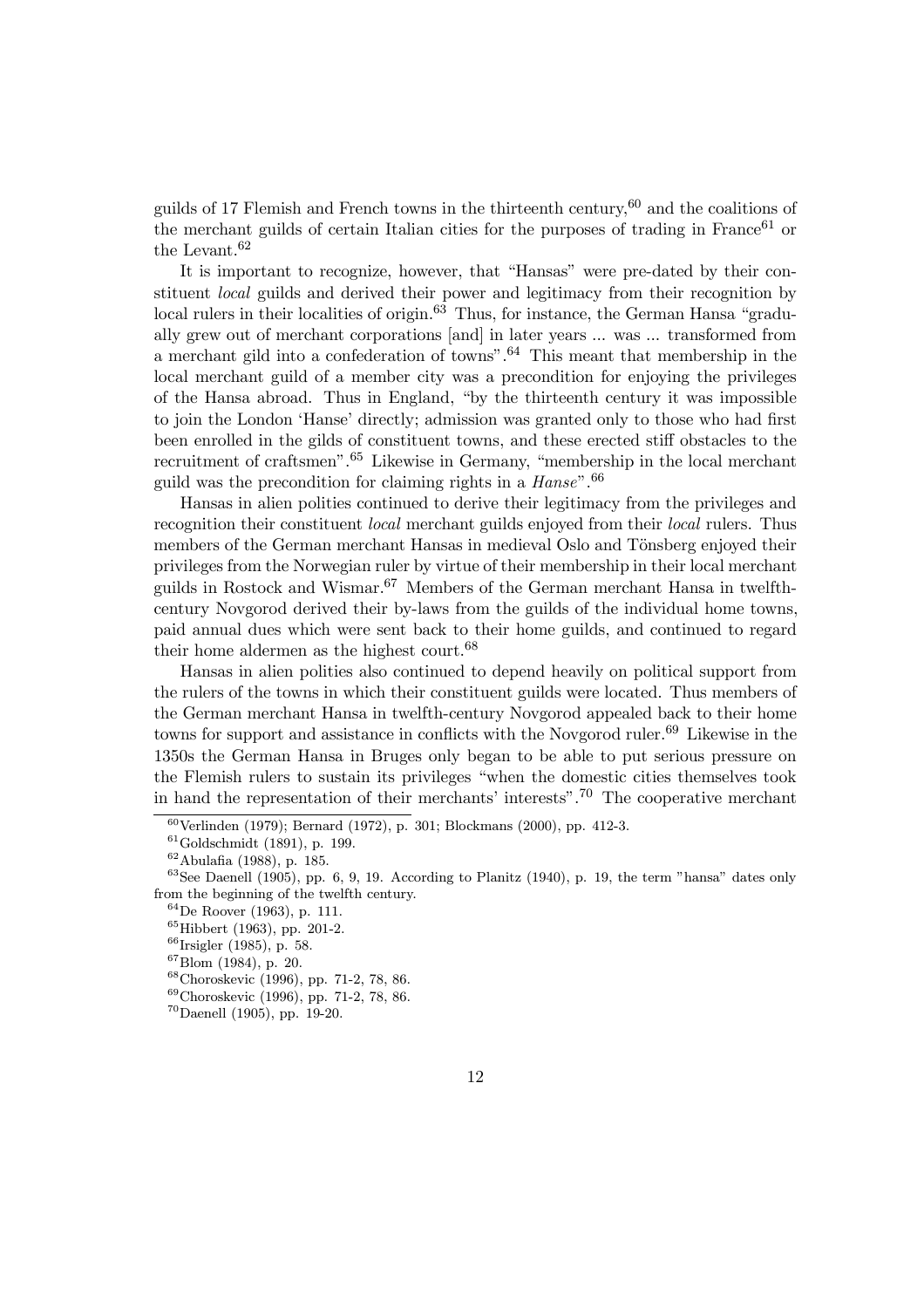guilds of 17 Flemish and French towns in the thirteenth century,[60] and the coalitions of the merchant guilds of certain Italian cities for the purposes of trading in France[61] or the Levant.[62]

It is important to recognize, however, that "Hansas" were pre-dated by their constituent *local* guilds and derived their power and legitimacy from their recognition by local rulers in their localities of origin.[63] Thus, for instance, the German Hansa "gradually grew out of merchant corporations [and] in later years ... was ... transformed from a merchant gild into a confederation of towns".[64] This meant that membership in the local merchant guild of a member city was a precondition for enjoying the privileges of the Hansa abroad. Thus in England, "by the thirteenth century it was impossible to join the London 'Hanse' directly; admission was granted only to those who had first been enrolled in the gilds of constituent towns, and these erected stiff obstacles to the recruitment of craftsmen".[65] Likewise in Germany, "membership in the local merchant guild was the precondition for claiming rights in a *Hanse*".[66]

Hansas in alien polities continued to derive their legitimacy from the privileges and recognition their constituent *local* merchant guilds enjoyed from their *local* rulers. Thus members of the German merchant Hansas in medieval Oslo and Tönsberg enjoyed their privileges from the Norwegian ruler by virtue of their membership in their local merchant guilds in Rostock and Wismar.[67] Members of the German merchant Hansa in twelfth-century Novgorod derived their by-laws from the guilds of the individual home towns, paid annual dues which were sent back to their home guilds, and continued to regard their home aldermen as the highest court.[68]

Hansas in alien polities also continued to depend heavily on political support from the rulers of the towns in which their constituent guilds were located. Thus members of the German merchant Hansa in twelfth-century Novgorod appealed back to their home towns for support and assistance in conflicts with the Novgorod ruler.[69] Likewise in the 1350s the German Hansa in Bruges only began to be able to put serious pressure on the Flemish rulers to sustain its privileges "when the domestic cities themselves took in hand the representation of their merchants' interests".[70] The cooperative merchant

---

[60] Verlinden (1979); Bernard (1972), p. 301; Blockmans (2000), pp. 412-3.

[61] Goldschmidt (1891), p. 199.

[62] Abulafia (1988), p. 185.

[63] See Daenell (1905), pp. 6, 9, 19. According to Planitz (1940), p. 19, the term "hansa" dates only from the beginning of the twelfth century.

[64] De Roover (1963), p. 111.

[65] Hibbert (1963), pp. 201-2.

[66] Irsigler (1985), p. 58.

[67] Blom (1984), p. 20.

[68] Choroskevic (1996), pp. 71-2, 78, 86.

[69] Choroskevic (1996), pp. 71-2, 78, 86.

[70] Daenell (1905), pp. 19-20.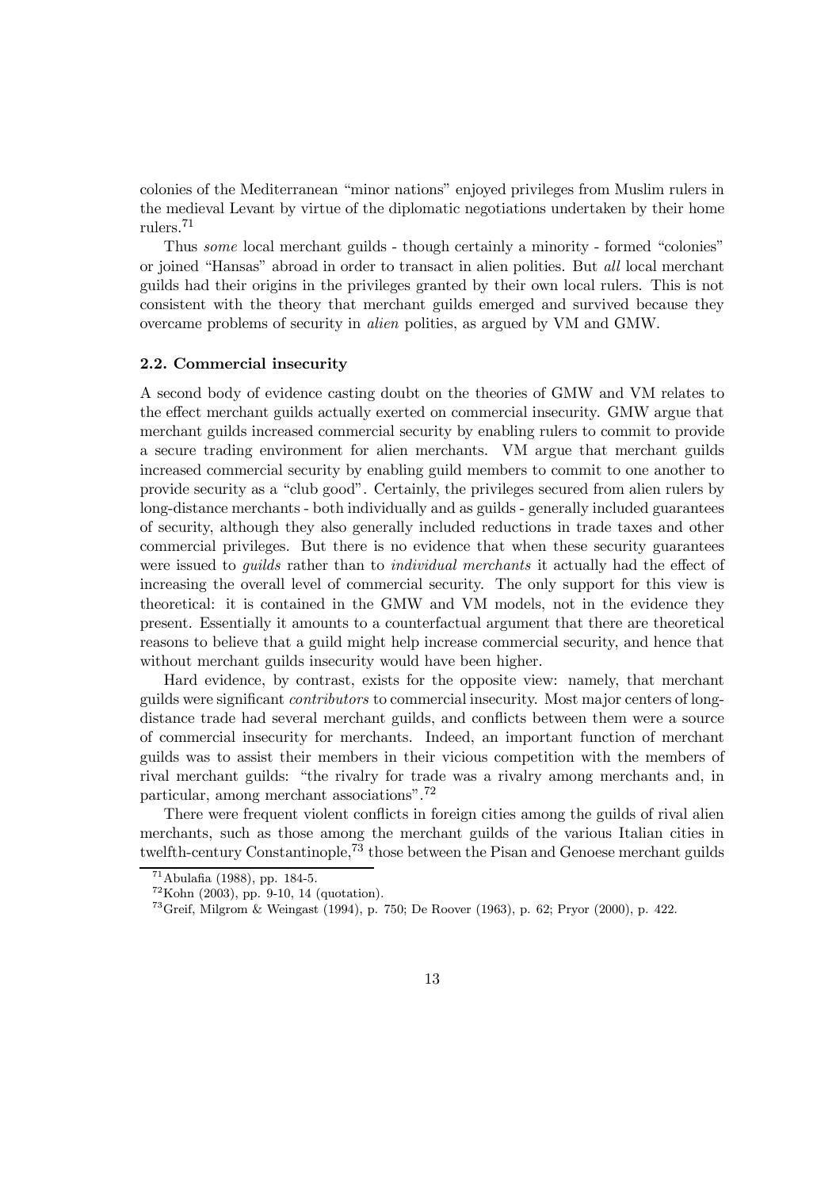colonies of the Mediterranean "minor nations" enjoyed privileges from Muslim rulers in the medieval Levant by virtue of the diplomatic negotiations undertaken by their home rulers.[71]

Thus *some* local merchant guilds - though certainly a minority - formed "colonies" or joined "Hansas" abroad in order to transact in alien polities. But *all* local merchant guilds had their origins in the privileges granted by their own local rulers. This is not consistent with the theory that merchant guilds emerged and survived because they overcame problems of security in *alien* polities, as argued by VM and GMW.

### 2.2. Commercial insecurity

A second body of evidence casting doubt on the theories of GMW and VM relates to the effect merchant guilds actually exerted on commercial insecurity. GMW argue that merchant guilds increased commercial security by enabling rulers to commit to provide a secure trading environment for alien merchants. VM argue that merchant guilds increased commercial security by enabling guild members to commit to one another to provide security as a "club good". Certainly, the privileges secured from alien rulers by long-distance merchants - both individually and as guilds - generally included guarantees of security, although they also generally included reductions in trade taxes and other commercial privileges. But there is no evidence that when these security guarantees were issued to *guilds* rather than to *individual merchants* it actually had the effect of increasing the overall level of commercial security. The only support for this view is theoretical: it is contained in the GMW and VM models, not in the evidence they present. Essentially it amounts to a counterfactual argument that there are theoretical reasons to believe that a guild might help increase commercial security, and hence that without merchant guilds insecurity would have been higher.

Hard evidence, by contrast, exists for the opposite view: namely, that merchant guilds were significant *contributors* to commercial insecurity. Most major centers of long-distance trade had several merchant guilds, and conflicts between them were a source of commercial insecurity for merchants. Indeed, an important function of merchant guilds was to assist their members in their vicious competition with the members of rival merchant guilds: "the rivalry for trade was a rivalry among merchants and, in particular, among merchant associations".[72]

There were frequent violent conflicts in foreign cities among the guilds of rival alien merchants, such as those among the merchant guilds of the various Italian cities in twelfth-century Constantinople,[73] those between the Pisan and Genoese merchant guilds

---

[71] Abulafia (1988), pp. 184-5.

[72] Kohn (2003), pp. 9-10, 14 (quotation).

[73] Greif, Milgrom & Weingast (1994), p. 750; De Roover (1963), p. 62; Pryor (2000), p. 422.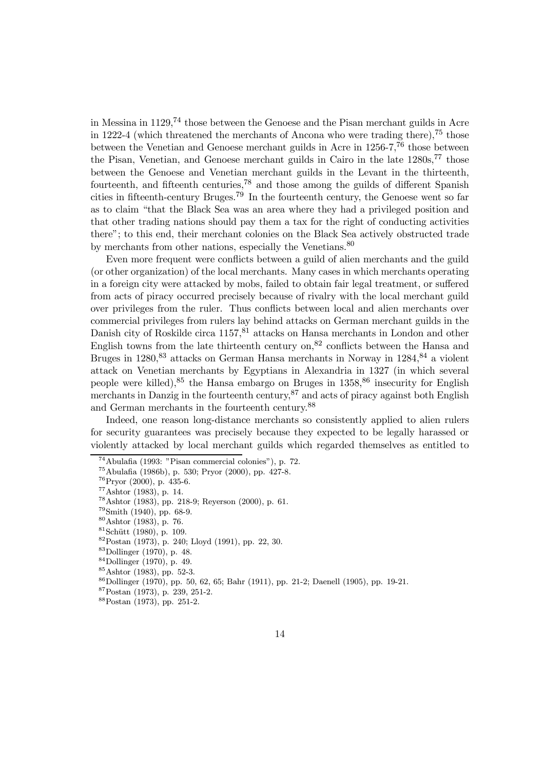in Messina in 1129,[74] those between the Genoese and the Pisan merchant guilds in Acre in 1222-4 (which threatened the merchants of Ancona who were trading there),[75] those between the Venetian and Genoese merchant guilds in Acre in 1256-7,[76] those between the Pisan, Venetian, and Genoese merchant guilds in Cairo in the late 1280s,[77] those between the Genoese and Venetian merchant guilds in the Levant in the thirteenth, fourteenth, and fifteenth centuries,[78] and those among the guilds of different Spanish cities in fifteenth-century Bruges.[79] In the fourteenth century, the Genoese went so far as to claim "that the Black Sea was an area where they had a privileged position and that other trading nations should pay them a tax for the right of conducting activities there"; to this end, their merchant colonies on the Black Sea actively obstructed trade by merchants from other nations, especially the Venetians.[80]

Even more frequent were conflicts between a guild of alien merchants and the guild (or other organization) of the local merchants. Many cases in which merchants operating in a foreign city were attacked by mobs, failed to obtain fair legal treatment, or suffered from acts of piracy occurred precisely because of rivalry with the local merchant guild over privileges from the ruler. Thus conflicts between local and alien merchants over commercial privileges from rulers lay behind attacks on German merchant guilds in the Danish city of Roskilde circa 1157,[81] attacks on Hansa merchants in London and other English towns from the late thirteenth century on,[82] conflicts between the Hansa and Bruges in 1280,[83] attacks on German Hansa merchants in Norway in 1284,[84] a violent attack on Venetian merchants by Egyptians in Alexandria in 1327 (in which several people were killed),[85] the Hansa embargo on Bruges in 1358,[86] insecurity for English merchants in Danzig in the fourteenth century,[87] and acts of piracy against both English and German merchants in the fourteenth century.[88]

Indeed, one reason long-distance merchants so consistently applied to alien rulers for security guarantees was precisely because they expected to be legally harassed or violently attacked by local merchant guilds which regarded themselves as entitled to

[74] Abulafia (1993: "Pisan commercial colonies"), p. 72.

[75] Abulafia (1986b), p. 530; Pryor (2000), pp. 427-8.

[76] Pryor (2000), p. 435-6.

[77] Ashtor (1983), p. 14.

[78] Ashtor (1983), pp. 218-9; Reyerson (2000), p. 61.

[79] Smith (1940), pp. 68-9.

[80] Ashtor (1983), p. 76.

[81] Schütt (1980), p. 109.

[82] Postan (1973), p. 240; Lloyd (1991), pp. 22, 30.

[83] Dollinger (1970), p. 48.

[84] Dollinger (1970), p. 49.

[85] Ashtor (1983), pp. 52-3.

[86] Dollinger (1970), pp. 50, 62, 65; Bahr (1911), pp. 21-2; Daenell (1905), pp. 19-21.

[87] Postan (1973), p. 239, 251-2.

[88] Postan (1973), pp. 251-2.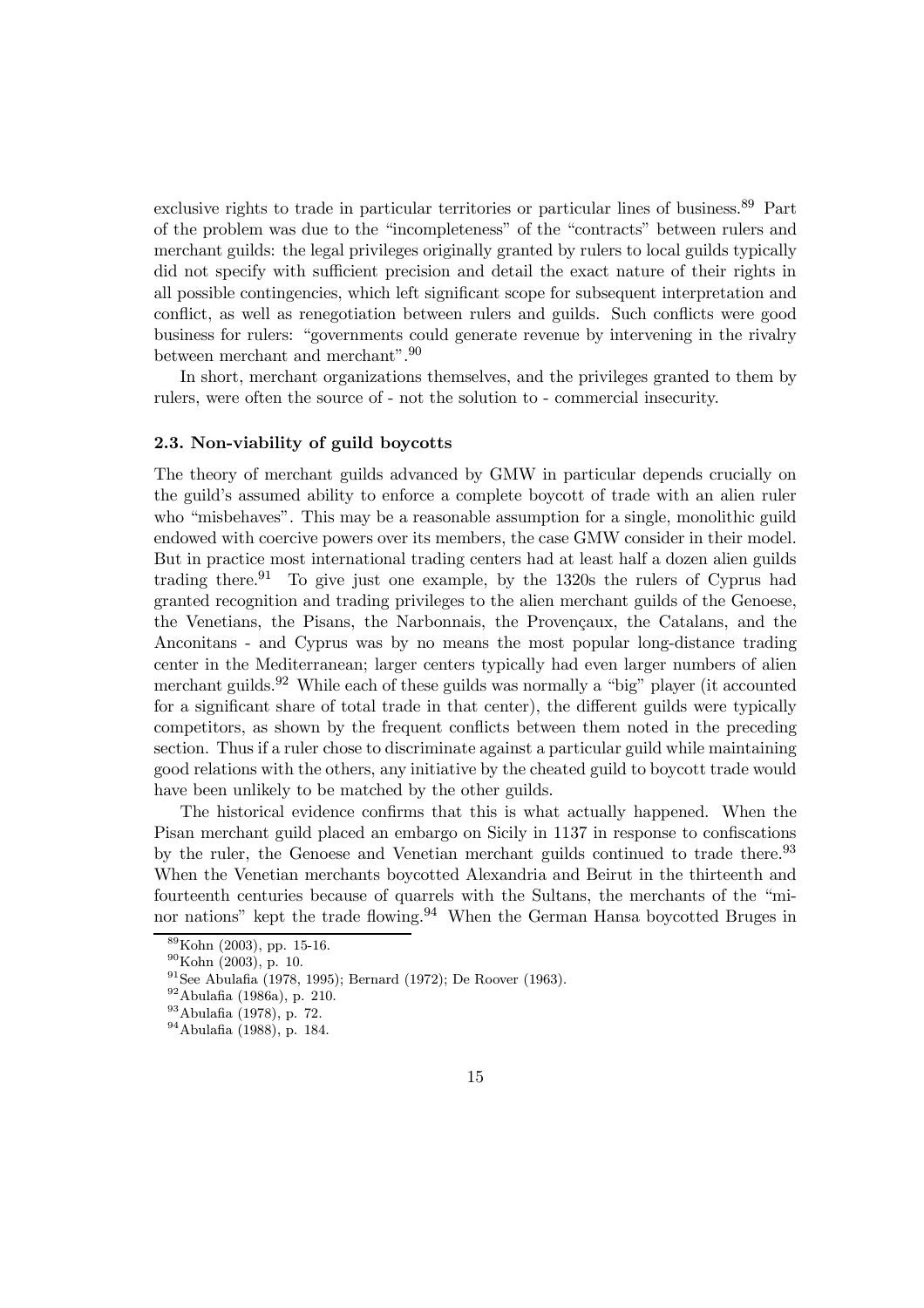exclusive rights to trade in particular territories or particular lines of business.[89] Part of the problem was due to the "incompleteness" of the "contracts" between rulers and merchant guilds: the legal privileges originally granted by rulers to local guilds typically did not specify with sufficient precision and detail the exact nature of their rights in all possible contingencies, which left significant scope for subsequent interpretation and conflict, as well as renegotiation between rulers and guilds. Such conflicts were good business for rulers: "governments could generate revenue by intervening in the rivalry between merchant and merchant".[90]

In short, merchant organizations themselves, and the privileges granted to them by rulers, were often the source of - not the solution to - commercial insecurity.

### 2.3. Non-viability of guild boycotts

The theory of merchant guilds advanced by GMW in particular depends crucially on the guild's assumed ability to enforce a complete boycott of trade with an alien ruler who "misbehaves". This may be a reasonable assumption for a single, monolithic guild endowed with coercive powers over its members, the case GMW consider in their model. But in practice most international trading centers had at least half a dozen alien guilds trading there.[91] To give just one example, by the 1320s the rulers of Cyprus had granted recognition and trading privileges to the alien merchant guilds of the Genoese, the Venetians, the Pisans, the Narbonnais, the Provençaux, the Catalans, and the Anconitans - and Cyprus was by no means the most popular long-distance trading center in the Mediterranean; larger centers typically had even larger numbers of alien merchant guilds.[92] While each of these guilds was normally a "big" player (it accounted for a significant share of total trade in that center), the different guilds were typically competitors, as shown by the frequent conflicts between them noted in the preceding section. Thus if a ruler chose to discriminate against a particular guild while maintaining good relations with the others, any initiative by the cheated guild to boycott trade would have been unlikely to be matched by the other guilds.

The historical evidence confirms that this is what actually happened. When the Pisan merchant guild placed an embargo on Sicily in 1137 in response to confiscations by the ruler, the Genoese and Venetian merchant guilds continued to trade there.[93] When the Venetian merchants boycotted Alexandria and Beirut in the thirteenth and fourteenth centuries because of quarrels with the Sultans, the merchants of the "minor nations" kept the trade flowing.[94] When the German Hansa boycotted Bruges in

[89] Kohn (2003), pp. 15-16.

[90] Kohn (2003), p. 10.

[91] See Abulafia (1978, 1995); Bernard (1972); De Roover (1963).

[92] Abulafia (1986a), p. 210.

[93] Abulafia (1978), p. 72.

[94] Abulafia (1988), p. 184.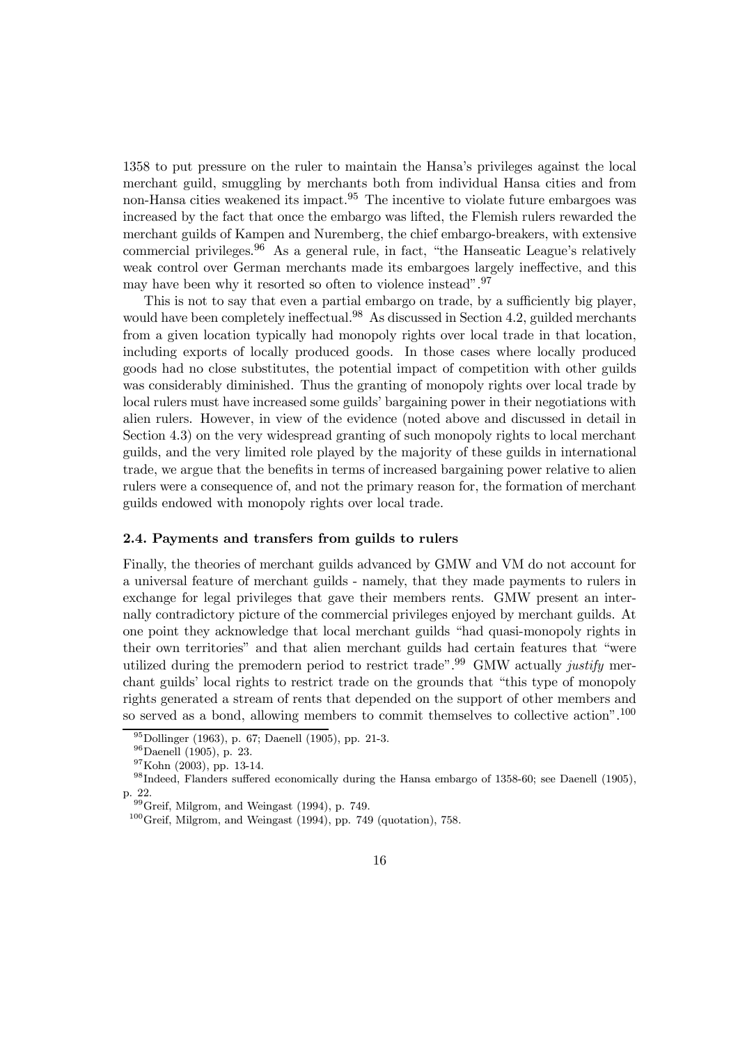1358 to put pressure on the ruler to maintain the Hansa's privileges against the local merchant guild, smuggling by merchants both from individual Hansa cities and from non-Hansa cities weakened its impact.[95] The incentive to violate future embargoes was increased by the fact that once the embargo was lifted, the Flemish rulers rewarded the merchant guilds of Kampen and Nuremberg, the chief embargo-breakers, with extensive commercial privileges.[96] As a general rule, in fact, "the Hanseatic League's relatively weak control over German merchants made its embargoes largely ineffective, and this may have been why it resorted so often to violence instead".[97]

This is not to say that even a partial embargo on trade, by a sufficiently big player, would have been completely ineffectual.[98] As discussed in Section 4.2, guilded merchants from a given location typically had monopoly rights over local trade in that location, including exports of locally produced goods. In those cases where locally produced goods had no close substitutes, the potential impact of competition with other guilds was considerably diminished. Thus the granting of monopoly rights over local trade by local rulers must have increased some guilds' bargaining power in their negotiations with alien rulers. However, in view of the evidence (noted above and discussed in detail in Section 4.3) on the very widespread granting of such monopoly rights to local merchant guilds, and the very limited role played by the majority of these guilds in international trade, we argue that the benefits in terms of increased bargaining power relative to alien rulers were a consequence of, and not the primary reason for, the formation of merchant guilds endowed with monopoly rights over local trade.

### 2.4. Payments and transfers from guilds to rulers

Finally, the theories of merchant guilds advanced by GMW and VM do not account for a universal feature of merchant guilds - namely, that they made payments to rulers in exchange for legal privileges that gave their members rents. GMW present an internally contradictory picture of the commercial privileges enjoyed by merchant guilds. At one point they acknowledge that local merchant guilds "had quasi-monopoly rights in their own territories" and that alien merchant guilds had certain features that "were utilized during the premodern period to restrict trade".[99] GMW actually *justify* merchant guilds' local rights to restrict trade on the grounds that "this type of monopoly rights generated a stream of rents that depended on the support of other members and so served as a bond, allowing members to commit themselves to collective action".[100]

---

[95] Dollinger (1963), p. 67; Daenell (1905), pp. 21-3.

[96] Daenell (1905), p. 23.

[97] Kohn (2003), pp. 13-14.

[98] Indeed, Flanders suffered economically during the Hansa embargo of 1358-60; see Daenell (1905), p. 22.

[99] Greif, Milgrom, and Weingast (1994), p. 749.

[100] Greif, Milgrom, and Weingast (1994), pp. 749 (quotation), 758.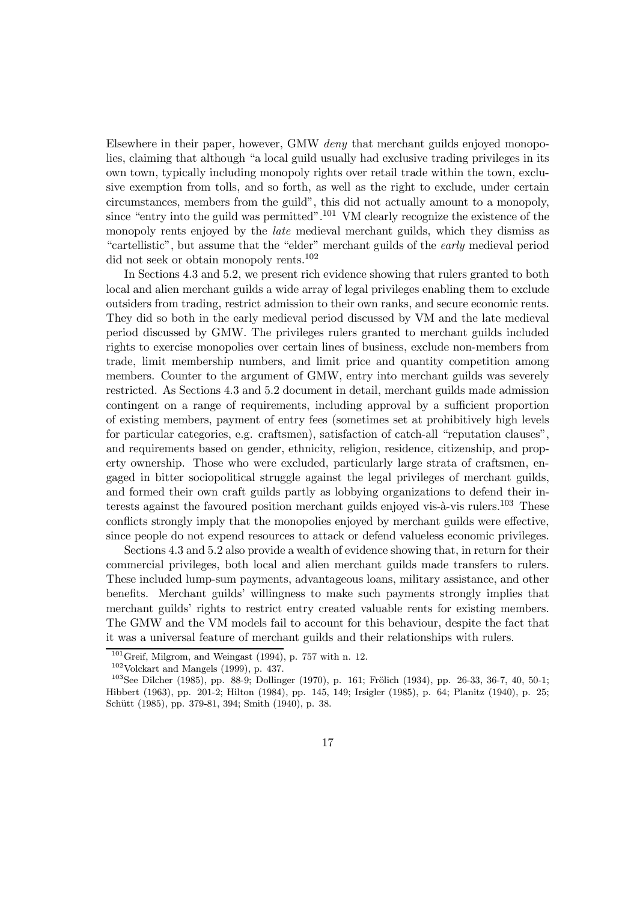Elsewhere in their paper, however, GMW *deny* that merchant guilds enjoyed monopolies, claiming that although "a local guild usually had exclusive trading privileges in its own town, typically including monopoly rights over retail trade within the town, exclusive exemption from tolls, and so forth, as well as the right to exclude, under certain circumstances, members from the guild", this did not actually amount to a monopoly, since "entry into the guild was permitted".[101] VM clearly recognize the existence of the monopoly rents enjoyed by the *late* medieval merchant guilds, which they dismiss as "cartellistic", but assume that the "elder" merchant guilds of the *early* medieval period did not seek or obtain monopoly rents.[102]

In Sections 4.3 and 5.2, we present rich evidence showing that rulers granted to both local and alien merchant guilds a wide array of legal privileges enabling them to exclude outsiders from trading, restrict admission to their own ranks, and secure economic rents. They did so both in the early medieval period discussed by VM and the late medieval period discussed by GMW. The privileges rulers granted to merchant guilds included rights to exercise monopolies over certain lines of business, exclude non-members from trade, limit membership numbers, and limit price and quantity competition among members. Counter to the argument of GMW, entry into merchant guilds was severely restricted. As Sections 4.3 and 5.2 document in detail, merchant guilds made admission contingent on a range of requirements, including approval by a sufficient proportion of existing members, payment of entry fees (sometimes set at prohibitively high levels for particular categories, e.g. craftsmen), satisfaction of catch-all "reputation clauses", and requirements based on gender, ethnicity, religion, residence, citizenship, and property ownership. Those who were excluded, particularly large strata of craftsmen, engaged in bitter sociopolitical struggle against the legal privileges of merchant guilds, and formed their own craft guilds partly as lobbying organizations to defend their interests against the favoured position merchant guilds enjoyed vis-à-vis rulers.[103] These conflicts strongly imply that the monopolies enjoyed by merchant guilds were effective, since people do not expend resources to attack or defend valueless economic privileges.

Sections 4.3 and 5.2 also provide a wealth of evidence showing that, in return for their commercial privileges, both local and alien merchant guilds made transfers to rulers. These included lump-sum payments, advantageous loans, military assistance, and other benefits. Merchant guilds' willingness to make such payments strongly implies that merchant guilds' rights to restrict entry created valuable rents for existing members. The GMW and the VM models fail to account for this behaviour, despite the fact that it was a universal feature of merchant guilds and their relationships with rulers.

[101] Greif, Milgrom, and Weingast (1994), p. 757 with n. 12.

[102] Volckart and Mangels (1999), p. 437.

[103] See Dilcher (1985), pp. 88-9; Dollinger (1970), p. 161; Frölich (1934), pp. 26-33, 36-7, 40, 50-1; Hibbert (1963), pp. 201-2; Hilton (1984), pp. 145, 149; Irsigler (1985), p. 64; Planitz (1940), p. 25; Schütt (1985), pp. 379-81, 394; Smith (1940), p. 38.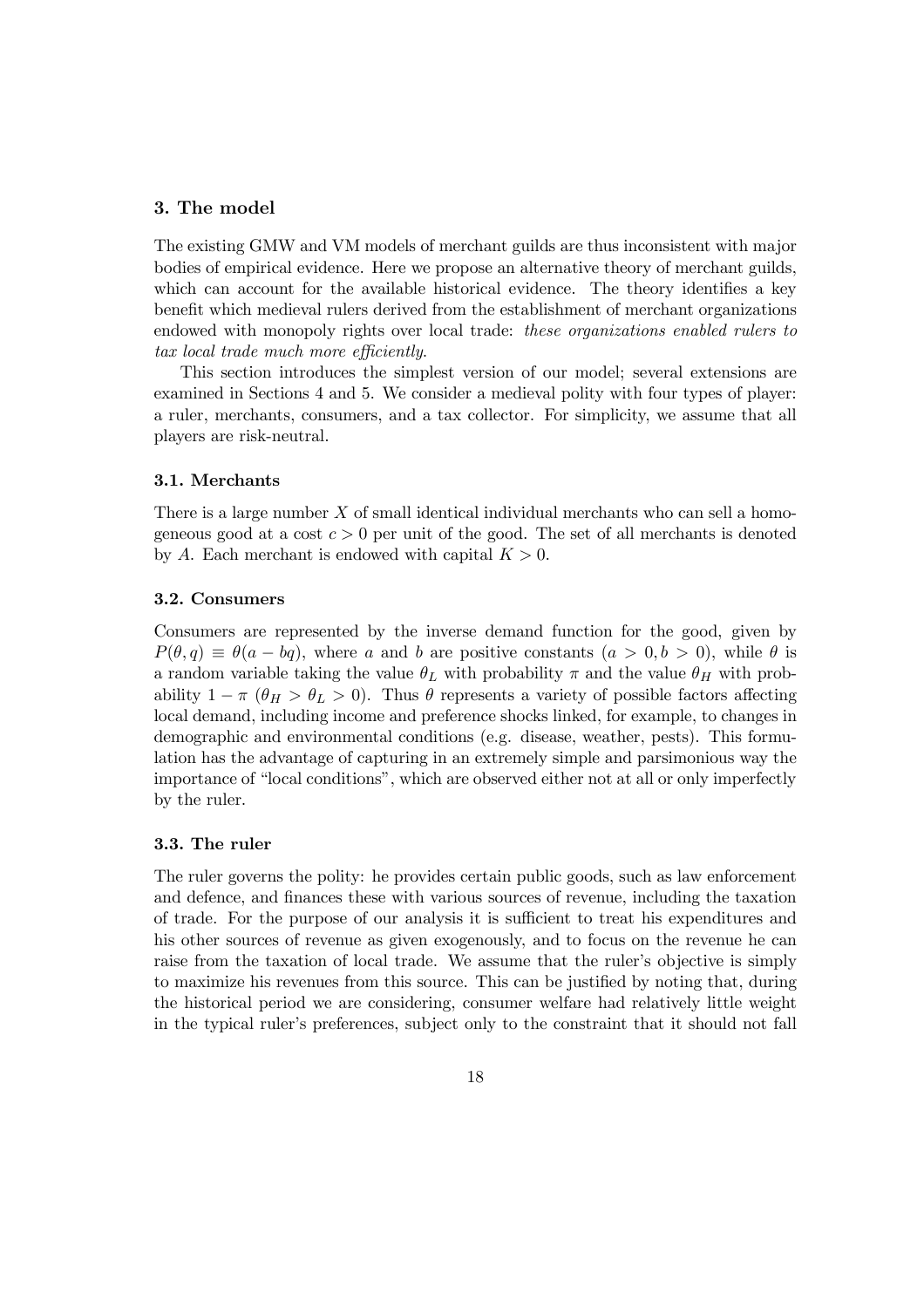## 3. The model

The existing GMW and VM models of merchant guilds are thus inconsistent with major bodies of empirical evidence. Here we propose an alternative theory of merchant guilds, which can account for the available historical evidence. The theory identifies a key benefit which medieval rulers derived from the establishment of merchant organizations endowed with monopoly rights over local trade: *these organizations enabled rulers to tax local trade much more efficiently*.

This section introduces the simplest version of our model; several extensions are examined in Sections 4 and 5. We consider a medieval polity with four types of player: a ruler, merchants, consumers, and a tax collector. For simplicity, we assume that all players are risk-neutral.

### 3.1. Merchants

There is a large number $X$ of small identical individual merchants who can sell a homogeneous good at a cost $c > 0$ per unit of the good. The set of all merchants is denoted by $A$. Each merchant is endowed with capital $K > 0$.

### 3.2. Consumers

Consumers are represented by the inverse demand function for the good, given by $P(\theta, q) \equiv \theta(a - bq)$, where $a$ and $b$ are positive constants ($a > 0, b > 0$), while $\theta$ is a random variable taking the value $\theta_L$ with probability $\pi$ and the value $\theta_H$ with probability $1 - \pi$ ($\theta_H > \theta_L > 0$). Thus $\theta$ represents a variety of possible factors affecting local demand, including income and preference shocks linked, for example, to changes in demographic and environmental conditions (e.g. disease, weather, pests). This formulation has the advantage of capturing in an extremely simple and parsimonious way the importance of "local conditions", which are observed either not at all or only imperfectly by the ruler.

### 3.3. The ruler

The ruler governs the polity: he provides certain public goods, such as law enforcement and defence, and finances these with various sources of revenue, including the taxation of trade. For the purpose of our analysis it is sufficient to treat his expenditures and his other sources of revenue as given exogenously, and to focus on the revenue he can raise from the taxation of local trade. We assume that the ruler's objective is simply to maximize his revenues from this source. This can be justified by noting that, during the historical period we are considering, consumer welfare had relatively little weight in the typical ruler's preferences, subject only to the constraint that it should not fall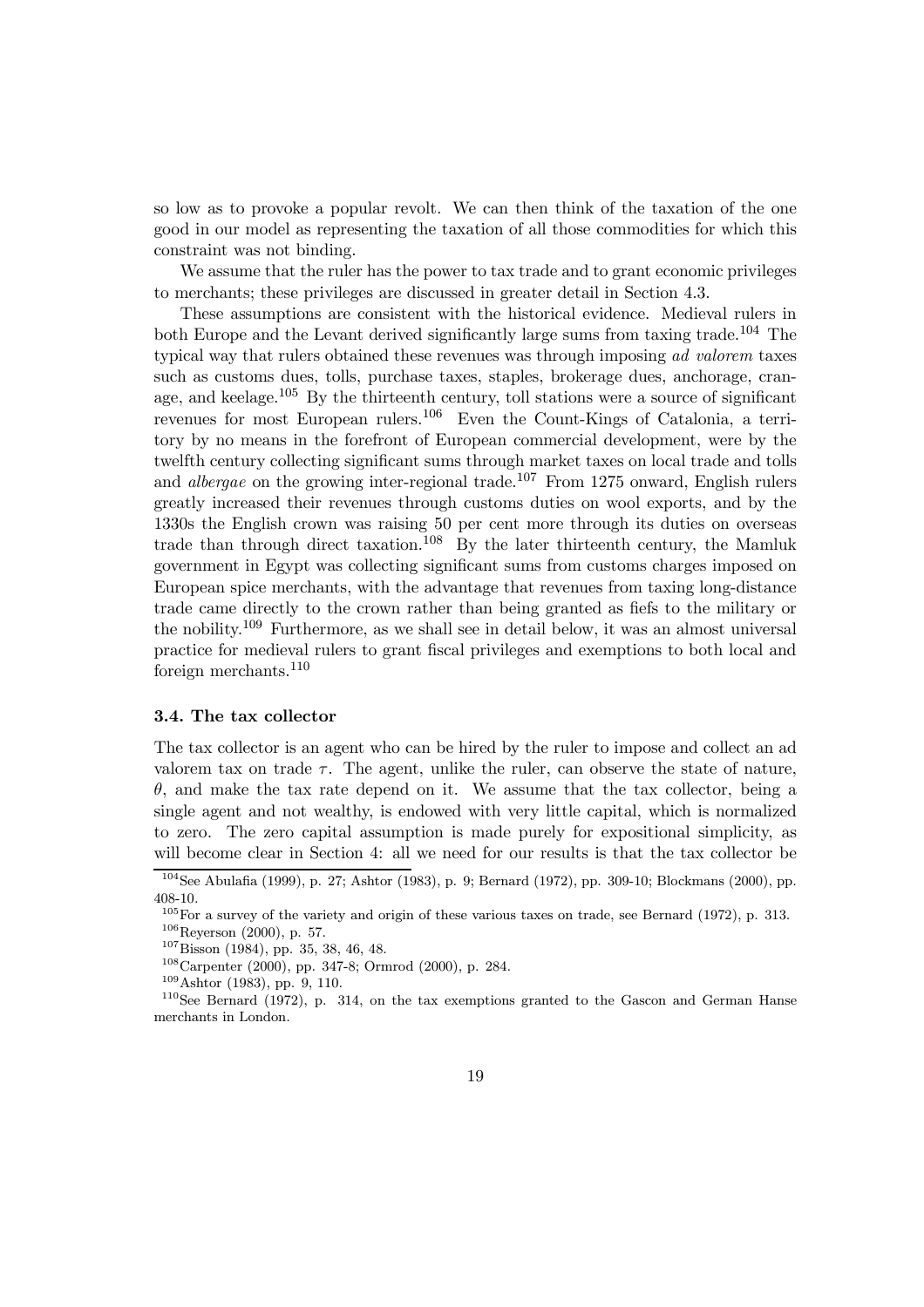so low as to provoke a popular revolt. We can then think of the taxation of the one good in our model as representing the taxation of all those commodities for which this constraint was not binding.

We assume that the ruler has the power to tax trade and to grant economic privileges to merchants; these privileges are discussed in greater detail in Section 4.3.

These assumptions are consistent with the historical evidence. Medieval rulers in both Europe and the Levant derived significantly large sums from taxing trade.[104] The typical way that rulers obtained these revenues was through imposing *ad valorem* taxes such as customs dues, tolls, purchase taxes, staples, brokerage dues, anchorage, cranage, and keelage.[105] By the thirteenth century, toll stations were a source of significant revenues for most European rulers.[106] Even the Count-Kings of Catalonia, a territory by no means in the forefront of European commercial development, were by the twelfth century collecting significant sums through market taxes on local trade and tolls and *albergae* on the growing inter-regional trade.[107] From 1275 onward, English rulers greatly increased their revenues through customs duties on wool exports, and by the 1330s the English crown was raising 50 per cent more through its duties on overseas trade than through direct taxation.[108] By the later thirteenth century, the Mamluk government in Egypt was collecting significant sums from customs charges imposed on European spice merchants, with the advantage that revenues from taxing long-distance trade came directly to the crown rather than being granted as fiefs to the military or the nobility.[109] Furthermore, as we shall see in detail below, it was an almost universal practice for medieval rulers to grant fiscal privileges and exemptions to both local and foreign merchants.[110]

### 3.4. The tax collector

The tax collector is an agent who can be hired by the ruler to impose and collect an ad valorem tax on trade $\tau$. The agent, unlike the ruler, can observe the state of nature, $\theta$, and make the tax rate depend on it. We assume that the tax collector, being a single agent and not wealthy, is endowed with very little capital, which is normalized to zero. The zero capital assumption is made purely for expositional simplicity, as will become clear in Section 4: all we need for our results is that the tax collector be

---

[104] See Abulafia (1999), p. 27; Ashtor (1983), p. 9; Bernard (1972), pp. 309-10; Blockmans (2000), pp. 408-10.

[105] For a survey of the variety and origin of these various taxes on trade, see Bernard (1972), p. 313.

[106] Reyerson (2000), p. 57.

[107] Bisson (1984), pp. 35, 38, 46, 48.

[108] Carpenter (2000), pp. 347-8; Ormrod (2000), p. 284.

[109] Ashtor (1983), pp. 9, 110.

[110] See Bernard (1972), p. 314, on the tax exemptions granted to the Gascon and German Hanse merchants in London.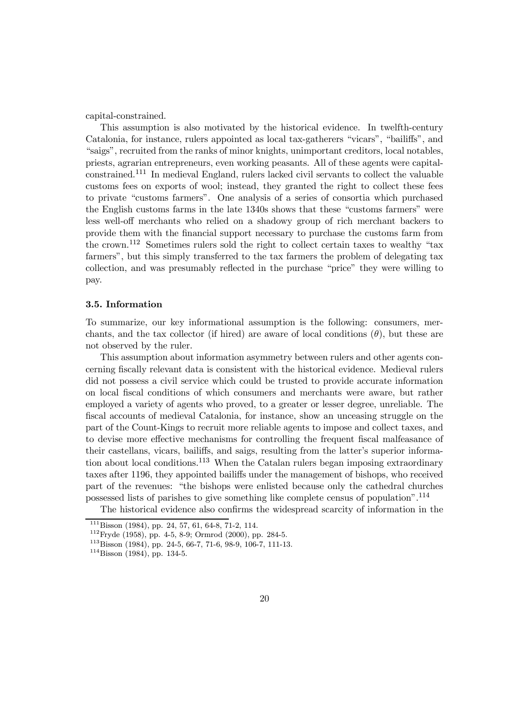capital-constrained.

This assumption is also motivated by the historical evidence. In twelfth-century Catalonia, for instance, rulers appointed as local tax-gatherers "vicars", "bailiffs", and "saigs", recruited from the ranks of minor knights, unimportant creditors, local notables, priests, agrarian entrepreneurs, even working peasants. All of these agents were capital-constrained.[111] In medieval England, rulers lacked civil servants to collect the valuable customs fees on exports of wool; instead, they granted the right to collect these fees to private "customs farmers". One analysis of a series of consortia which purchased the English customs farms in the late 1340s shows that these "customs farmers" were less well-off merchants who relied on a shadowy group of rich merchant backers to provide them with the financial support necessary to purchase the customs farm from the crown.[112] Sometimes rulers sold the right to collect certain taxes to wealthy "tax farmers", but this simply transferred to the tax farmers the problem of delegating tax collection, and was presumably reflected in the purchase "price" they were willing to pay.

### 3.5. Information

To summarize, our key informational assumption is the following: consumers, merchants, and the tax collector (if hired) are aware of local conditions ($\theta$), but these are not observed by the ruler.

This assumption about information asymmetry between rulers and other agents concerning fiscally relevant data is consistent with the historical evidence. Medieval rulers did not possess a civil service which could be trusted to provide accurate information on local fiscal conditions of which consumers and merchants were aware, but rather employed a variety of agents who proved, to a greater or lesser degree, unreliable. The fiscal accounts of medieval Catalonia, for instance, show an unceasing struggle on the part of the Count-Kings to recruit more reliable agents to impose and collect taxes, and to devise more effective mechanisms for controlling the frequent fiscal malfeasance of their castellans, vicars, bailiffs, and saigs, resulting from the latter's superior information about local conditions.[113] When the Catalan rulers began imposing extraordinary taxes after 1196, they appointed bailiffs under the management of bishops, who received part of the revenues: "the bishops were enlisted because only the cathedral churches possessed lists of parishes to give something like complete census of population".[114]

The historical evidence also confirms the widespread scarcity of information in the

[111] Bisson (1984), pp. 24, 57, 61, 64-8, 71-2, 114.

[112] Fryde (1958), pp. 4-5, 8-9; Ormrod (2000), pp. 284-5.

[113] Bisson (1984), pp. 24-5, 66-7, 71-6, 98-9, 106-7, 111-13.

[114] Bisson (1984), pp. 134-5.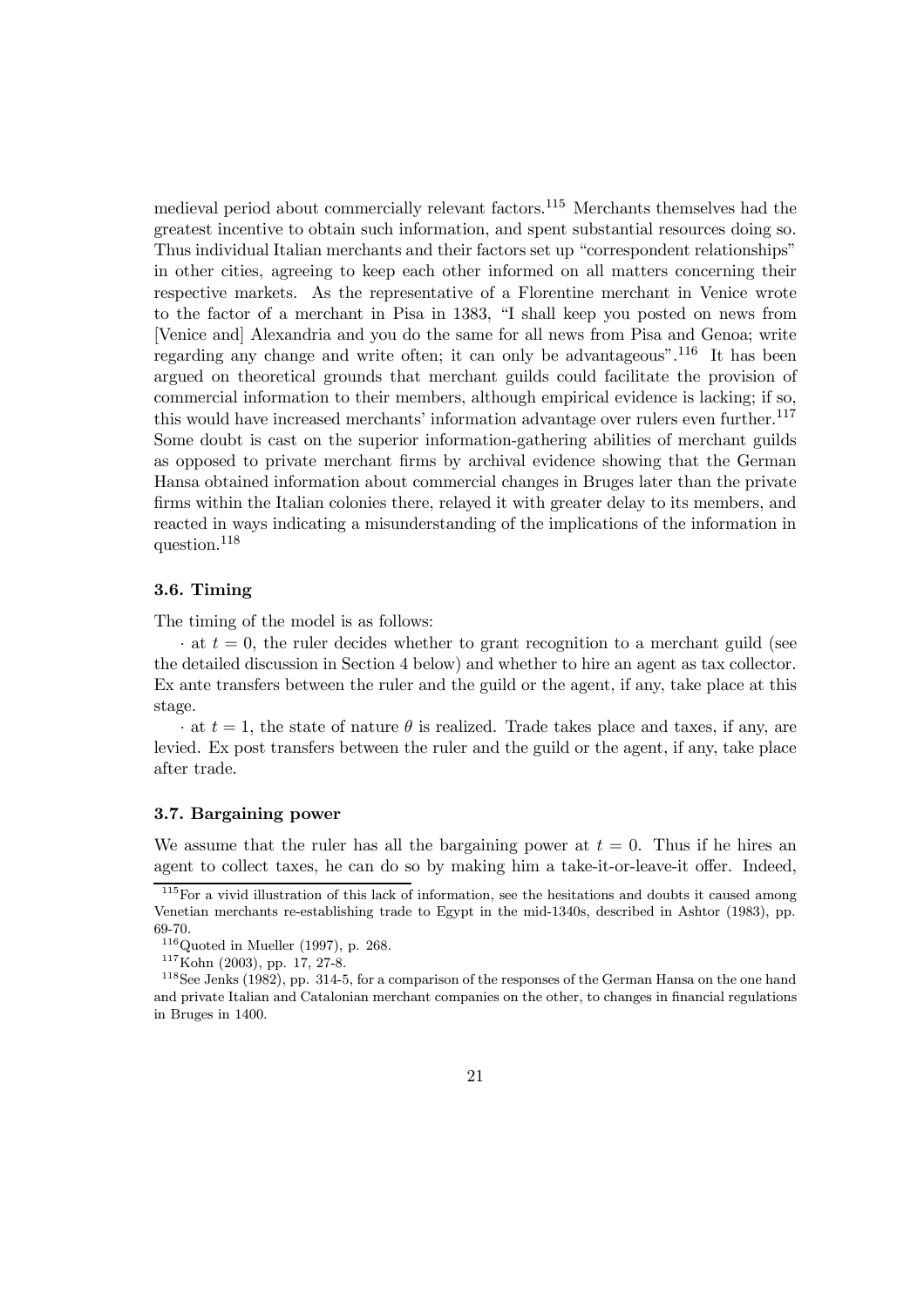medieval period about commercially relevant factors.[115] Merchants themselves had the greatest incentive to obtain such information, and spent substantial resources doing so. Thus individual Italian merchants and their factors set up "correspondent relationships" in other cities, agreeing to keep each other informed on all matters concerning their respective markets. As the representative of a Florentine merchant in Venice wrote to the factor of a merchant in Pisa in 1383, "I shall keep you posted on news from [Venice and] Alexandria and you do the same for all news from Pisa and Genoa; write regarding any change and write often; it can only be advantageous".[116] It has been argued on theoretical grounds that merchant guilds could facilitate the provision of commercial information to their members, although empirical evidence is lacking; if so, this would have increased merchants' information advantage over rulers even further.[117] Some doubt is cast on the superior information-gathering abilities of merchant guilds as opposed to private merchant firms by archival evidence showing that the German Hansa obtained information about commercial changes in Bruges later than the private firms within the Italian colonies there, relayed it with greater delay to its members, and reacted in ways indicating a misunderstanding of the implications of the information in question.[118]

### 3.6. Timing

The timing of the model is as follows:

· at $t = 0$, the ruler decides whether to grant recognition to a merchant guild (see the detailed discussion in Section 4 below) and whether to hire an agent as tax collector. Ex ante transfers between the ruler and the guild or the agent, if any, take place at this stage.

· at $t = 1$, the state of nature $\theta$ is realized. Trade takes place and taxes, if any, are levied. Ex post transfers between the ruler and the guild or the agent, if any, take place after trade.

### 3.7. Bargaining power

We assume that the ruler has all the bargaining power at $t = 0$. Thus if he hires an agent to collect taxes, he can do so by making him a take-it-or-leave-it offer. Indeed,

[115] For a vivid illustration of this lack of information, see the hesitations and doubts it caused among Venetian merchants re-establishing trade to Egypt in the mid-1340s, described in Ashtor (1983), pp. 69-70.

[116] Quoted in Mueller (1997), p. 268.

[117] Kohn (2003), pp. 17, 27-8.

[118] See Jenks (1982), pp. 314-5, for a comparison of the responses of the German Hansa on the one hand and private Italian and Catalonian merchant companies on the other, to changes in financial regulations in Bruges in 1400.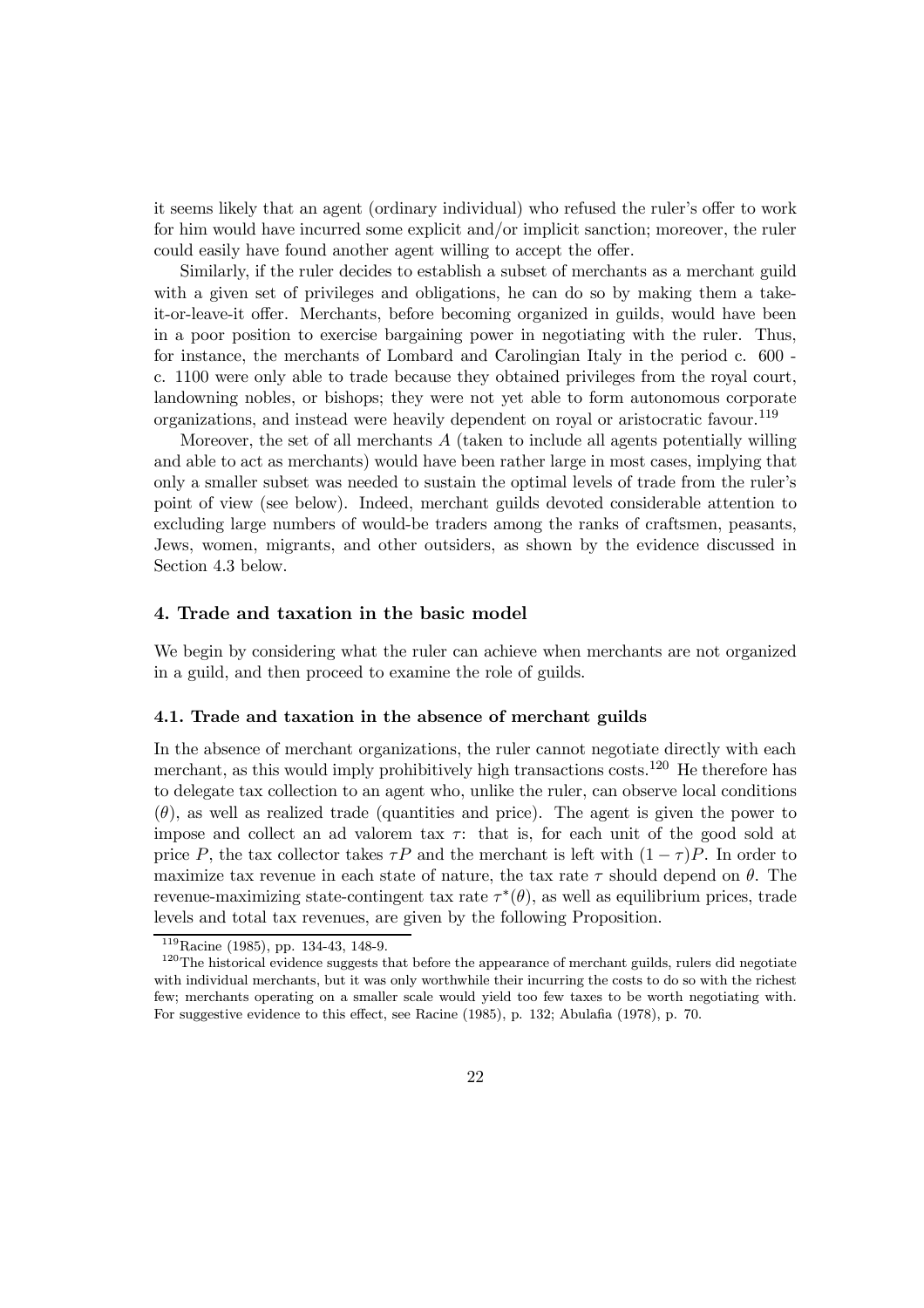it seems likely that an agent (ordinary individual) who refused the ruler's offer to work for him would have incurred some explicit and/or implicit sanction; moreover, the ruler could easily have found another agent willing to accept the offer.

Similarly, if the ruler decides to establish a subset of merchants as a merchant guild with a given set of privileges and obligations, he can do so by making them a take-it-or-leave-it offer. Merchants, before becoming organized in guilds, would have been in a poor position to exercise bargaining power in negotiating with the ruler. Thus, for instance, the merchants of Lombard and Carolingian Italy in the period c. 600 - c. 1100 were only able to trade because they obtained privileges from the royal court, landowning nobles, or bishops; they were not yet able to form autonomous corporate organizations, and instead were heavily dependent on royal or aristocratic favour.[119]

Moreover, the set of all merchants $A$ (taken to include all agents potentially willing and able to act as merchants) would have been rather large in most cases, implying that only a smaller subset was needed to sustain the optimal levels of trade from the ruler's point of view (see below). Indeed, merchant guilds devoted considerable attention to excluding large numbers of would-be traders among the ranks of craftsmen, peasants, Jews, women, migrants, and other outsiders, as shown by the evidence discussed in Section 4.3 below.

## 4. Trade and taxation in the basic model

We begin by considering what the ruler can achieve when merchants are not organized in a guild, and then proceed to examine the role of guilds.

### 4.1. Trade and taxation in the absence of merchant guilds

In the absence of merchant organizations, the ruler cannot negotiate directly with each merchant, as this would imply prohibitively high transactions costs.[120] He therefore has to delegate tax collection to an agent who, unlike the ruler, can observe local conditions ($\theta$), as well as realized trade (quantities and price). The agent is given the power to impose and collect an ad valorem tax $\tau$: that is, for each unit of the good sold at price $P$, the tax collector takes $\tau P$ and the merchant is left with $(1-\tau)P$. In order to maximize tax revenue in each state of nature, the tax rate $\tau$ should depend on $\theta$. The revenue-maximizing state-contingent tax rate $\tau^*(\theta)$, as well as equilibrium prices, trade levels and total tax revenues, are given by the following Proposition.

[119] Racine (1985), pp. 134-43, 148-9.

[120] The historical evidence suggests that before the appearance of merchant guilds, rulers did negotiate with individual merchants, but it was only worthwhile their incurring the costs to do so with the richest few; merchants operating on a smaller scale would yield too few taxes to be worth negotiating with. For suggestive evidence to this effect, see Racine (1985), p. 132; Abulafia (1978), p. 70.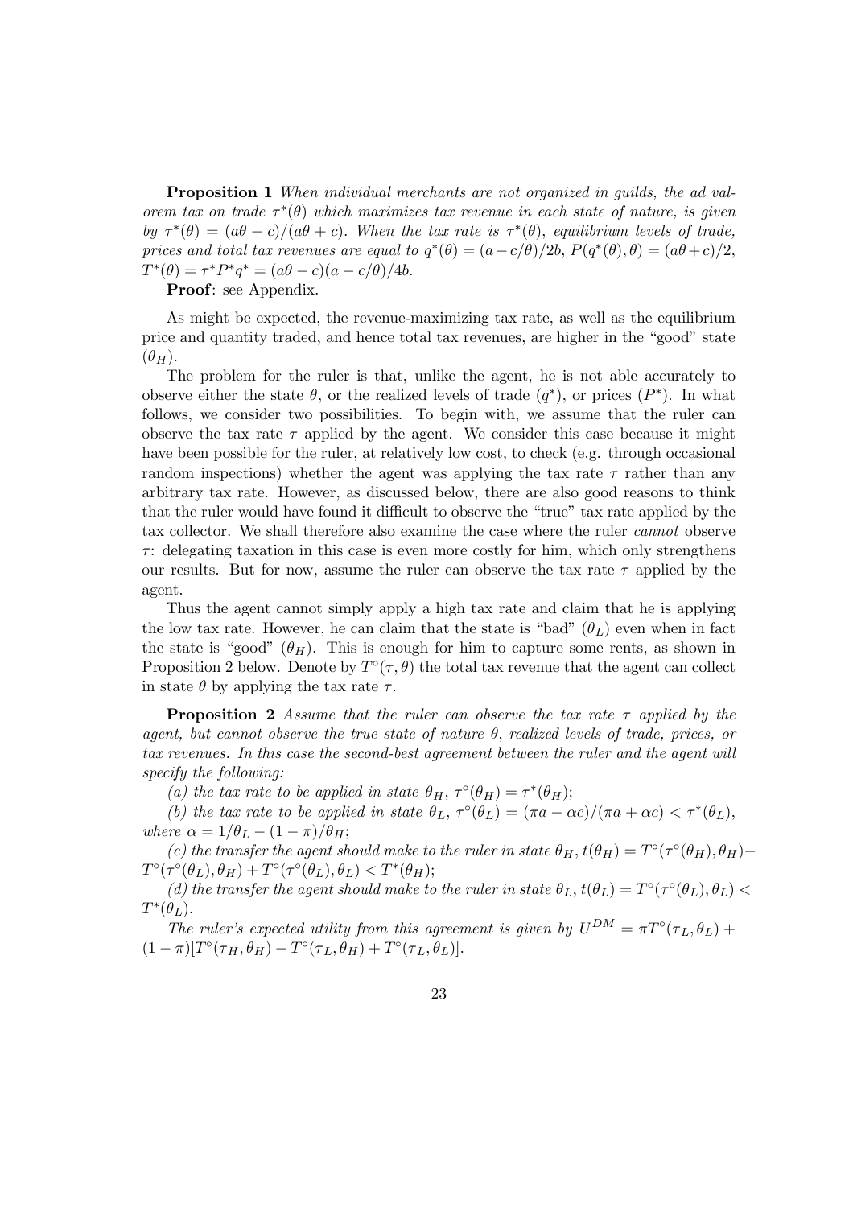**Proposition 1** *When individual merchants are not organized in guilds, the ad valorem tax on trade $\tau^*(\theta)$ which maximizes tax revenue in each state of nature, is given by $\tau^*(\theta) = (a\theta - c)/(a\theta + c)$. When the tax rate is $\tau^*(\theta)$, equilibrium levels of trade, prices and total tax revenues are equal to $q^*(\theta) = (a - c/\theta)/2b$, $P(q^*(\theta), \theta) = (a\theta + c)/2$, $T^*(\theta) = \tau^* P^* q^* = (a\theta - c)(a - c/\theta)/4b$.*

**Proof**: see Appendix.

As might be expected, the revenue-maximizing tax rate, as well as the equilibrium price and quantity traded, and hence total tax revenues, are higher in the "good" state ($\theta_H$).

The problem for the ruler is that, unlike the agent, he is not able accurately to observe either the state $\theta$, or the realized levels of trade ($q^*$), or prices ($P^*$). In what follows, we consider two possibilities. To begin with, we assume that the ruler can observe the tax rate $\tau$ applied by the agent. We consider this case because it might have been possible for the ruler, at relatively low cost, to check (e.g. through occasional random inspections) whether the agent was applying the tax rate $\tau$ rather than any arbitrary tax rate. However, as discussed below, there are also good reasons to think that the ruler would have found it difficult to observe the "true" tax rate applied by the tax collector. We shall therefore also examine the case where the ruler *cannot* observe $\tau$: delegating taxation in this case is even more costly for him, which only strengthens our results. But for now, assume the ruler can observe the tax rate $\tau$ applied by the agent.

Thus the agent cannot simply apply a high tax rate and claim that he is applying the low tax rate. However, he can claim that the state is "bad" ($\theta_L$) even when in fact the state is "good" ($\theta_H$). This is enough for him to capture some rents, as shown in Proposition 2 below. Denote by $T^\circ(\tau, \theta)$ the total tax revenue that the agent can collect in state $\theta$ by applying the tax rate $\tau$.

**Proposition 2** *Assume that the ruler can observe the tax rate $\tau$ applied by the agent, but cannot observe the true state of nature $\theta$, realized levels of trade, prices, or tax revenues. In this case the second-best agreement between the ruler and the agent will specify the following:*

*(a) the tax rate to be applied in state $\theta_H$, $\tau^\circ(\theta_H) = \tau^*(\theta_H)$;*

*(b) the tax rate to be applied in state $\theta_L$, $\tau^\circ(\theta_L) = (\pi a - \alpha c)/(\pi a + \alpha c) < \tau^*(\theta_L)$, where $\alpha = 1/\theta_L - (1 - \pi)/\theta_H$;*

*(c) the transfer the agent should make to the ruler in state $\theta_H$, $t(\theta_H) = T^\circ(\tau^\circ(\theta_H), \theta_H) - T^\circ(\tau^\circ(\theta_L), \theta_H) + T^\circ(\tau^\circ(\theta_L), \theta_L) < T^*(\theta_H)$;*

*(d) the transfer the agent should make to the ruler in state $\theta_L$, $t(\theta_L) = T^\circ(\tau^\circ(\theta_L), \theta_L) < T^*(\theta_L)$.*

*The ruler's expected utility from this agreement is given by $U^{DM} = \pi T^\circ(\tau_L, \theta_L) + (1 - \pi)[T^\circ(\tau_H, \theta_H) - T^\circ(\tau_L, \theta_H) + T^\circ(\tau_L, \theta_L)]$.*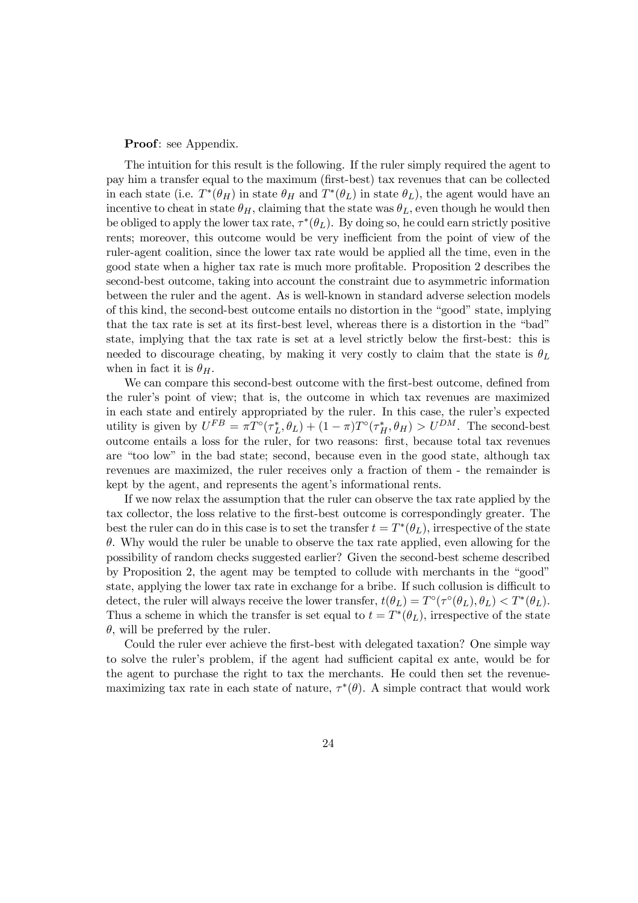**Proof**: see Appendix.

The intuition for this result is the following. If the ruler simply required the agent to pay him a transfer equal to the maximum (first-best) tax revenues that can be collected in each state (i.e. $T^*(\theta_H)$ in state $\theta_H$ and $T^*(\theta_L)$ in state $\theta_L$), the agent would have an incentive to cheat in state $\theta_H$, claiming that the state was $\theta_L$, even though he would then be obliged to apply the lower tax rate, $\tau^*(\theta_L)$. By doing so, he could earn strictly positive rents; moreover, this outcome would be very inefficient from the point of view of the ruler-agent coalition, since the lower tax rate would be applied all the time, even in the good state when a higher tax rate is much more profitable. Proposition 2 describes the second-best outcome, taking into account the constraint due to asymmetric information between the ruler and the agent. As is well-known in standard adverse selection models of this kind, the second-best outcome entails no distortion in the "good" state, implying that the tax rate is set at its first-best level, whereas there is a distortion in the "bad" state, implying that the tax rate is set at a level strictly below the first-best: this is needed to discourage cheating, by making it very costly to claim that the state is $\theta_L$ when in fact it is $\theta_H$.

We can compare this second-best outcome with the first-best outcome, defined from the ruler's point of view; that is, the outcome in which tax revenues are maximized in each state and entirely appropriated by the ruler. In this case, the ruler's expected utility is given by $U^{FB} = \pi T^{\circ}(\tau_L^*, \theta_L) + (1-\pi)T^{\circ}(\tau_H^*, \theta_H) > U^{DM}$. The second-best outcome entails a loss for the ruler, for two reasons: first, because total tax revenues are "too low" in the bad state; second, because even in the good state, although tax revenues are maximized, the ruler receives only a fraction of them - the remainder is kept by the agent, and represents the agent's informational rents.

If we now relax the assumption that the ruler can observe the tax rate applied by the tax collector, the loss relative to the first-best outcome is correspondingly greater. The best the ruler can do in this case is to set the transfer $t = T^*(\theta_L)$, irrespective of the state $\theta$. Why would the ruler be unable to observe the tax rate applied, even allowing for the possibility of random checks suggested earlier? Given the second-best scheme described by Proposition 2, the agent may be tempted to collude with merchants in the "good" state, applying the lower tax rate in exchange for a bribe. If such collusion is difficult to detect, the ruler will always receive the lower transfer, $t(\theta_L) = T^{\circ}(\tau^{\circ}(\theta_L), \theta_L) < T^*(\theta_L)$. Thus a scheme in which the transfer is set equal to $t = T^*(\theta_L)$, irrespective of the state $\theta$, will be preferred by the ruler.

Could the ruler ever achieve the first-best with delegated taxation? One simple way to solve the ruler's problem, if the agent had sufficient capital ex ante, would be for the agent to purchase the right to tax the merchants. He could then set the revenue-maximizing tax rate in each state of nature, $\tau^*(\theta)$. A simple contract that would work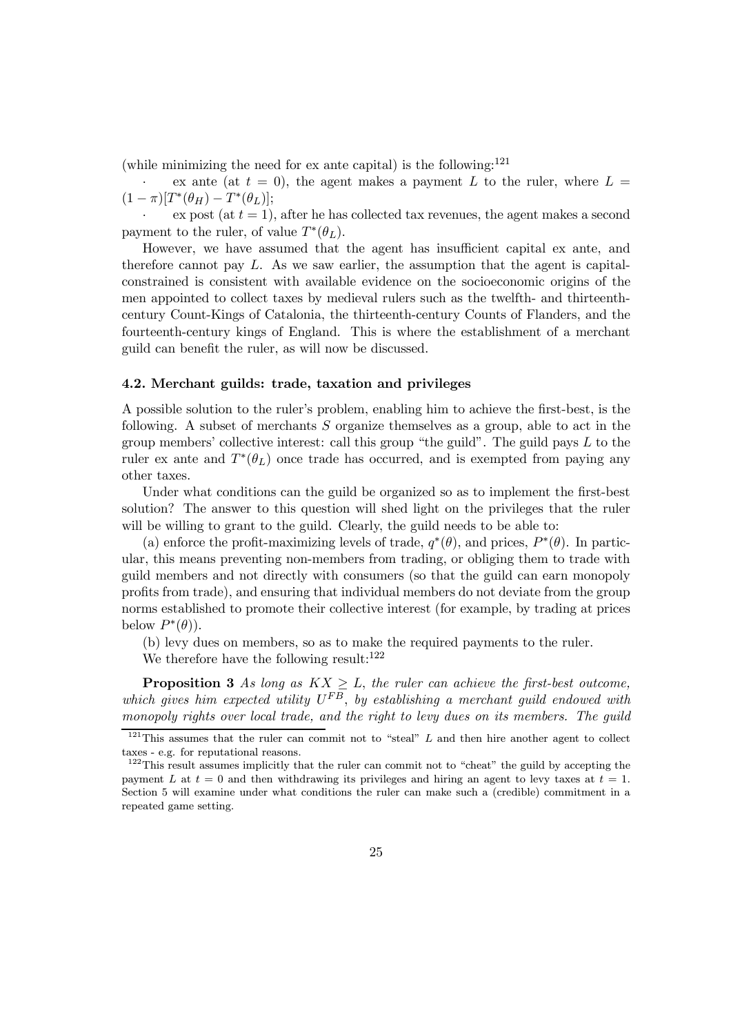(while minimizing the need for ex ante capital) is the following:[121]

- ex ante (at $t = 0$), the agent makes a payment $L$ to the ruler, where $L = (1 - \pi)[T^*(\theta_H) - T^*(\theta_L)]$;
- ex post (at $t = 1$), after he has collected tax revenues, the agent makes a second payment to the ruler, of value $T^*(\theta_L)$.

However, we have assumed that the agent has insufficient capital ex ante, and therefore cannot pay $L$. As we saw earlier, the assumption that the agent is capital-constrained is consistent with available evidence on the socioeconomic origins of the men appointed to collect taxes by medieval rulers such as the twelfth- and thirteenth-century Count-Kings of Catalonia, the thirteenth-century Counts of Flanders, and the fourteenth-century kings of England. This is where the establishment of a merchant guild can benefit the ruler, as will now be discussed.

### 4.2. Merchant guilds: trade, taxation and privileges

A possible solution to the ruler's problem, enabling him to achieve the first-best, is the following. A subset of merchants $S$ organize themselves as a group, able to act in the group members' collective interest: call this group "the guild". The guild pays $L$ to the ruler ex ante and $T^*(\theta_L)$ once trade has occurred, and is exempted from paying any other taxes.

Under what conditions can the guild be organized so as to implement the first-best solution? The answer to this question will shed light on the privileges that the ruler will be willing to grant to the guild. Clearly, the guild needs to be able to:

(a) enforce the profit-maximizing levels of trade, $q^*(\theta)$, and prices, $P^*(\theta)$. In particular, this means preventing non-members from trading, or obliging them to trade with guild members and not directly with consumers (so that the guild can earn monopoly profits from trade), and ensuring that individual members do not deviate from the group norms established to promote their collective interest (for example, by trading at prices below $P^*(\theta)$).

(b) levy dues on members, so as to make the required payments to the ruler.

We therefore have the following result:[122]

**Proposition 3** *As long as $KX \geq L$, the ruler can achieve the first-best outcome, which gives him expected utility $U^{FB}$, by establishing a merchant guild endowed with monopoly rights over local trade, and the right to levy dues on its members. The guild*

---

[121] This assumes that the ruler can commit not to "steal" $L$ and then hire another agent to collect taxes - e.g. for reputational reasons.

[122] This result assumes implicitly that the ruler can commit not to "cheat" the guild by accepting the payment $L$ at $t = 0$ and then withdrawing its privileges and hiring an agent to levy taxes at $t = 1$. Section 5 will examine under what conditions the ruler can make such a (credible) commitment in a repeated game setting.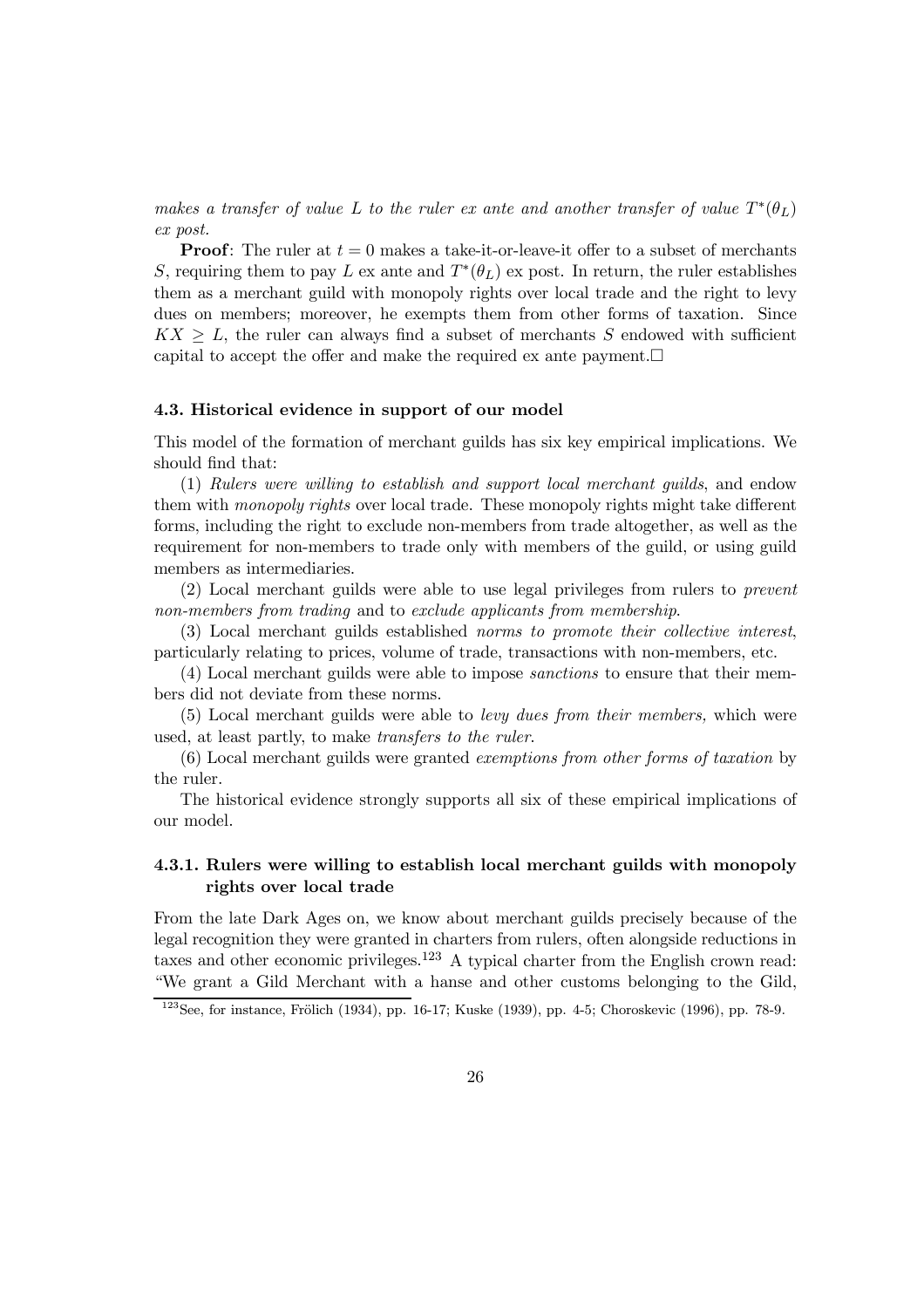*makes a transfer of value $L$ to the ruler ex ante and another transfer of value $T^*(\theta_L)$ ex post.*

**Proof**: The ruler at $t = 0$ makes a take-it-or-leave-it offer to a subset of merchants $S$, requiring them to pay $L$ ex ante and $T^*(\theta_L)$ ex post. In return, the ruler establishes them as a merchant guild with monopoly rights over local trade and the right to levy dues on members; moreover, he exempts them from other forms of taxation. Since $KX \geq L$, the ruler can always find a subset of merchants $S$ endowed with sufficient capital to accept the offer and make the required ex ante payment.□

### 4.3. Historical evidence in support of our model

This model of the formation of merchant guilds has six key empirical implications. We should find that:

(1) *Rulers were willing to establish and support local merchant guilds*, and endow them with *monopoly rights* over local trade. These monopoly rights might take different forms, including the right to exclude non-members from trade altogether, as well as the requirement for non-members to trade only with members of the guild, or using guild members as intermediaries.

(2) Local merchant guilds were able to use legal privileges from rulers to *prevent non-members from trading* and to *exclude applicants from membership*.

(3) Local merchant guilds established *norms to promote their collective interest*, particularly relating to prices, volume of trade, transactions with non-members, etc.

(4) Local merchant guilds were able to impose *sanctions* to ensure that their members did not deviate from these norms.

(5) Local merchant guilds were able to *levy dues from their members,* which were used, at least partly, to make *transfers to the ruler*.

(6) Local merchant guilds were granted *exemptions from other forms of taxation* by the ruler.

The historical evidence strongly supports all six of these empirical implications of our model.

#### 4.3.1. Rulers were willing to establish local merchant guilds with monopoly rights over local trade

From the late Dark Ages on, we know about merchant guilds precisely because of the legal recognition they were granted in charters from rulers, often alongside reductions in taxes and other economic privileges.[123] A typical charter from the English crown read: "We grant a Gild Merchant with a hanse and other customs belonging to the Gild,

[123] See, for instance, Frölich (1934), pp. 16-17; Kuske (1939), pp. 4-5; Choroskevic (1996), pp. 78-9.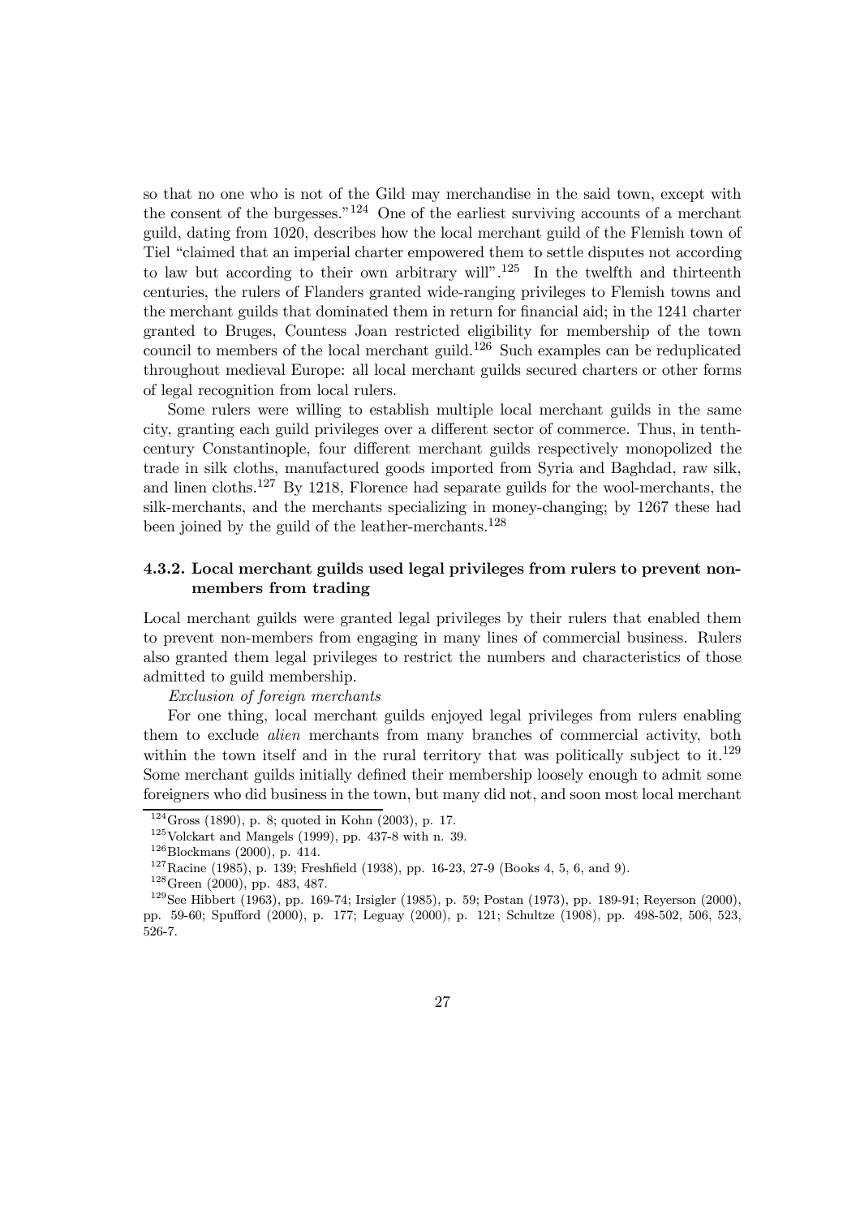so that no one who is not of the Gild may merchandise in the said town, except with the consent of the burgesses."[124] One of the earliest surviving accounts of a merchant guild, dating from 1020, describes how the local merchant guild of the Flemish town of Tiel "claimed that an imperial charter empowered them to settle disputes not according to law but according to their own arbitrary will".[125] In the twelfth and thirteenth centuries, the rulers of Flanders granted wide-ranging privileges to Flemish towns and the merchant guilds that dominated them in return for financial aid; in the 1241 charter granted to Bruges, Countess Joan restricted eligibility for membership of the town council to members of the local merchant guild.[126] Such examples can be reduplicated throughout medieval Europe: all local merchant guilds secured charters or other forms of legal recognition from local rulers.

Some rulers were willing to establish multiple local merchant guilds in the same city, granting each guild privileges over a different sector of commerce. Thus, in tenth-century Constantinople, four different merchant guilds respectively monopolized the trade in silk cloths, manufactured goods imported from Syria and Baghdad, raw silk, and linen cloths.[127] By 1218, Florence had separate guilds for the wool-merchants, the silk-merchants, and the merchants specializing in money-changing; by 1267 these had been joined by the guild of the leather-merchants.[128]

### 4.3.2. Local merchant guilds used legal privileges from rulers to prevent non-members from trading

Local merchant guilds were granted legal privileges by their rulers that enabled them to prevent non-members from engaging in many lines of commercial business. Rulers also granted them legal privileges to restrict the numbers and characteristics of those admitted to guild membership.

*Exclusion of foreign merchants*

For one thing, local merchant guilds enjoyed legal privileges from rulers enabling them to exclude *alien* merchants from many branches of commercial activity, both within the town itself and in the rural territory that was politically subject to it.[129] Some merchant guilds initially defined their membership loosely enough to admit some foreigners who did business in the town, but many did not, and soon most local merchant

---

[124] Gross (1890), p. 8; quoted in Kohn (2003), p. 17.

[125] Volckart and Mangels (1999), pp. 437-8 with n. 39.

[126] Blockmans (2000), p. 414.

[127] Racine (1985), p. 139; Freshfield (1938), pp. 16-23, 27-9 (Books 4, 5, 6, and 9).

[128] Green (2000), pp. 483, 487.

[129] See Hibbert (1963), pp. 169-74; Irsigler (1985), p. 59; Postan (1973), pp. 189-91; Reyerson (2000), pp. 59-60; Spufford (2000), p. 177; Leguay (2000), p. 121; Schultze (1908), pp. 498-502, 506, 523, 526-7.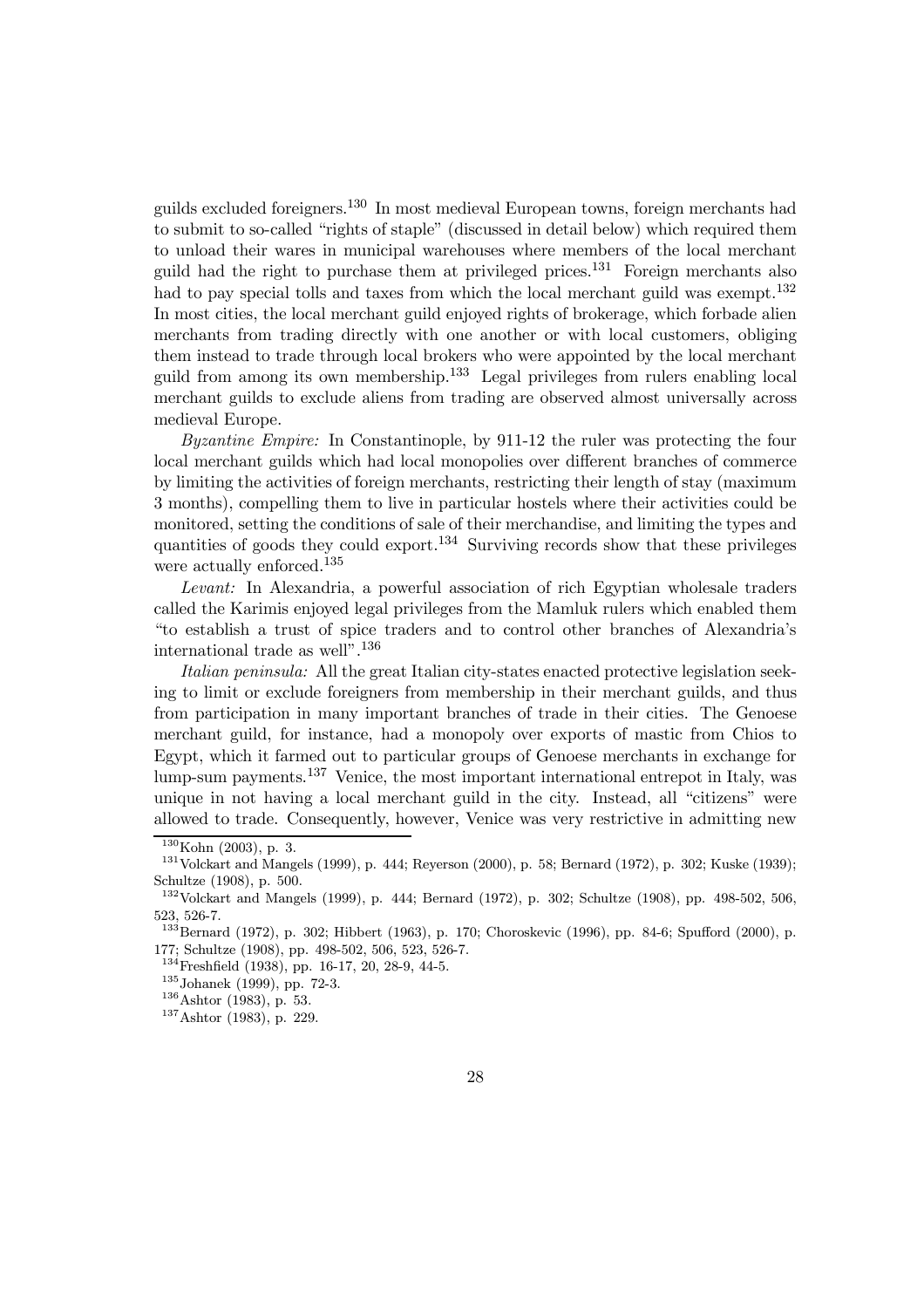guilds excluded foreigners.[130] In most medieval European towns, foreign merchants had to submit to so-called "rights of staple" (discussed in detail below) which required them to unload their wares in municipal warehouses where members of the local merchant guild had the right to purchase them at privileged prices.[131] Foreign merchants also had to pay special tolls and taxes from which the local merchant guild was exempt.[132] In most cities, the local merchant guild enjoyed rights of brokerage, which forbade alien merchants from trading directly with one another or with local customers, obliging them instead to trade through local brokers who were appointed by the local merchant guild from among its own membership.[133] Legal privileges from rulers enabling local merchant guilds to exclude aliens from trading are observed almost universally across medieval Europe.

*Byzantine Empire:* In Constantinople, by 911-12 the ruler was protecting the four local merchant guilds which had local monopolies over different branches of commerce by limiting the activities of foreign merchants, restricting their length of stay (maximum 3 months), compelling them to live in particular hostels where their activities could be monitored, setting the conditions of sale of their merchandise, and limiting the types and quantities of goods they could export.[134] Surviving records show that these privileges were actually enforced.[135]

*Levant:* In Alexandria, a powerful association of rich Egyptian wholesale traders called the Karimis enjoyed legal privileges from the Mamluk rulers which enabled them "to establish a trust of spice traders and to control other branches of Alexandria's international trade as well".[136]

*Italian peninsula:* All the great Italian city-states enacted protective legislation seeking to limit or exclude foreigners from membership in their merchant guilds, and thus from participation in many important branches of trade in their cities. The Genoese merchant guild, for instance, had a monopoly over exports of mastic from Chios to Egypt, which it farmed out to particular groups of Genoese merchants in exchange for lump-sum payments.[137] Venice, the most important international entrepot in Italy, was unique in not having a local merchant guild in the city. Instead, all "citizens" were allowed to trade. Consequently, however, Venice was very restrictive in admitting new

[130] Kohn (2003), p. 3.

[131] Volckart and Mangels (1999), p. 444; Reyerson (2000), p. 58; Bernard (1972), p. 302; Kuske (1939); Schultze (1908), p. 500.

[132] Volckart and Mangels (1999), p. 444; Bernard (1972), p. 302; Schultze (1908), pp. 498-502, 506, 523, 526-7.

[133] Bernard (1972), p. 302; Hibbert (1963), p. 170; Choroskevic (1996), pp. 84-6; Spufford (2000), p. 177; Schultze (1908), pp. 498-502, 506, 523, 526-7.

[134] Freshfield (1938), pp. 16-17, 20, 28-9, 44-5.

[135] Johanek (1999), pp. 72-3.

[136] Ashtor (1983), p. 53.

[137] Ashtor (1983), p. 229.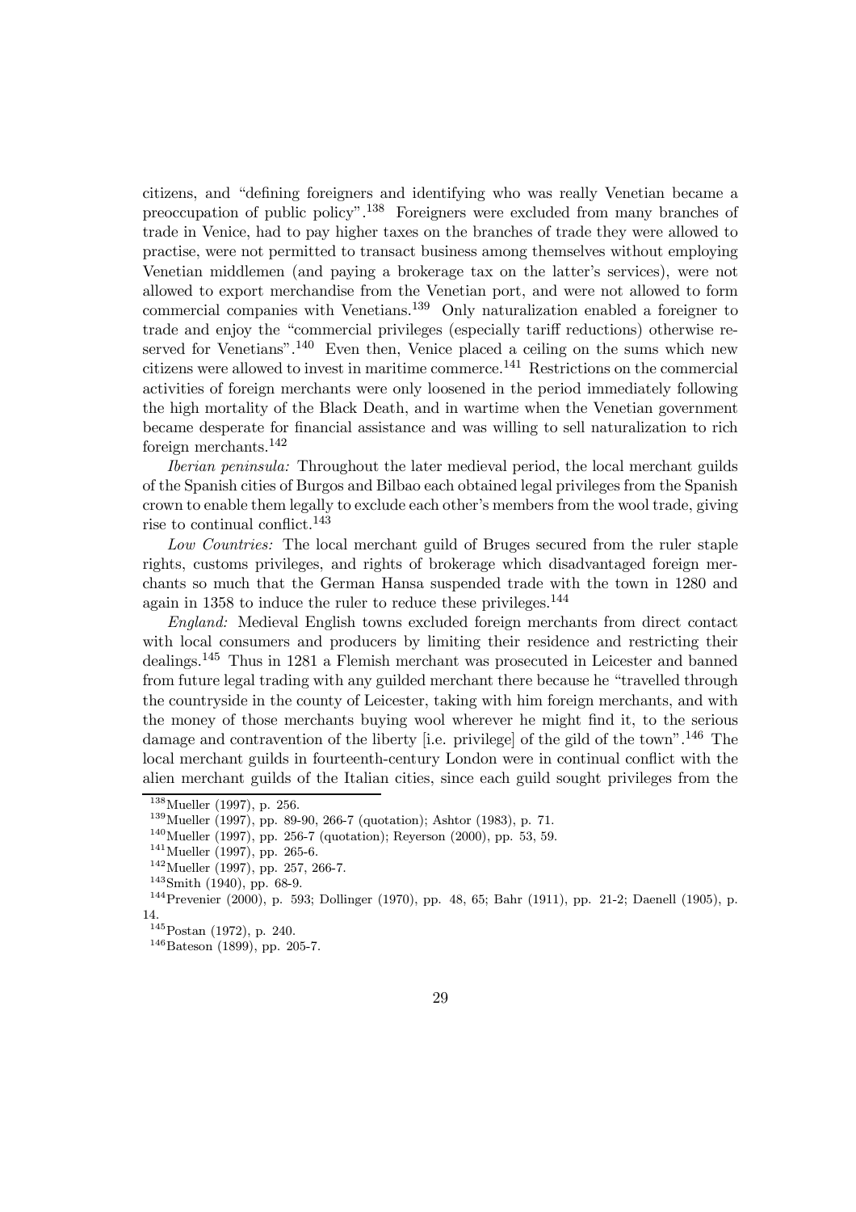citizens, and "defining foreigners and identifying who was really Venetian became a preoccupation of public policy".[138] Foreigners were excluded from many branches of trade in Venice, had to pay higher taxes on the branches of trade they were allowed to practise, were not permitted to transact business among themselves without employing Venetian middlemen (and paying a brokerage tax on the latter's services), were not allowed to export merchandise from the Venetian port, and were not allowed to form commercial companies with Venetians.[139] Only naturalization enabled a foreigner to trade and enjoy the "commercial privileges (especially tariff reductions) otherwise reserved for Venetians".[140] Even then, Venice placed a ceiling on the sums which new citizens were allowed to invest in maritime commerce.[141] Restrictions on the commercial activities of foreign merchants were only loosened in the period immediately following the high mortality of the Black Death, and in wartime when the Venetian government became desperate for financial assistance and was willing to sell naturalization to rich foreign merchants.[142]

*Iberian peninsula:* Throughout the later medieval period, the local merchant guilds of the Spanish cities of Burgos and Bilbao each obtained legal privileges from the Spanish crown to enable them legally to exclude each other's members from the wool trade, giving rise to continual conflict.[143]

*Low Countries:* The local merchant guild of Bruges secured from the ruler staple rights, customs privileges, and rights of brokerage which disadvantaged foreign merchants so much that the German Hansa suspended trade with the town in 1280 and again in 1358 to induce the ruler to reduce these privileges.[144]

*England:* Medieval English towns excluded foreign merchants from direct contact with local consumers and producers by limiting their residence and restricting their dealings.[145] Thus in 1281 a Flemish merchant was prosecuted in Leicester and banned from future legal trading with any guilded merchant there because he "travelled through the countryside in the county of Leicester, taking with him foreign merchants, and with the money of those merchants buying wool wherever he might find it, to the serious damage and contravention of the liberty [i.e. privilege] of the gild of the town".[146] The local merchant guilds in fourteenth-century London were in continual conflict with the alien merchant guilds of the Italian cities, since each guild sought privileges from the

---

[138] Mueller (1997), p. 256.

[139] Mueller (1997), pp. 89-90, 266-7 (quotation); Ashtor (1983), p. 71.

[140] Mueller (1997), pp. 256-7 (quotation); Reyerson (2000), pp. 53, 59.

[141] Mueller (1997), pp. 265-6.

[142] Mueller (1997), pp. 257, 266-7.

[143] Smith (1940), pp. 68-9.

[144] Prevenier (2000), p. 593; Dollinger (1970), pp. 48, 65; Bahr (1911), pp. 21-2; Daenell (1905), p. 14.

[145] Postan (1972), p. 240.

[146] Bateson (1899), pp. 205-7.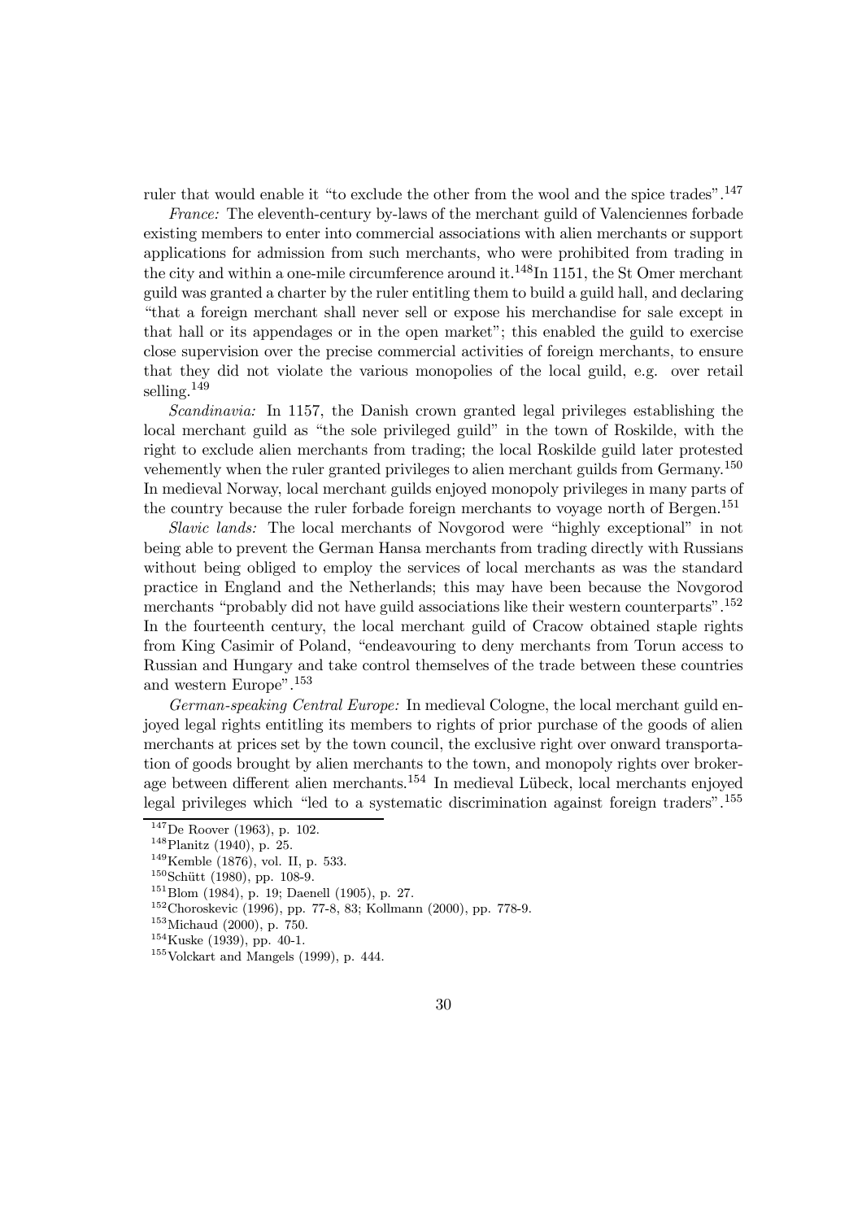ruler that would enable it "to exclude the other from the wool and the spice trades".[147]

*France:* The eleventh-century by-laws of the merchant guild of Valenciennes forbade existing members to enter into commercial associations with alien merchants or support applications for admission from such merchants, who were prohibited from trading in the city and within a one-mile circumference around it.[148] In 1151, the St Omer merchant guild was granted a charter by the ruler entitling them to build a guild hall, and declaring "that a foreign merchant shall never sell or expose his merchandise for sale except in that hall or its appendages or in the open market"; this enabled the guild to exercise close supervision over the precise commercial activities of foreign merchants, to ensure that they did not violate the various monopolies of the local guild, e.g. over retail selling.[149]

*Scandinavia:* In 1157, the Danish crown granted legal privileges establishing the local merchant guild as "the sole privileged guild" in the town of Roskilde, with the right to exclude alien merchants from trading; the local Roskilde guild later protested vehemently when the ruler granted privileges to alien merchant guilds from Germany.[150] In medieval Norway, local merchant guilds enjoyed monopoly privileges in many parts of the country because the ruler forbade foreign merchants to voyage north of Bergen.[151]

*Slavic lands:* The local merchants of Novgorod were "highly exceptional" in not being able to prevent the German Hansa merchants from trading directly with Russians without being obliged to employ the services of local merchants as was the standard practice in England and the Netherlands; this may have been because the Novgorod merchants "probably did not have guild associations like their western counterparts".[152] In the fourteenth century, the local merchant guild of Cracow obtained staple rights from King Casimir of Poland, "endeavouring to deny merchants from Torun access to Russian and Hungary and take control themselves of the trade between these countries and western Europe".[153]

*German-speaking Central Europe:* In medieval Cologne, the local merchant guild enjoyed legal rights entitling its members to rights of prior purchase of the goods of alien merchants at prices set by the town council, the exclusive right over onward transportation of goods brought by alien merchants to the town, and monopoly rights over brokerage between different alien merchants.[154] In medieval Lübeck, local merchants enjoyed legal privileges which "led to a systematic discrimination against foreign traders".[155]

---

[147] De Roover (1963), p. 102.

[148] Planitz (1940), p. 25.

[149] Kemble (1876), vol. II, p. 533.

[150] Schütt (1980), pp. 108-9.

[151] Blom (1984), p. 19; Daenell (1905), p. 27.

[152] Choroskevic (1996), pp. 77-8, 83; Kollmann (2000), pp. 778-9.

[153] Michaud (2000), p. 750.

[154] Kuske (1939), pp. 40-1.

[155] Volckart and Mangels (1999), p. 444.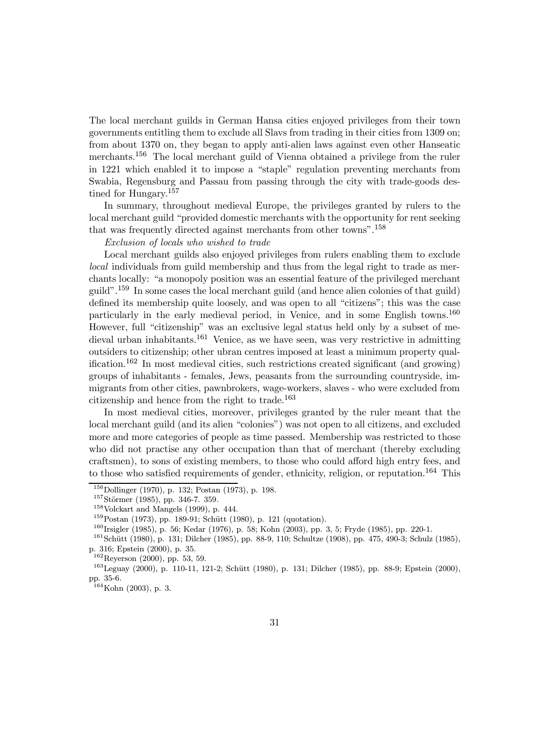The local merchant guilds in German Hansa cities enjoyed privileges from their town governments entitling them to exclude all Slavs from trading in their cities from 1309 on; from about 1370 on, they began to apply anti-alien laws against even other Hanseatic merchants.[156] The local merchant guild of Vienna obtained a privilege from the ruler in 1221 which enabled it to impose a "staple" regulation preventing merchants from Swabia, Regensburg and Passau from passing through the city with trade-goods destined for Hungary.[157]

In summary, throughout medieval Europe, the privileges granted by rulers to the local merchant guild "provided domestic merchants with the opportunity for rent seeking that was frequently directed against merchants from other towns".[158]

*Exclusion of locals who wished to trade*

Local merchant guilds also enjoyed privileges from rulers enabling them to exclude *local* individuals from guild membership and thus from the legal right to trade as merchants locally: "a monopoly position was an essential feature of the privileged merchant guild".[159] In some cases the local merchant guild (and hence alien colonies of that guild) defined its membership quite loosely, and was open to all "citizens"; this was the case particularly in the early medieval period, in Venice, and in some English towns.[160] However, full "citizenship" was an exclusive legal status held only by a subset of medieval urban inhabitants.[161] Venice, as we have seen, was very restrictive in admitting outsiders to citizenship; other ubran centres imposed at least a minimum property qualification.[162] In most medieval cities, such restrictions created significant (and growing) groups of inhabitants - females, Jews, peasants from the surrounding countryside, immigrants from other cities, pawnbrokers, wage-workers, slaves - who were excluded from citizenship and hence from the right to trade.[163]

In most medieval cities, moreover, privileges granted by the ruler meant that the local merchant guild (and its alien "colonies") was not open to all citizens, and excluded more and more categories of people as time passed. Membership was restricted to those who did not practise any other occupation than that of merchant (thereby excluding craftsmen), to sons of existing members, to those who could afford high entry fees, and to those who satisfied requirements of gender, ethnicity, religion, or reputation.[164] This

[156] Dollinger (1970), p. 132; Postan (1973), p. 198.

[157] Störmer (1985), pp. 346-7. 359.

[158] Volckart and Mangels (1999), p. 444.

[159] Postan (1973), pp. 189-91; Schütt (1980), p. 121 (quotation).

[160] Irsigler (1985), p. 56; Kedar (1976), p. 58; Kohn (2003), pp. 3, 5; Fryde (1985), pp. 220-1.

[161] Schütt (1980), p. 131; Dilcher (1985), pp. 88-9, 110; Schultze (1908), pp. 475, 490-3; Schulz (1985), p. 316; Epstein (2000), p. 35.

[162] Reyerson (2000), pp. 53, 59.

[163] Leguay (2000), p. 110-11, 121-2; Schütt (1980), p. 131; Dilcher (1985), pp. 88-9; Epstein (2000), pp. 35-6.

[164] Kohn (2003), p. 3.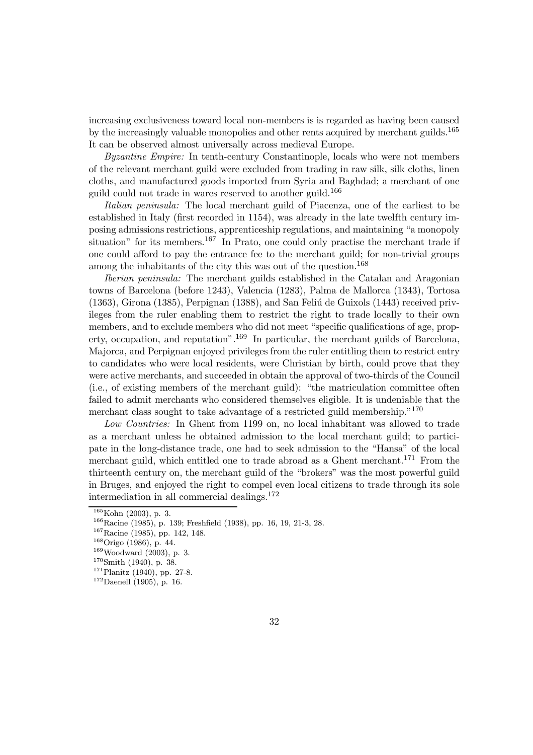increasing exclusiveness toward local non-members is is regarded as having been caused by the increasingly valuable monopolies and other rents acquired by merchant guilds.[165] It can be observed almost universally across medieval Europe.

*Byzantine Empire:* In tenth-century Constantinople, locals who were not members of the relevant merchant guild were excluded from trading in raw silk, silk cloths, linen cloths, and manufactured goods imported from Syria and Baghdad; a merchant of one guild could not trade in wares reserved to another guild.[166]

*Italian peninsula:* The local merchant guild of Piacenza, one of the earliest to be established in Italy (first recorded in 1154), was already in the late twelfth century imposing admissions restrictions, apprenticeship regulations, and maintaining "a monopoly situation" for its members.[167] In Prato, one could only practise the merchant trade if one could afford to pay the entrance fee to the merchant guild; for non-trivial groups among the inhabitants of the city this was out of the question.[168]

*Iberian peninsula:* The merchant guilds established in the Catalan and Aragonian towns of Barcelona (before 1243), Valencia (1283), Palma de Mallorca (1343), Tortosa (1363), Girona (1385), Perpignan (1388), and San Feliú de Guixols (1443) received privileges from the ruler enabling them to restrict the right to trade locally to their own members, and to exclude members who did not meet "specific qualifications of age, property, occupation, and reputation".[169] In particular, the merchant guilds of Barcelona, Majorca, and Perpignan enjoyed privileges from the ruler entitling them to restrict entry to candidates who were local residents, were Christian by birth, could prove that they were active merchants, and succeeded in obtain the approval of two-thirds of the Council (i.e., of existing members of the merchant guild): "the matriculation committee often failed to admit merchants who considered themselves eligible. It is undeniable that the merchant class sought to take advantage of a restricted guild membership."[170]

*Low Countries:* In Ghent from 1199 on, no local inhabitant was allowed to trade as a merchant unless he obtained admission to the local merchant guild; to participate in the long-distance trade, one had to seek admission to the "Hansa" of the local merchant guild, which entitled one to trade abroad as a Ghent merchant.[171] From the thirteenth century on, the merchant guild of the "brokers" was the most powerful guild in Bruges, and enjoyed the right to compel even local citizens to trade through its sole intermediation in all commercial dealings.[172]

---

[165] Kohn (2003), p. 3.

[166] Racine (1985), p. 139; Freshfield (1938), pp. 16, 19, 21-3, 28.

[167] Racine (1985), pp. 142, 148.

[168] Origo (1986), p. 44.

[169] Woodward (2003), p. 3.

[170] Smith (1940), p. 38.

[171] Planitz (1940), pp. 27-8.

[172] Daenell (1905), p. 16.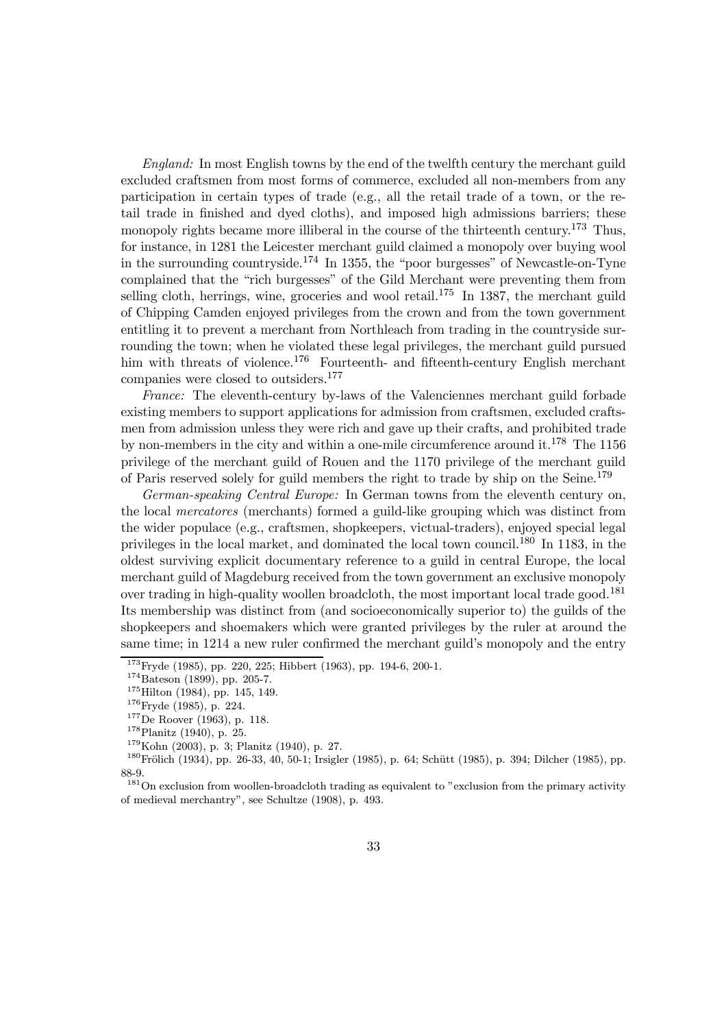*England:* In most English towns by the end of the twelfth century the merchant guild excluded craftsmen from most forms of commerce, excluded all non-members from any participation in certain types of trade (e.g., all the retail trade of a town, or the retail trade in finished and dyed cloths), and imposed high admissions barriers; these monopoly rights became more illiberal in the course of the thirteenth century.[173] Thus, for instance, in 1281 the Leicester merchant guild claimed a monopoly over buying wool in the surrounding countryside.[174] In 1355, the "poor burgesses" of Newcastle-on-Tyne complained that the "rich burgesses" of the Gild Merchant were preventing them from selling cloth, herrings, wine, groceries and wool retail.[175] In 1387, the merchant guild of Chipping Camden enjoyed privileges from the crown and from the town government entitling it to prevent a merchant from Northleach from trading in the countryside surrounding the town; when he violated these legal privileges, the merchant guild pursued him with threats of violence.[176] Fourteenth- and fifteenth-century English merchant companies were closed to outsiders.[177]

*France:* The eleventh-century by-laws of the Valenciennes merchant guild forbade existing members to support applications for admission from craftsmen, excluded craftsmen from admission unless they were rich and gave up their crafts, and prohibited trade by non-members in the city and within a one-mile circumference around it.[178] The 1156 privilege of the merchant guild of Rouen and the 1170 privilege of the merchant guild of Paris reserved solely for guild members the right to trade by ship on the Seine.[179]

*German-speaking Central Europe:* In German towns from the eleventh century on, the local *mercatores* (merchants) formed a guild-like grouping which was distinct from the wider populace (e.g., craftsmen, shopkeepers, victual-traders), enjoyed special legal privileges in the local market, and dominated the local town council.[180] In 1183, in the oldest surviving explicit documentary reference to a guild in central Europe, the local merchant guild of Magdeburg received from the town government an exclusive monopoly over trading in high-quality woollen broadcloth, the most important local trade good.[181] Its membership was distinct from (and socioeconomically superior to) the guilds of the shopkeepers and shoemakers which were granted privileges by the ruler at around the same time; in 1214 a new ruler confirmed the merchant guild's monopoly and the entry

---

[173] Fryde (1985), pp. 220, 225; Hibbert (1963), pp. 194-6, 200-1.

[174] Bateson (1899), pp. 205-7.

[175] Hilton (1984), pp. 145, 149.

[176] Fryde (1985), p. 224.

[177] De Roover (1963), p. 118.

[178] Planitz (1940), p. 25.

[179] Kohn (2003), p. 3; Planitz (1940), p. 27.

[180] Frölich (1934), pp. 26-33, 40, 50-1; Irsigler (1985), p. 64; Schütt (1985), p. 394; Dilcher (1985), pp. 88-9.

[181] On exclusion from woollen-broadcloth trading as equivalent to "exclusion from the primary activity of medieval merchantry", see Schultze (1908), p. 493.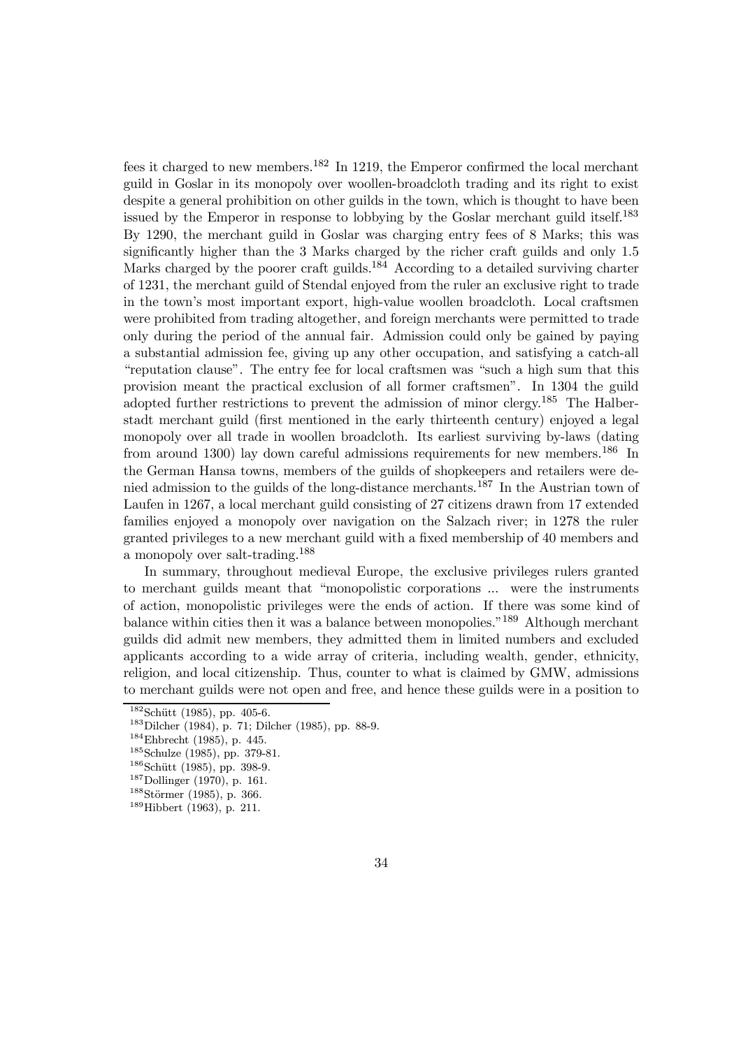fees it charged to new members.[182] In 1219, the Emperor confirmed the local merchant guild in Goslar in its monopoly over woollen-broadcloth trading and its right to exist despite a general prohibition on other guilds in the town, which is thought to have been issued by the Emperor in response to lobbying by the Goslar merchant guild itself.[183] By 1290, the merchant guild in Goslar was charging entry fees of 8 Marks; this was significantly higher than the 3 Marks charged by the richer craft guilds and only 1.5 Marks charged by the poorer craft guilds.[184] According to a detailed surviving charter of 1231, the merchant guild of Stendal enjoyed from the ruler an exclusive right to trade in the town's most important export, high-value woollen broadcloth. Local craftsmen were prohibited from trading altogether, and foreign merchants were permitted to trade only during the period of the annual fair. Admission could only be gained by paying a substantial admission fee, giving up any other occupation, and satisfying a catch-all "reputation clause". The entry fee for local craftsmen was "such a high sum that this provision meant the practical exclusion of all former craftsmen". In 1304 the guild adopted further restrictions to prevent the admission of minor clergy.[185] The Halberstadt merchant guild (first mentioned in the early thirteenth century) enjoyed a legal monopoly over all trade in woollen broadcloth. Its earliest surviving by-laws (dating from around 1300) lay down careful admissions requirements for new members.[186] In the German Hansa towns, members of the guilds of shopkeepers and retailers were denied admission to the guilds of the long-distance merchants.[187] In the Austrian town of Laufen in 1267, a local merchant guild consisting of 27 citizens drawn from 17 extended families enjoyed a monopoly over navigation on the Salzach river; in 1278 the ruler granted privileges to a new merchant guild with a fixed membership of 40 members and a monopoly over salt-trading.[188]

In summary, throughout medieval Europe, the exclusive privileges rulers granted to merchant guilds meant that "monopolistic corporations ... were the instruments of action, monopolistic privileges were the ends of action. If there was some kind of balance within cities then it was a balance between monopolies."[189] Although merchant guilds did admit new members, they admitted them in limited numbers and excluded applicants according to a wide array of criteria, including wealth, gender, ethnicity, religion, and local citizenship. Thus, counter to what is claimed by GMW, admissions to merchant guilds were not open and free, and hence these guilds were in a position to

[182] Schütt (1985), pp. 405-6.

[183] Dilcher (1984), p. 71; Dilcher (1985), pp. 88-9.

[184] Ehbrecht (1985), p. 445.

[185] Schulze (1985), pp. 379-81.

[186] Schütt (1985), pp. 398-9.

[187] Dollinger (1970), p. 161.

[188] Störmer (1985), p. 366.

[189] Hibbert (1963), p. 211.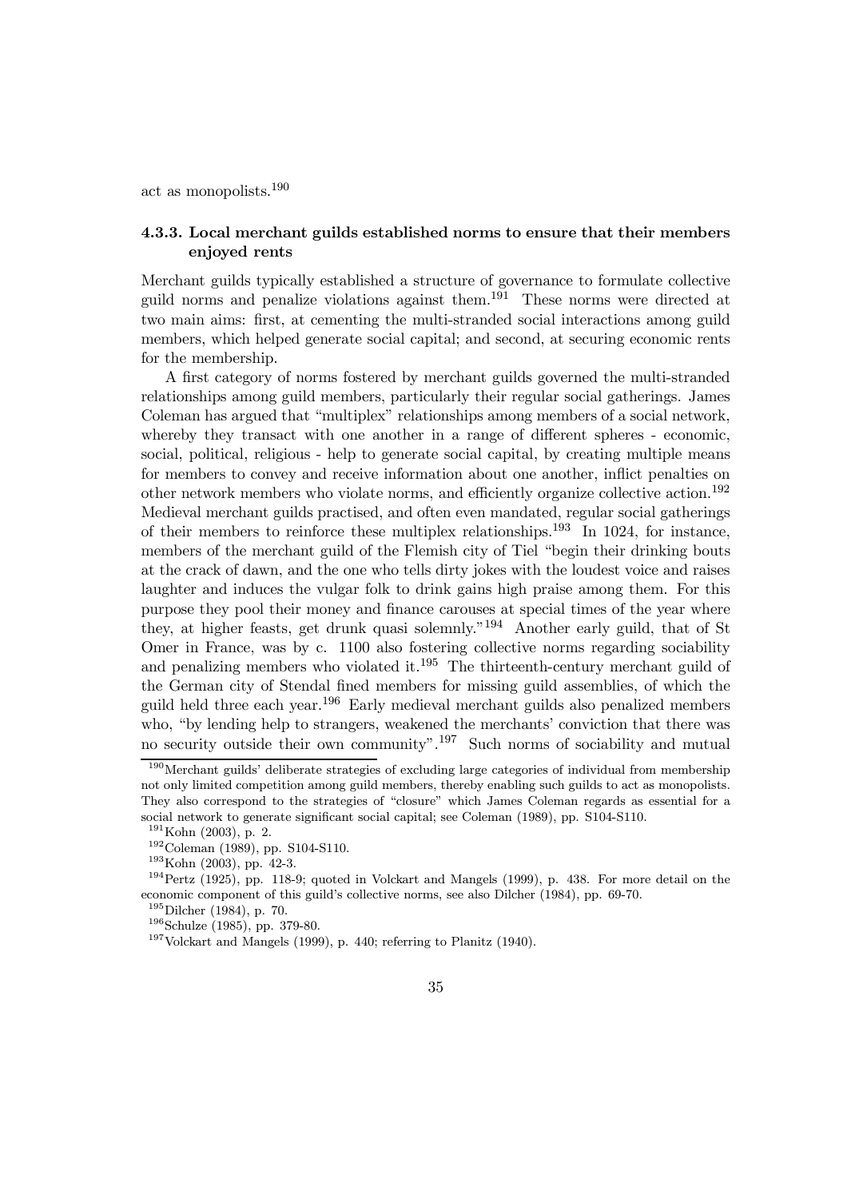act as monopolists.[190]

### 4.3.3. Local merchant guilds established norms to ensure that their members enjoyed rents

Merchant guilds typically established a structure of governance to formulate collective guild norms and penalize violations against them.[191] These norms were directed at two main aims: first, at cementing the multi-stranded social interactions among guild members, which helped generate social capital; and second, at securing economic rents for the membership.

A first category of norms fostered by merchant guilds governed the multi-stranded relationships among guild members, particularly their regular social gatherings. James Coleman has argued that "multiplex" relationships among members of a social network, whereby they transact with one another in a range of different spheres - economic, social, political, religious - help to generate social capital, by creating multiple means for members to convey and receive information about one another, inflict penalties on other network members who violate norms, and efficiently organize collective action.[192] Medieval merchant guilds practised, and often even mandated, regular social gatherings of their members to reinforce these multiplex relationships.[193] In 1024, for instance, members of the merchant guild of the Flemish city of Tiel "begin their drinking bouts at the crack of dawn, and the one who tells dirty jokes with the loudest voice and raises laughter and induces the vulgar folk to drink gains high praise among them. For this purpose they pool their money and finance carouses at special times of the year where they, at higher feasts, get drunk quasi solemnly."[194] Another early guild, that of St Omer in France, was by c. 1100 also fostering collective norms regarding sociability and penalizing members who violated it.[195] The thirteenth-century merchant guild of the German city of Stendal fined members for missing guild assemblies, of which the guild held three each year.[196] Early medieval merchant guilds also penalized members who, "by lending help to strangers, weakened the merchants' conviction that there was no security outside their own community".[197] Such norms of sociability and mutual

---

[190] Merchant guilds' deliberate strategies of excluding large categories of individual from membership not only limited competition among guild members, thereby enabling such guilds to act as monopolists. They also correspond to the strategies of "closure" which James Coleman regards as essential for a social network to generate significant social capital; see Coleman (1989), pp. S104-S110.

[191] Kohn (2003), p. 2.

[192] Coleman (1989), pp. S104-S110.

[193] Kohn (2003), pp. 42-3.

[194] Pertz (1925), pp. 118-9; quoted in Volckart and Mangels (1999), p. 438. For more detail on the economic component of this guild's collective norms, see also Dilcher (1984), pp. 69-70.

[195] Dilcher (1984), p. 70.

[196] Schulze (1985), pp. 379-80.

[197] Volckart and Mangels (1999), p. 440; referring to Planitz (1940).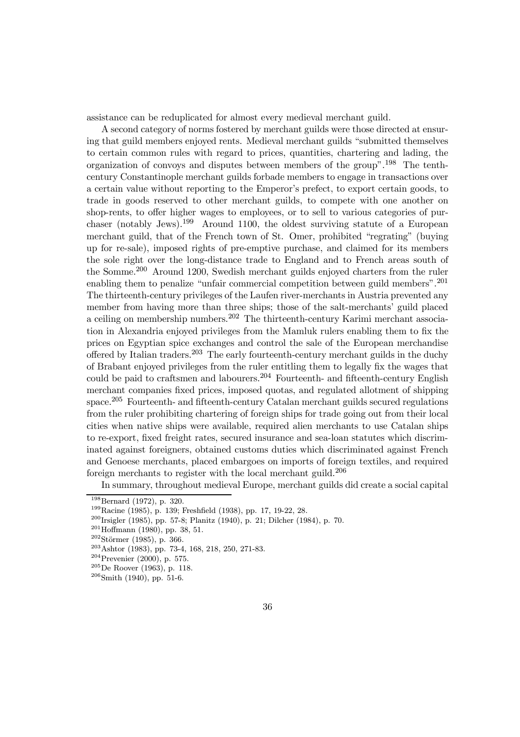assistance can be reduplicated for almost every medieval merchant guild.

A second category of norms fostered by merchant guilds were those directed at ensuring that guild members enjoyed rents. Medieval merchant guilds "submitted themselves to certain common rules with regard to prices, quantities, chartering and lading, the organization of convoys and disputes between members of the group".[198] The tenth-century Constantinople merchant guilds forbade members to engage in transactions over a certain value without reporting to the Emperor's prefect, to export certain goods, to trade in goods reserved to other merchant guilds, to compete with one another on shop-rents, to offer higher wages to employees, or to sell to various categories of purchaser (notably Jews).[199] Around 1100, the oldest surviving statute of a European merchant guild, that of the French town of St. Omer, prohibited "regrating" (buying up for re-sale), imposed rights of pre-emptive purchase, and claimed for its members the sole right over the long-distance trade to England and to French areas south of the Somme.[200] Around 1200, Swedish merchant guilds enjoyed charters from the ruler enabling them to penalize "unfair commercial competition between guild members".[201] The thirteenth-century privileges of the Laufen river-merchants in Austria prevented any member from having more than three ships; those of the salt-merchants' guild placed a ceiling on membership numbers.[202] The thirteenth-century Karimi merchant association in Alexandria enjoyed privileges from the Mamluk rulers enabling them to fix the prices on Egyptian spice exchanges and control the sale of the European merchandise offered by Italian traders.[203] The early fourteenth-century merchant guilds in the duchy of Brabant enjoyed privileges from the ruler entitling them to legally fix the wages that could be paid to craftsmen and labourers.[204] Fourteenth- and fifteenth-century English merchant companies fixed prices, imposed quotas, and regulated allotment of shipping space.[205] Fourteenth- and fifteenth-century Catalan merchant guilds secured regulations from the ruler prohibiting chartering of foreign ships for trade going out from their local cities when native ships were available, required alien merchants to use Catalan ships to re-export, fixed freight rates, secured insurance and sea-loan statutes which discriminated against foreigners, obtained customs duties which discriminated against French and Genoese merchants, placed embargoes on imports of foreign textiles, and required foreign merchants to register with the local merchant guild.[206]

In summary, throughout medieval Europe, merchant guilds did create a social capital

[198] Bernard (1972), p. 320.
[199] Racine (1985), p. 139; Freshfield (1938), pp. 17, 19-22, 28.
[200] Irsigler (1985), pp. 57-8; Planitz (1940), p. 21; Dilcher (1984), p. 70.
[201] Hoffmann (1980), pp. 38, 51.
[202] Störmer (1985), p. 366.
[203] Ashtor (1983), pp. 73-4, 168, 218, 250, 271-83.
[204] Prevenier (2000), p. 575.
[205] De Roover (1963), p. 118.
[206] Smith (1940), pp. 51-6.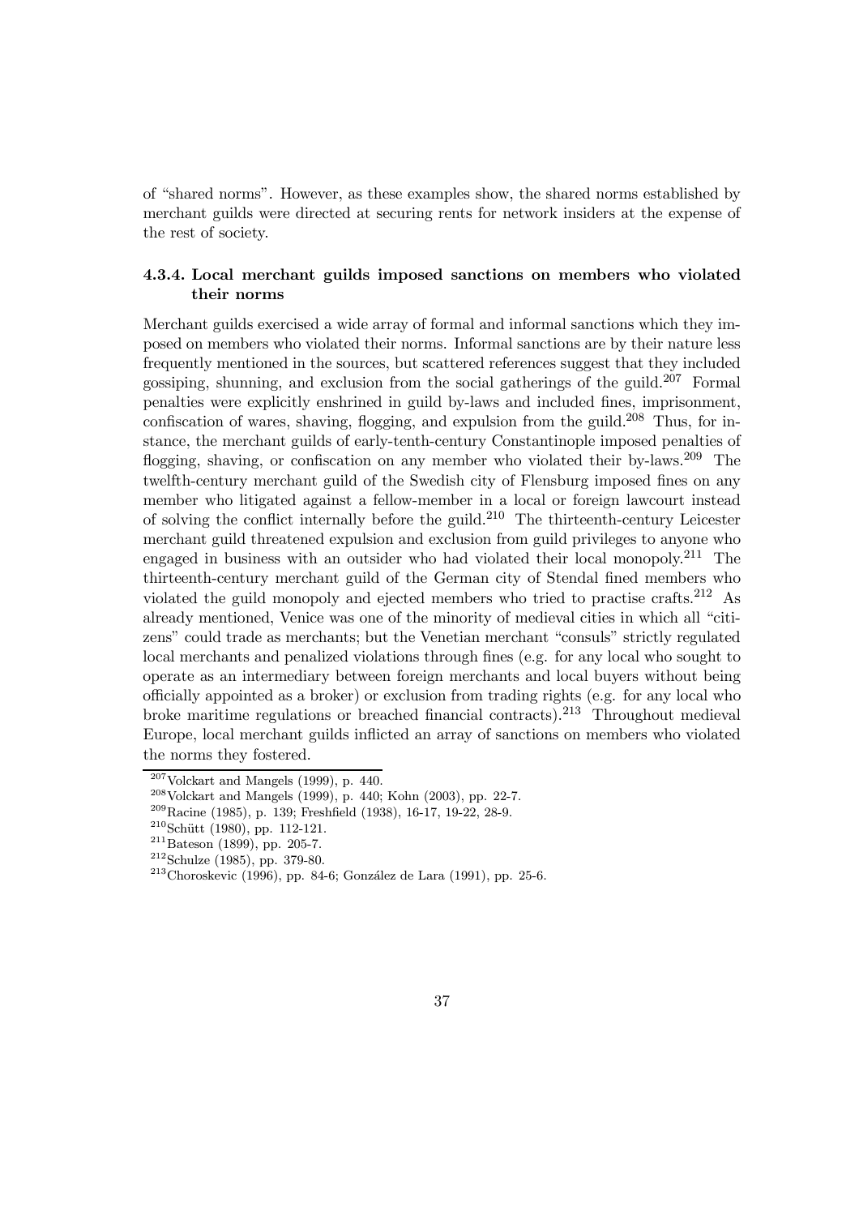of "shared norms". However, as these examples show, the shared norms established by merchant guilds were directed at securing rents for network insiders at the expense of the rest of society.

### 4.3.4. Local merchant guilds imposed sanctions on members who violated their norms

Merchant guilds exercised a wide array of formal and informal sanctions which they imposed on members who violated their norms. Informal sanctions are by their nature less frequently mentioned in the sources, but scattered references suggest that they included gossiping, shunning, and exclusion from the social gatherings of the guild.[207] Formal penalties were explicitly enshrined in guild by-laws and included fines, imprisonment, confiscation of wares, shaving, flogging, and expulsion from the guild.[208] Thus, for instance, the merchant guilds of early-tenth-century Constantinople imposed penalties of flogging, shaving, or confiscation on any member who violated their by-laws.[209] The twelfth-century merchant guild of the Swedish city of Flensburg imposed fines on any member who litigated against a fellow-member in a local or foreign lawcourt instead of solving the conflict internally before the guild.[210] The thirteenth-century Leicester merchant guild threatened expulsion and exclusion from guild privileges to anyone who engaged in business with an outsider who had violated their local monopoly.[211] The thirteenth-century merchant guild of the German city of Stendal fined members who violated the guild monopoly and ejected members who tried to practise crafts.[212] As already mentioned, Venice was one of the minority of medieval cities in which all "citizens" could trade as merchants; but the Venetian merchant "consuls" strictly regulated local merchants and penalized violations through fines (e.g. for any local who sought to operate as an intermediary between foreign merchants and local buyers without being officially appointed as a broker) or exclusion from trading rights (e.g. for any local who broke maritime regulations or breached financial contracts).[213] Throughout medieval Europe, local merchant guilds inflicted an array of sanctions on members who violated the norms they fostered.

[207] Volckart and Mangels (1999), p. 440.

[208] Volckart and Mangels (1999), p. 440; Kohn (2003), pp. 22-7.

[209] Racine (1985), p. 139; Freshfield (1938), 16-17, 19-22, 28-9.

[210] Schütt (1980), pp. 112-121.

[211] Bateson (1899), pp. 205-7.

[212] Schulze (1985), pp. 379-80.

[213] Choroskevic (1996), pp. 84-6; González de Lara (1991), pp. 25-6.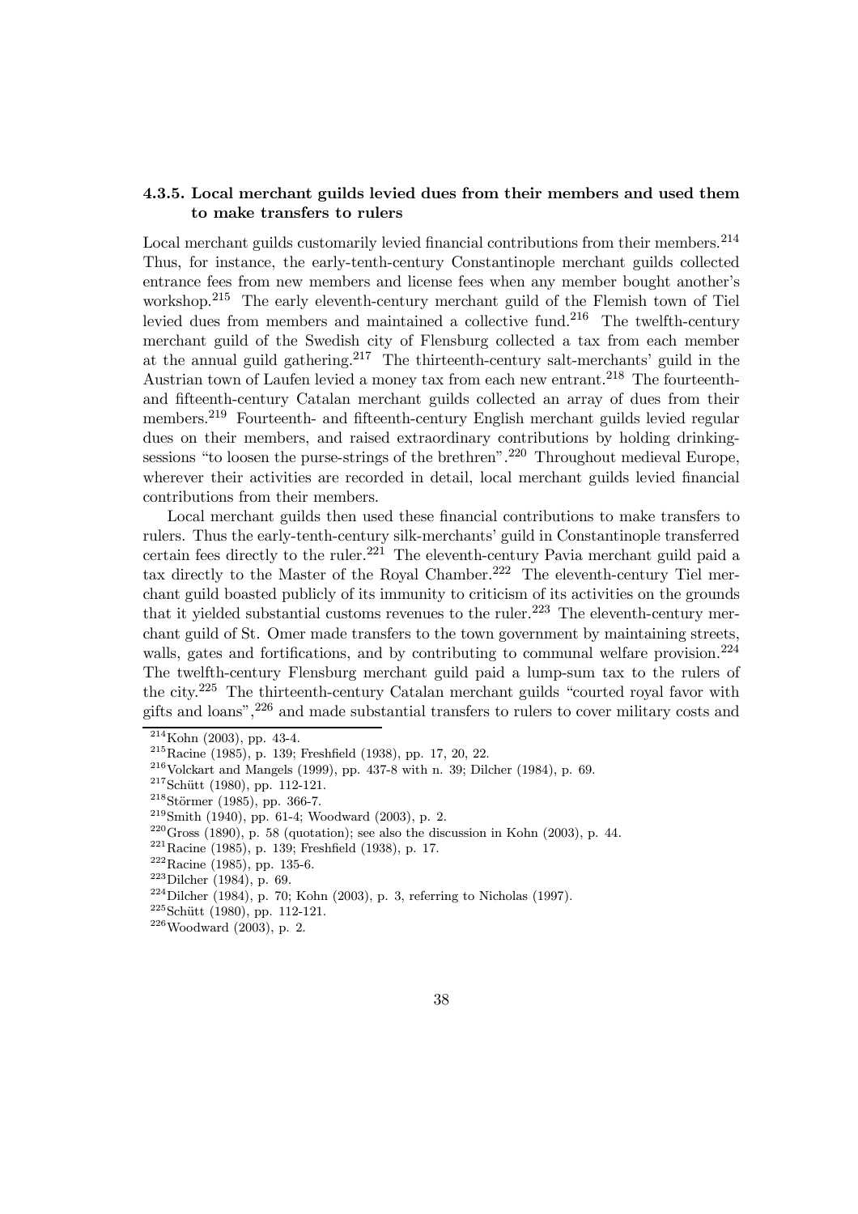### 4.3.5. Local merchant guilds levied dues from their members and used them to make transfers to rulers

Local merchant guilds customarily levied financial contributions from their members.[214] Thus, for instance, the early-tenth-century Constantinople merchant guilds collected entrance fees from new members and license fees when any member bought another's workshop.[215] The early eleventh-century merchant guild of the Flemish town of Tiel levied dues from members and maintained a collective fund.[216] The twelfth-century merchant guild of the Swedish city of Flensburg collected a tax from each member at the annual guild gathering.[217] The thirteenth-century salt-merchants' guild in the Austrian town of Laufen levied a money tax from each new entrant.[218] The fourteenth- and fifteenth-century Catalan merchant guilds collected an array of dues from their members.[219] Fourteenth- and fifteenth-century English merchant guilds levied regular dues on their members, and raised extraordinary contributions by holding drinking-sessions "to loosen the purse-strings of the brethren".[220] Throughout medieval Europe, wherever their activities are recorded in detail, local merchant guilds levied financial contributions from their members.

Local merchant guilds then used these financial contributions to make transfers to rulers. Thus the early-tenth-century silk-merchants' guild in Constantinople transferred certain fees directly to the ruler.[221] The eleventh-century Pavia merchant guild paid a tax directly to the Master of the Royal Chamber.[222] The eleventh-century Tiel merchant guild boasted publicly of its immunity to criticism of its activities on the grounds that it yielded substantial customs revenues to the ruler.[223] The eleventh-century merchant guild of St. Omer made transfers to the town government by maintaining streets, walls, gates and fortifications, and by contributing to communal welfare provision.[224] The twelfth-century Flensburg merchant guild paid a lump-sum tax to the rulers of the city.[225] The thirteenth-century Catalan merchant guilds "courted royal favor with gifts and loans",[226] and made substantial transfers to rulers to cover military costs and

---

[214] Kohn (2003), pp. 43-4.

[215] Racine (1985), p. 139; Freshfield (1938), pp. 17, 20, 22.

[216] Volckart and Mangels (1999), pp. 437-8 with n. 39; Dilcher (1984), p. 69.

[217] Schütt (1980), pp. 112-121.

[218] Störmer (1985), pp. 366-7.

[219] Smith (1940), pp. 61-4; Woodward (2003), p. 2.

[220] Gross (1890), p. 58 (quotation); see also the discussion in Kohn (2003), p. 44.

[221] Racine (1985), p. 139; Freshfield (1938), p. 17.

[222] Racine (1985), pp. 135-6.

[223] Dilcher (1984), p. 69.

[224] Dilcher (1984), p. 70; Kohn (2003), p. 3, referring to Nicholas (1997).

[225] Schütt (1980), pp. 112-121.

[226] Woodward (2003), p. 2.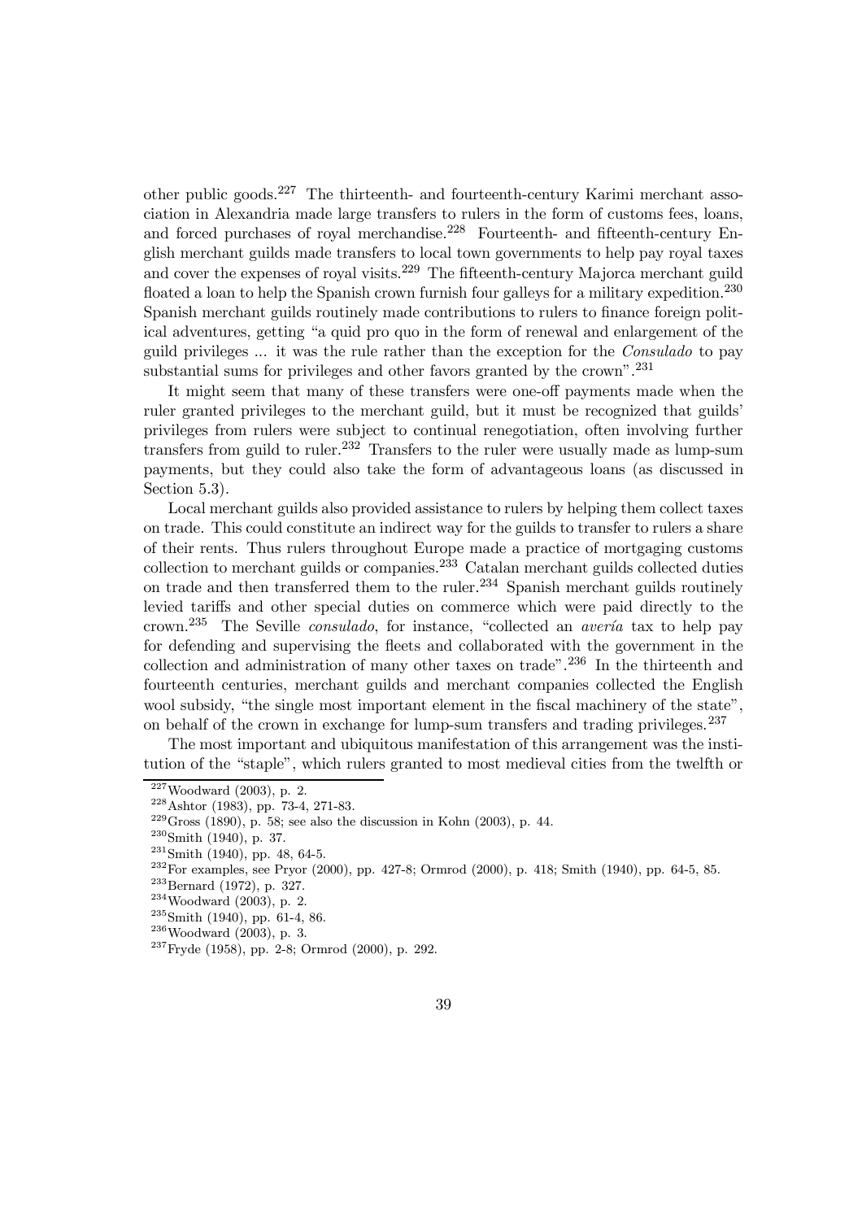other public goods.[227] The thirteenth- and fourteenth-century Karimi merchant association in Alexandria made large transfers to rulers in the form of customs fees, loans, and forced purchases of royal merchandise.[228] Fourteenth- and fifteenth-century English merchant guilds made transfers to local town governments to help pay royal taxes and cover the expenses of royal visits.[229] The fifteenth-century Majorca merchant guild floated a loan to help the Spanish crown furnish four galleys for a military expedition.[230] Spanish merchant guilds routinely made contributions to rulers to finance foreign political adventures, getting "a quid pro quo in the form of renewal and enlargement of the guild privileges ... it was the rule rather than the exception for the *Consulado* to pay substantial sums for privileges and other favors granted by the crown".[231]

It might seem that many of these transfers were one-off payments made when the ruler granted privileges to the merchant guild, but it must be recognized that guilds' privileges from rulers were subject to continual renegotiation, often involving further transfers from guild to ruler.[232] Transfers to the ruler were usually made as lump-sum payments, but they could also take the form of advantageous loans (as discussed in Section 5.3).

Local merchant guilds also provided assistance to rulers by helping them collect taxes on trade. This could constitute an indirect way for the guilds to transfer to rulers a share of their rents. Thus rulers throughout Europe made a practice of mortgaging customs collection to merchant guilds or companies.[233] Catalan merchant guilds collected duties on trade and then transferred them to the ruler.[234] Spanish merchant guilds routinely levied tariffs and other special duties on commerce which were paid directly to the crown.[235] The Seville *consulado*, for instance, "collected an *avería* tax to help pay for defending and supervising the fleets and collaborated with the government in the collection and administration of many other taxes on trade".[236] In the thirteenth and fourteenth centuries, merchant guilds and merchant companies collected the English wool subsidy, "the single most important element in the fiscal machinery of the state", on behalf of the crown in exchange for lump-sum transfers and trading privileges.[237]

The most important and ubiquitous manifestation of this arrangement was the institution of the "staple", which rulers granted to most medieval cities from the twelfth or

[227] Woodward (2003), p. 2.

[228] Ashtor (1983), pp. 73-4, 271-83.

[229] Gross (1890), p. 58; see also the discussion in Kohn (2003), p. 44.

[230] Smith (1940), p. 37.

[231] Smith (1940), pp. 48, 64-5.

[232] For examples, see Pryor (2000), pp. 427-8; Ormrod (2000), p. 418; Smith (1940), pp. 64-5, 85.

[233] Bernard (1972), p. 327.

[234] Woodward (2003), p. 2.

[235] Smith (1940), pp. 61-4, 86.

[236] Woodward (2003), p. 3.

[237] Fryde (1958), pp. 2-8; Ormrod (2000), p. 292.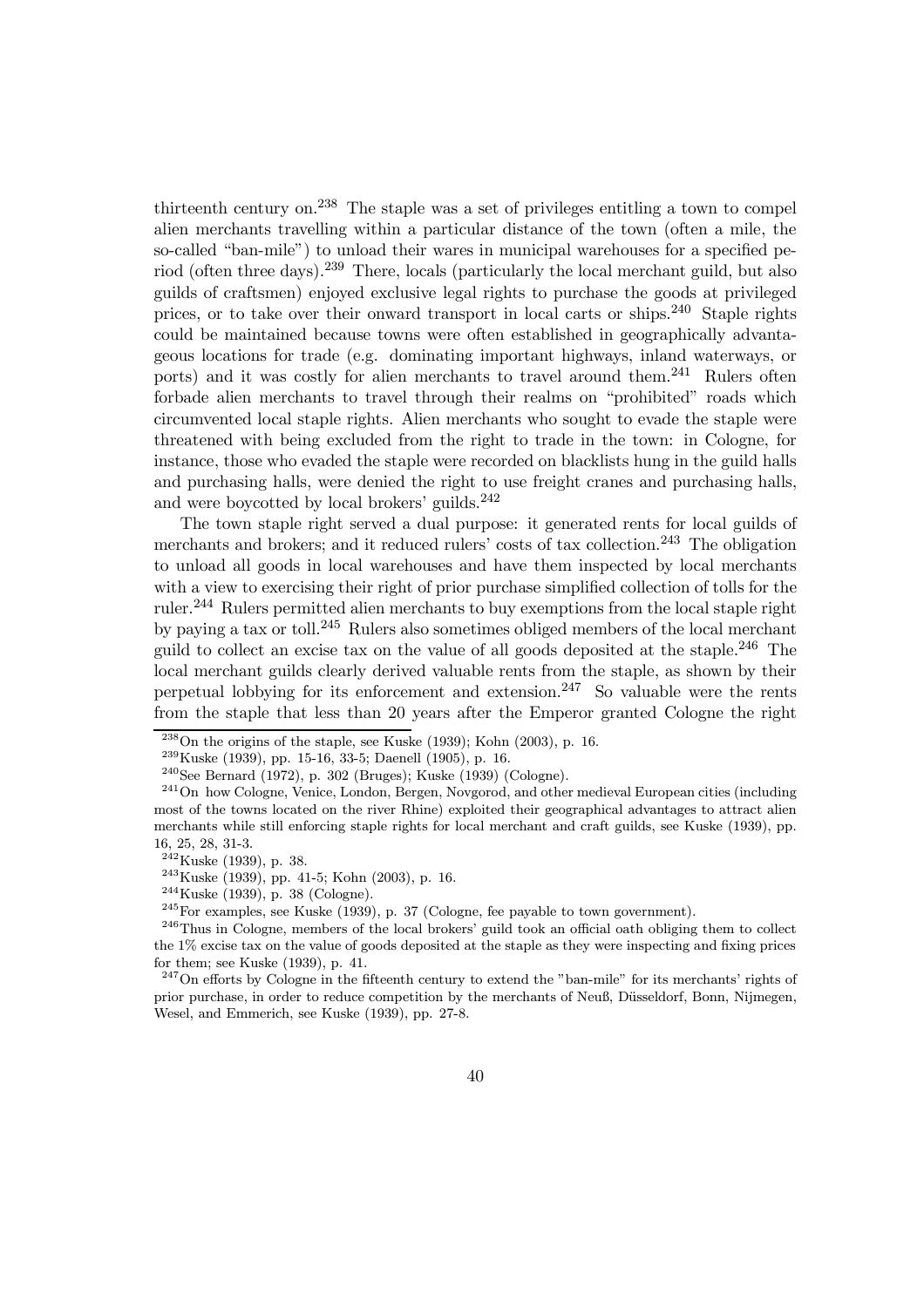thirteenth century on.[238] The staple was a set of privileges entitling a town to compel alien merchants travelling within a particular distance of the town (often a mile, the so-called "ban-mile") to unload their wares in municipal warehouses for a specified period (often three days).[239] There, locals (particularly the local merchant guild, but also guilds of craftsmen) enjoyed exclusive legal rights to purchase the goods at privileged prices, or to take over their onward transport in local carts or ships.[240] Staple rights could be maintained because towns were often established in geographically advantageous locations for trade (e.g. dominating important highways, inland waterways, or ports) and it was costly for alien merchants to travel around them.[241] Rulers often forbade alien merchants to travel through their realms on "prohibited" roads which circumvented local staple rights. Alien merchants who sought to evade the staple were threatened with being excluded from the right to trade in the town: in Cologne, for instance, those who evaded the staple were recorded on blacklists hung in the guild halls and purchasing halls, were denied the right to use freight cranes and purchasing halls, and were boycotted by local brokers' guilds.[242]

The town staple right served a dual purpose: it generated rents for local guilds of merchants and brokers; and it reduced rulers' costs of tax collection.[243] The obligation to unload all goods in local warehouses and have them inspected by local merchants with a view to exercising their right of prior purchase simplified collection of tolls for the ruler.[244] Rulers permitted alien merchants to buy exemptions from the local staple right by paying a tax or toll.[245] Rulers also sometimes obliged members of the local merchant guild to collect an excise tax on the value of all goods deposited at the staple.[246] The local merchant guilds clearly derived valuable rents from the staple, as shown by their perpetual lobbying for its enforcement and extension.[247] So valuable were the rents from the staple that less than 20 years after the Emperor granted Cologne the right

[238] On the origins of the staple, see Kuske (1939); Kohn (2003), p. 16.

[239] Kuske (1939), pp. 15-16, 33-5; Daenell (1905), p. 16.

[240] See Bernard (1972), p. 302 (Bruges); Kuske (1939) (Cologne).

[241] On how Cologne, Venice, London, Bergen, Novgorod, and other medieval European cities (including most of the towns located on the river Rhine) exploited their geographical advantages to attract alien merchants while still enforcing staple rights for local merchant and craft guilds, see Kuske (1939), pp. 16, 25, 28, 31-3.

[242] Kuske (1939), p. 38.

[243] Kuske (1939), pp. 41-5; Kohn (2003), p. 16.

[244] Kuske (1939), p. 38 (Cologne).

[245] For examples, see Kuske (1939), p. 37 (Cologne, fee payable to town government).

[246] Thus in Cologne, members of the local brokers' guild took an official oath obliging them to collect the 1% excise tax on the value of goods deposited at the staple as they were inspecting and fixing prices for them; see Kuske (1939), p. 41.

[247] On efforts by Cologne in the fifteenth century to extend the "ban-mile" for its merchants' rights of prior purchase, in order to reduce competition by the merchants of Neuß, Düsseldorf, Bonn, Nijmegen, Wesel, and Emmerich, see Kuske (1939), pp. 27-8.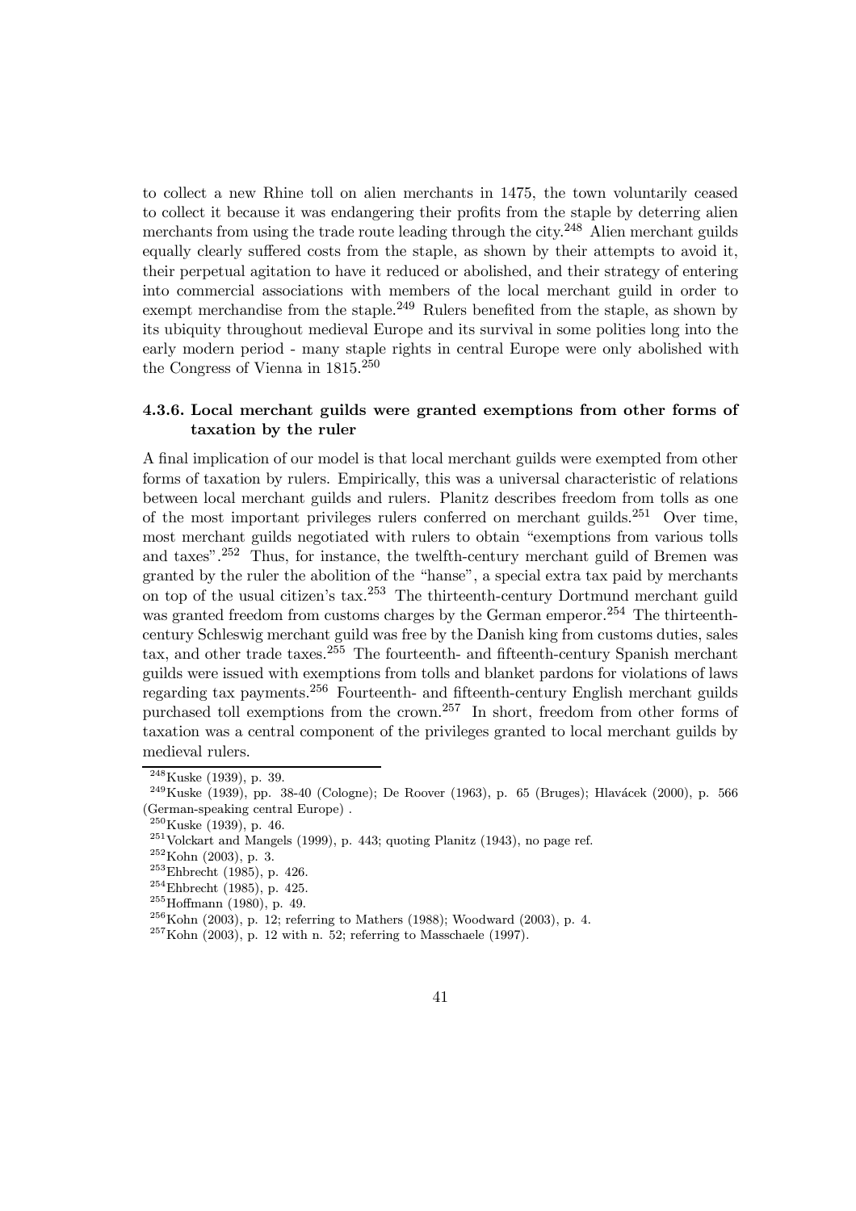to collect a new Rhine toll on alien merchants in 1475, the town voluntarily ceased to collect it because it was endangering their profits from the staple by deterring alien merchants from using the trade route leading through the city.[248] Alien merchant guilds equally clearly suffered costs from the staple, as shown by their attempts to avoid it, their perpetual agitation to have it reduced or abolished, and their strategy of entering into commercial associations with members of the local merchant guild in order to exempt merchandise from the staple.[249] Rulers benefited from the staple, as shown by its ubiquity throughout medieval Europe and its survival in some polities long into the early modern period - many staple rights in central Europe were only abolished with the Congress of Vienna in 1815.[250]

### 4.3.6. Local merchant guilds were granted exemptions from other forms of taxation by the ruler

A final implication of our model is that local merchant guilds were exempted from other forms of taxation by rulers. Empirically, this was a universal characteristic of relations between local merchant guilds and rulers. Planitz describes freedom from tolls as one of the most important privileges rulers conferred on merchant guilds.[251] Over time, most merchant guilds negotiated with rulers to obtain "exemptions from various tolls and taxes".[252] Thus, for instance, the twelfth-century merchant guild of Bremen was granted by the ruler the abolition of the "hanse", a special extra tax paid by merchants on top of the usual citizen's tax.[253] The thirteenth-century Dortmund merchant guild was granted freedom from customs charges by the German emperor.[254] The thirteenth-century Schleswig merchant guild was free by the Danish king from customs duties, sales tax, and other trade taxes.[255] The fourteenth- and fifteenth-century Spanish merchant guilds were issued with exemptions from tolls and blanket pardons for violations of laws regarding tax payments.[256] Fourteenth- and fifteenth-century English merchant guilds purchased toll exemptions from the crown.[257] In short, freedom from other forms of taxation was a central component of the privileges granted to local merchant guilds by medieval rulers.

[248] Kuske (1939), p. 39.

[249] Kuske (1939), pp. 38-40 (Cologne); De Roover (1963), p. 65 (Bruges); Hlavácek (2000), p. 566 (German-speaking central Europe) .

[250] Kuske (1939), p. 46.

[251] Volckart and Mangels (1999), p. 443; quoting Planitz (1943), no page ref.

[252] Kohn (2003), p. 3.

[253] Ehbrecht (1985), p. 426.

[254] Ehbrecht (1985), p. 425.

[255] Hoffmann (1980), p. 49.

[256] Kohn (2003), p. 12; referring to Mathers (1988); Woodward (2003), p. 4.

[257] Kohn (2003), p. 12 with n. 52; referring to Masschaele (1997).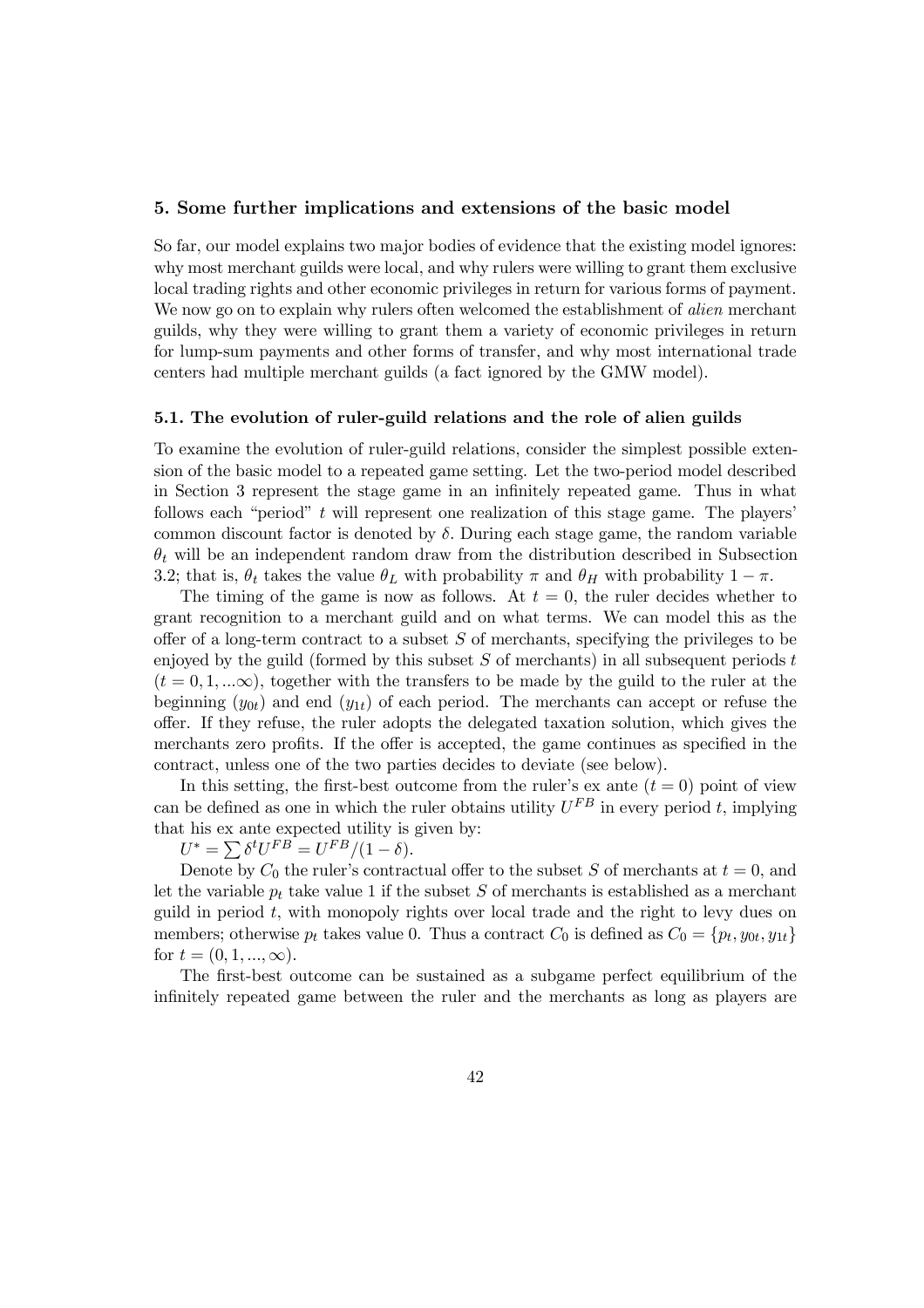## 5. Some further implications and extensions of the basic model

So far, our model explains two major bodies of evidence that the existing model ignores: why most merchant guilds were local, and why rulers were willing to grant them exclusive local trading rights and other economic privileges in return for various forms of payment. We now go on to explain why rulers often welcomed the establishment of *alien* merchant guilds, why they were willing to grant them a variety of economic privileges in return for lump-sum payments and other forms of transfer, and why most international trade centers had multiple merchant guilds (a fact ignored by the GMW model).

### 5.1. The evolution of ruler-guild relations and the role of alien guilds

To examine the evolution of ruler-guild relations, consider the simplest possible extension of the basic model to a repeated game setting. Let the two-period model described in Section 3 represent the stage game in an infinitely repeated game. Thus in what follows each "period" $t$ will represent one realization of this stage game. The players' common discount factor is denoted by $\delta$. During each stage game, the random variable $\theta_t$ will be an independent random draw from the distribution described in Subsection 3.2; that is, $\theta_t$ takes the value $\theta_L$ with probability $\pi$ and $\theta_H$ with probability $1-\pi$.

The timing of the game is now as follows. At $t=0$, the ruler decides whether to grant recognition to a merchant guild and on what terms. We can model this as the offer of a long-term contract to a subset $S$ of merchants, specifying the privileges to be enjoyed by the guild (formed by this subset $S$ of merchants) in all subsequent periods $t$ ($t = 0, 1, ...\infty$), together with the transfers to be made by the guild to the ruler at the beginning ($y_{0t}$) and end ($y_{1t}$) of each period. The merchants can accept or refuse the offer. If they refuse, the ruler adopts the delegated taxation solution, which gives the merchants zero profits. If the offer is accepted, the game continues as specified in the contract, unless one of the two parties decides to deviate (see below).

In this setting, the first-best outcome from the ruler's ex ante ($t=0$) point of view can be defined as one in which the ruler obtains utility $U^{FB}$ in every period $t$, implying that his ex ante expected utility is given by:

$U^* = \sum \delta^t U^{FB} = U^{FB}/(1-\delta)$.

Denote by $C_0$ the ruler's contractual offer to the subset $S$ of merchants at $t=0$, and let the variable $p_t$ take value 1 if the subset $S$ of merchants is established as a merchant guild in period $t$, with monopoly rights over local trade and the right to levy dues on members; otherwise $p_t$ takes value 0. Thus a contract $C_0$ is defined as $C_0 = \{p_t, y_{0t}, y_{1t}\}$ for $t = (0, 1, ..., \infty)$.

The first-best outcome can be sustained as a subgame perfect equilibrium of the infinitely repeated game between the ruler and the merchants as long as players are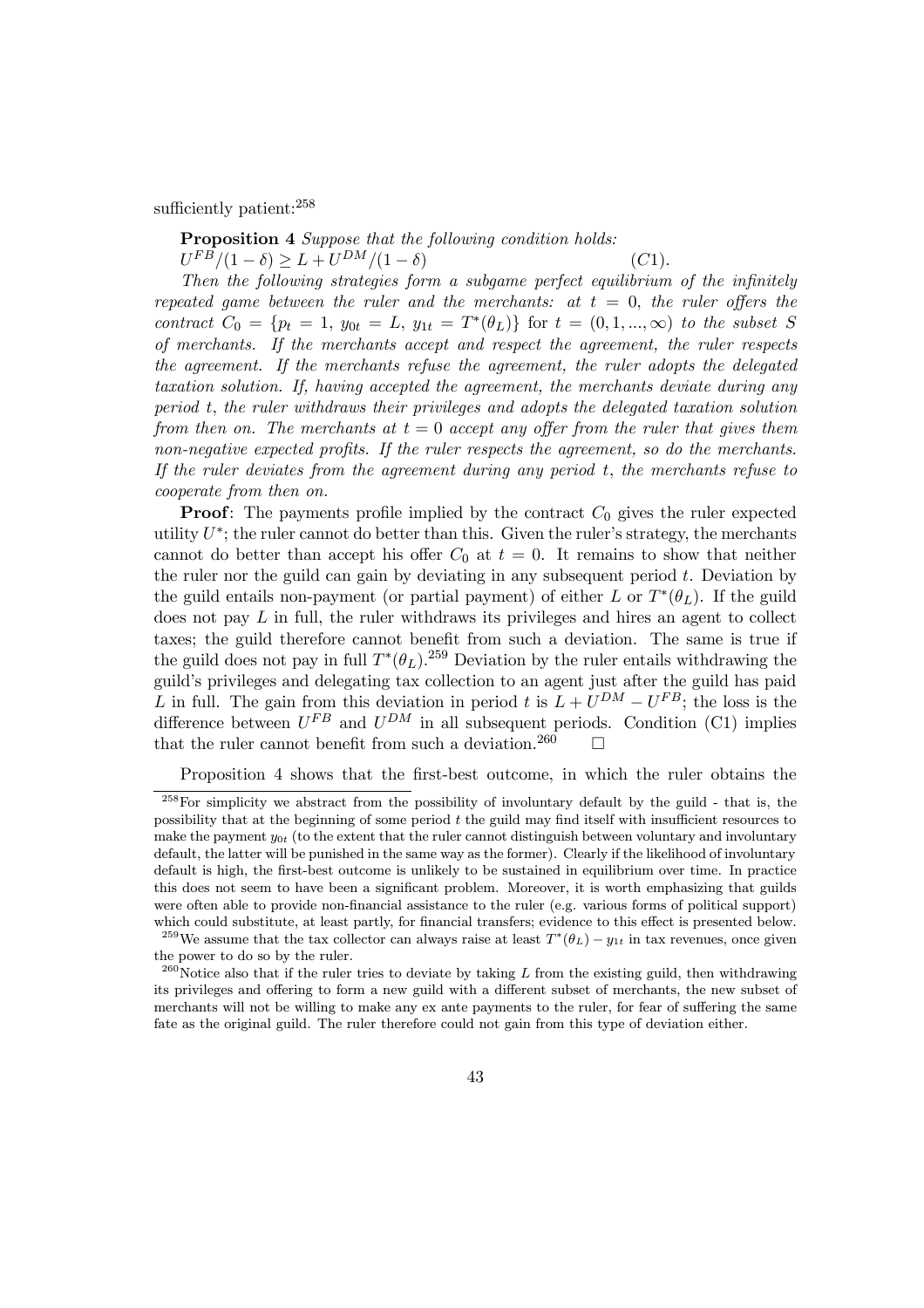sufficiently patient:[258]

**Proposition 4** *Suppose that the following condition holds:*
$U^{FB}/(1-\delta) \geq L + U^{DM}/(1-\delta)$ (C1).

*Then the following strategies form a subgame perfect equilibrium of the infinitely repeated game between the ruler and the merchants: at $t=0$, the ruler offers the contract $C_0 = \{p_t = 1,\ y_{0t} = L,\ y_{1t} = T^*(\theta_L)\}$ for $t = (0, 1, ..., \infty)$ to the subset $S$ of merchants. If the merchants accept and respect the agreement, the ruler respects the agreement. If the merchants refuse the agreement, the ruler adopts the delegated taxation solution. If, having accepted the agreement, the merchants deviate during any period $t$, the ruler withdraws their privileges and adopts the delegated taxation solution from then on. The merchants at $t = 0$ accept any offer from the ruler that gives them non-negative expected profits. If the ruler respects the agreement, so do the merchants. If the ruler deviates from the agreement during any period $t$, the merchants refuse to cooperate from then on.*

**Proof**: The payments profile implied by the contract $C_0$ gives the ruler expected utility $U^*$; the ruler cannot do better than this. Given the ruler's strategy, the merchants cannot do better than accept his offer $C_0$ at $t = 0$. It remains to show that neither the ruler nor the guild can gain by deviating in any subsequent period $t$. Deviation by the guild entails non-payment (or partial payment) of either $L$ or $T^*(\theta_L)$. If the guild does not pay $L$ in full, the ruler withdraws its privileges and hires an agent to collect taxes; the guild therefore cannot benefit from such a deviation. The same is true if the guild does not pay in full $T^*(\theta_L)$.[259] Deviation by the ruler entails withdrawing the guild's privileges and delegating tax collection to an agent just after the guild has paid $L$ in full. The gain from this deviation in period $t$ is $L + U^{DM} - U^{FB}$; the loss is the difference between $U^{FB}$ and $U^{DM}$ in all subsequent periods. Condition (C1) implies that the ruler cannot benefit from such a deviation.[260] $\square$

Proposition 4 shows that the first-best outcome, in which the ruler obtains the

[258] For simplicity we abstract from the possibility of involuntary default by the guild - that is, the possibility that at the beginning of some period $t$ the guild may find itself with insufficient resources to make the payment $y_{0t}$ (to the extent that the ruler cannot distinguish between voluntary and involuntary default, the latter will be punished in the same way as the former). Clearly if the likelihood of involuntary default is high, the first-best outcome is unlikely to be sustained in equilibrium over time. In practice this does not seem to have been a significant problem. Moreover, it is worth emphasizing that guilds were often able to provide non-financial assistance to the ruler (e.g. various forms of political support) which could substitute, at least partly, for financial transfers; evidence to this effect is presented below.

[259] We assume that the tax collector can always raise at least $T^*(\theta_L) - y_{1t}$ in tax revenues, once given the power to do so by the ruler.

[260] Notice also that if the ruler tries to deviate by taking $L$ from the existing guild, then withdrawing its privileges and offering to form a new guild with a different subset of merchants, the new subset of merchants will not be willing to make any ex ante payments to the ruler, for fear of suffering the same fate as the original guild. The ruler therefore could not gain from this type of deviation either.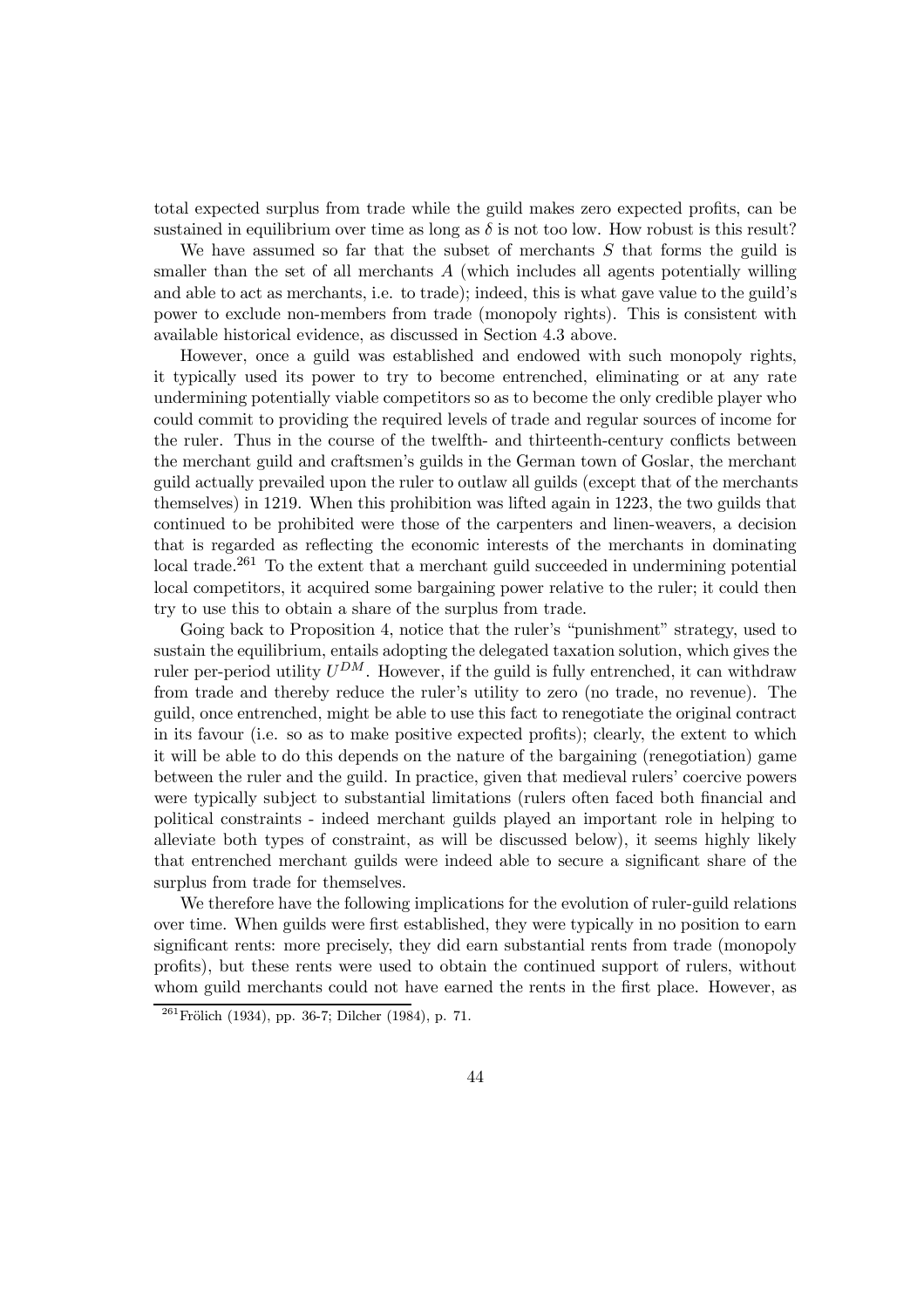total expected surplus from trade while the guild makes zero expected profits, can be sustained in equilibrium over time as long as $\delta$ is not too low. How robust is this result?

We have assumed so far that the subset of merchants $S$ that forms the guild is smaller than the set of all merchants $A$ (which includes all agents potentially willing and able to act as merchants, i.e. to trade); indeed, this is what gave value to the guild's power to exclude non-members from trade (monopoly rights). This is consistent with available historical evidence, as discussed in Section 4.3 above.

However, once a guild was established and endowed with such monopoly rights, it typically used its power to try to become entrenched, eliminating or at any rate undermining potentially viable competitors so as to become the only credible player who could commit to providing the required levels of trade and regular sources of income for the ruler. Thus in the course of the twelfth- and thirteenth-century conflicts between the merchant guild and craftsmen's guilds in the German town of Goslar, the merchant guild actually prevailed upon the ruler to outlaw all guilds (except that of the merchants themselves) in 1219. When this prohibition was lifted again in 1223, the two guilds that continued to be prohibited were those of the carpenters and linen-weavers, a decision that is regarded as reflecting the economic interests of the merchants in dominating local trade.[261] To the extent that a merchant guild succeeded in undermining potential local competitors, it acquired some bargaining power relative to the ruler; it could then try to use this to obtain a share of the surplus from trade.

Going back to Proposition 4, notice that the ruler's "punishment" strategy, used to sustain the equilibrium, entails adopting the delegated taxation solution, which gives the ruler per-period utility $U^{DM}$. However, if the guild is fully entrenched, it can withdraw from trade and thereby reduce the ruler's utility to zero (no trade, no revenue). The guild, once entrenched, might be able to use this fact to renegotiate the original contract in its favour (i.e. so as to make positive expected profits); clearly, the extent to which it will be able to do this depends on the nature of the bargaining (renegotiation) game between the ruler and the guild. In practice, given that medieval rulers' coercive powers were typically subject to substantial limitations (rulers often faced both financial and political constraints - indeed merchant guilds played an important role in helping to alleviate both types of constraint, as will be discussed below), it seems highly likely that entrenched merchant guilds were indeed able to secure a significant share of the surplus from trade for themselves.

We therefore have the following implications for the evolution of ruler-guild relations over time. When guilds were first established, they were typically in no position to earn significant rents: more precisely, they did earn substantial rents from trade (monopoly profits), but these rents were used to obtain the continued support of rulers, without whom guild merchants could not have earned the rents in the first place. However, as

[261] Frölich (1934), pp. 36-7; Dilcher (1984), p. 71.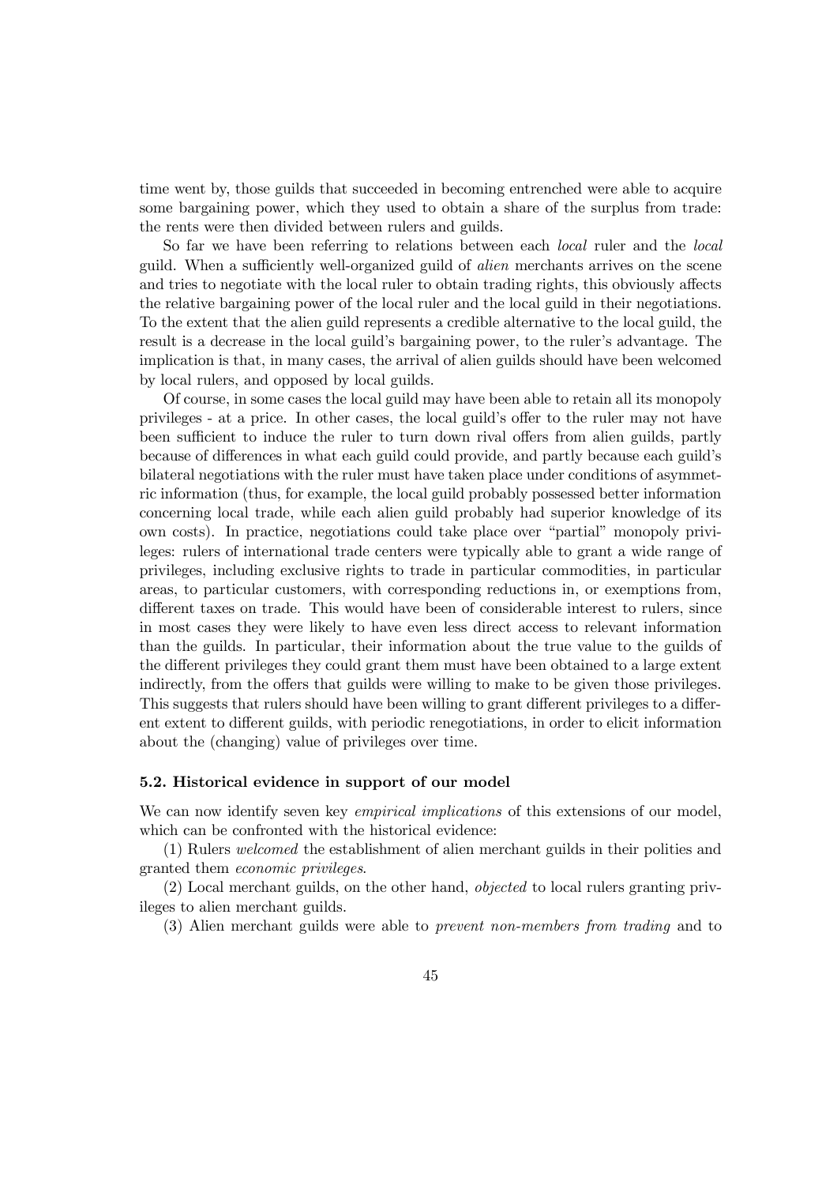time went by, those guilds that succeeded in becoming entrenched were able to acquire some bargaining power, which they used to obtain a share of the surplus from trade: the rents were then divided between rulers and guilds.

So far we have been referring to relations between each *local* ruler and the *local* guild. When a sufficiently well-organized guild of *alien* merchants arrives on the scene and tries to negotiate with the local ruler to obtain trading rights, this obviously affects the relative bargaining power of the local ruler and the local guild in their negotiations. To the extent that the alien guild represents a credible alternative to the local guild, the result is a decrease in the local guild's bargaining power, to the ruler's advantage. The implication is that, in many cases, the arrival of alien guilds should have been welcomed by local rulers, and opposed by local guilds.

Of course, in some cases the local guild may have been able to retain all its monopoly privileges - at a price. In other cases, the local guild's offer to the ruler may not have been sufficient to induce the ruler to turn down rival offers from alien guilds, partly because of differences in what each guild could provide, and partly because each guild's bilateral negotiations with the ruler must have taken place under conditions of asymmetric information (thus, for example, the local guild probably possessed better information concerning local trade, while each alien guild probably had superior knowledge of its own costs). In practice, negotiations could take place over "partial" monopoly privileges: rulers of international trade centers were typically able to grant a wide range of privileges, including exclusive rights to trade in particular commodities, in particular areas, to particular customers, with corresponding reductions in, or exemptions from, different taxes on trade. This would have been of considerable interest to rulers, since in most cases they were likely to have even less direct access to relevant information than the guilds. In particular, their information about the true value to the guilds of the different privileges they could grant them must have been obtained to a large extent indirectly, from the offers that guilds were willing to make to be given those privileges. This suggests that rulers should have been willing to grant different privileges to a different extent to different guilds, with periodic renegotiations, in order to elicit information about the (changing) value of privileges over time.

### 5.2. Historical evidence in support of our model

We can now identify seven key *empirical implications* of this extensions of our model, which can be confronted with the historical evidence:

(1) Rulers *welcomed* the establishment of alien merchant guilds in their polities and granted them *economic privileges*.

(2) Local merchant guilds, on the other hand, *objected* to local rulers granting privileges to alien merchant guilds.

(3) Alien merchant guilds were able to *prevent non-members from trading* and to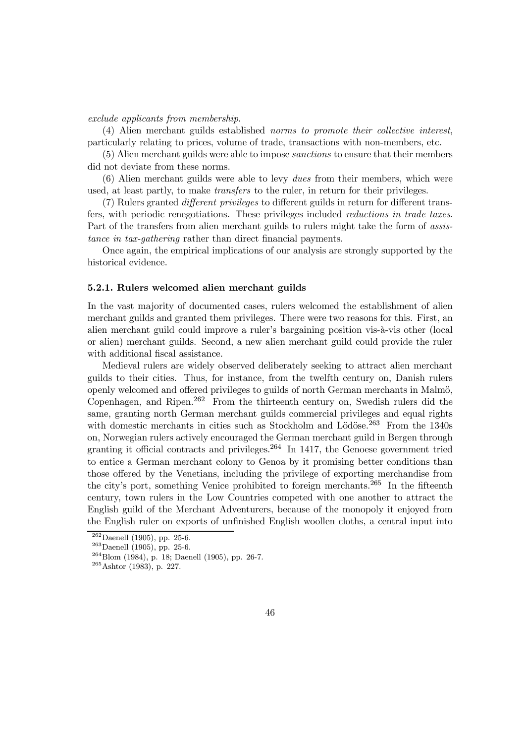*exclude applicants from membership*.

(4) Alien merchant guilds established *norms to promote their collective interest*, particularly relating to prices, volume of trade, transactions with non-members, etc.

(5) Alien merchant guilds were able to impose *sanctions* to ensure that their members did not deviate from these norms.

(6) Alien merchant guilds were able to levy *dues* from their members, which were used, at least partly, to make *transfers* to the ruler, in return for their privileges.

(7) Rulers granted *different privileges* to different guilds in return for different transfers, with periodic renegotiations. These privileges included *reductions in trade taxes*. Part of the transfers from alien merchant guilds to rulers might take the form of *assistance in tax-gathering* rather than direct financial payments.

Once again, the empirical implications of our analysis are strongly supported by the historical evidence.

### 5.2.1. Rulers welcomed alien merchant guilds

In the vast majority of documented cases, rulers welcomed the establishment of alien merchant guilds and granted them privileges. There were two reasons for this. First, an alien merchant guild could improve a ruler's bargaining position vis-à-vis other (local or alien) merchant guilds. Second, a new alien merchant guild could provide the ruler with additional fiscal assistance.

Medieval rulers are widely observed deliberately seeking to attract alien merchant guilds to their cities. Thus, for instance, from the twelfth century on, Danish rulers openly welcomed and offered privileges to guilds of north German merchants in Malmö, Copenhagen, and Ripen.[262] From the thirteenth century on, Swedish rulers did the same, granting north German merchant guilds commercial privileges and equal rights with domestic merchants in cities such as Stockholm and Lödöse.[263] From the 1340s on, Norwegian rulers actively encouraged the German merchant guild in Bergen through granting it official contracts and privileges.[264] In 1417, the Genoese government tried to entice a German merchant colony to Genoa by it promising better conditions than those offered by the Venetians, including the privilege of exporting merchandise from the city's port, something Venice prohibited to foreign merchants.[265] In the fifteenth century, town rulers in the Low Countries competed with one another to attract the English guild of the Merchant Adventurers, because of the monopoly it enjoyed from the English ruler on exports of unfinished English woollen cloths, a central input into

---

[262] Daenell (1905), pp. 25-6.

[263] Daenell (1905), pp. 25-6.

[264] Blom (1984), p. 18; Daenell (1905), pp. 26-7.

[265] Ashtor (1983), p. 227.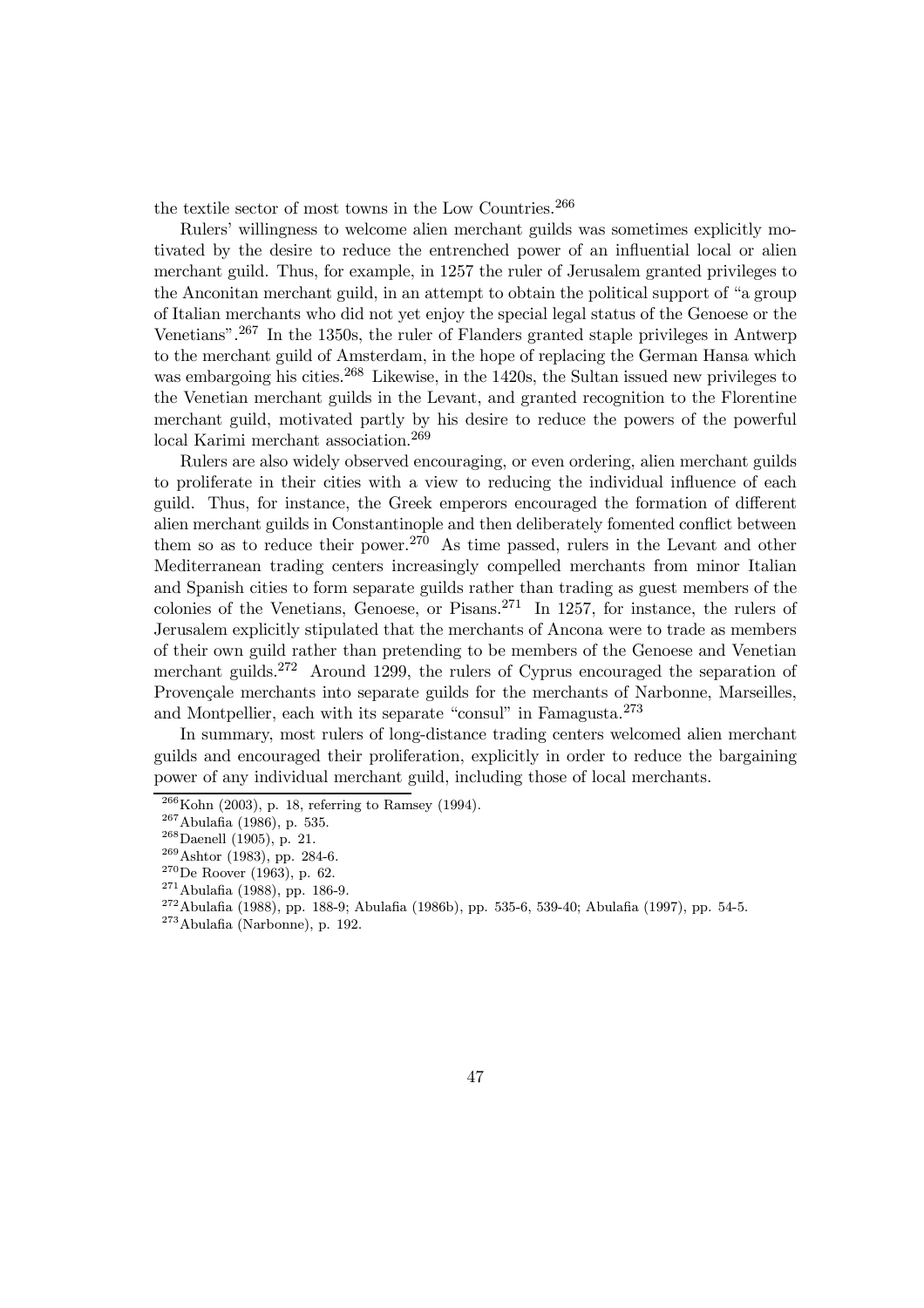the textile sector of most towns in the Low Countries.[266]

Rulers' willingness to welcome alien merchant guilds was sometimes explicitly motivated by the desire to reduce the entrenched power of an influential local or alien merchant guild. Thus, for example, in 1257 the ruler of Jerusalem granted privileges to the Anconitan merchant guild, in an attempt to obtain the political support of "a group of Italian merchants who did not yet enjoy the special legal status of the Genoese or the Venetians".[267] In the 1350s, the ruler of Flanders granted staple privileges in Antwerp to the merchant guild of Amsterdam, in the hope of replacing the German Hansa which was embargoing his cities.[268] Likewise, in the 1420s, the Sultan issued new privileges to the Venetian merchant guilds in the Levant, and granted recognition to the Florentine merchant guild, motivated partly by his desire to reduce the powers of the powerful local Karimi merchant association.[269]

Rulers are also widely observed encouraging, or even ordering, alien merchant guilds to proliferate in their cities with a view to reducing the individual influence of each guild. Thus, for instance, the Greek emperors encouraged the formation of different alien merchant guilds in Constantinople and then deliberately fomented conflict between them so as to reduce their power.[270] As time passed, rulers in the Levant and other Mediterranean trading centers increasingly compelled merchants from minor Italian and Spanish cities to form separate guilds rather than trading as guest members of the colonies of the Venetians, Genoese, or Pisans.[271] In 1257, for instance, the rulers of Jerusalem explicitly stipulated that the merchants of Ancona were to trade as members of their own guild rather than pretending to be members of the Genoese and Venetian merchant guilds.[272] Around 1299, the rulers of Cyprus encouraged the separation of Provençale merchants into separate guilds for the merchants of Narbonne, Marseilles, and Montpellier, each with its separate "consul" in Famagusta.[273]

In summary, most rulers of long-distance trading centers welcomed alien merchant guilds and encouraged their proliferation, explicitly in order to reduce the bargaining power of any individual merchant guild, including those of local merchants.

[266] Kohn (2003), p. 18, referring to Ramsey (1994).

[267] Abulafia (1986), p. 535.

[268] Daenell (1905), p. 21.

[269] Ashtor (1983), pp. 284-6.

[270] De Roover (1963), p. 62.

[271] Abulafia (1988), pp. 186-9.

[272] Abulafia (1988), pp. 188-9; Abulafia (1986b), pp. 535-6, 539-40; Abulafia (1997), pp. 54-5.

[273] Abulafia (Narbonne), p. 192.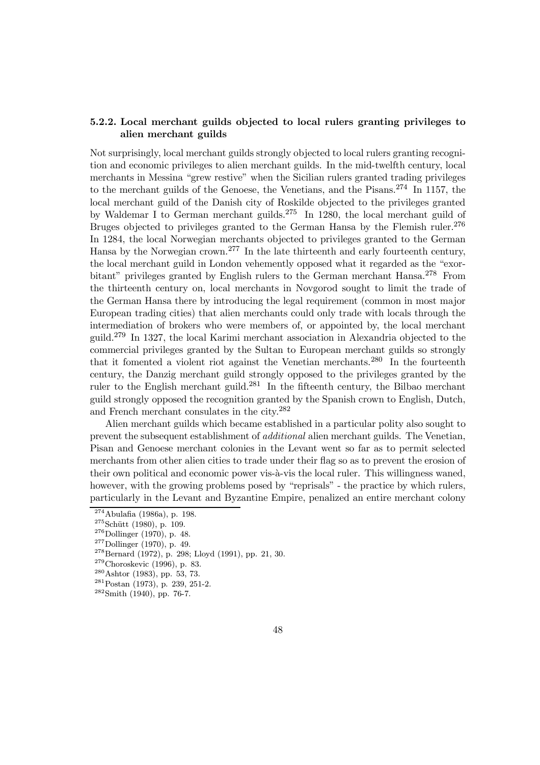### 5.2.2. Local merchant guilds objected to local rulers granting privileges to alien merchant guilds

Not surprisingly, local merchant guilds strongly objected to local rulers granting recognition and economic privileges to alien merchant guilds. In the mid-twelfth century, local merchants in Messina "grew restive" when the Sicilian rulers granted trading privileges to the merchant guilds of the Genoese, the Venetians, and the Pisans.[274] In 1157, the local merchant guild of the Danish city of Roskilde objected to the privileges granted by Waldemar I to German merchant guilds.[275] In 1280, the local merchant guild of Bruges objected to privileges granted to the German Hansa by the Flemish ruler.[276] In 1284, the local Norwegian merchants objected to privileges granted to the German Hansa by the Norwegian crown.[277] In the late thirteenth and early fourteenth century, the local merchant guild in London vehemently opposed what it regarded as the "exorbitant" privileges granted by English rulers to the German merchant Hansa.[278] From the thirteenth century on, local merchants in Novgorod sought to limit the trade of the German Hansa there by introducing the legal requirement (common in most major European trading cities) that alien merchants could only trade with locals through the intermediation of brokers who were members of, or appointed by, the local merchant guild.[279] In 1327, the local Karimi merchant association in Alexandria objected to the commercial privileges granted by the Sultan to European merchant guilds so strongly that it fomented a violent riot against the Venetian merchants.[280] In the fourteenth century, the Danzig merchant guild strongly opposed to the privileges granted by the ruler to the English merchant guild.[281] In the fifteenth century, the Bilbao merchant guild strongly opposed the recognition granted by the Spanish crown to English, Dutch, and French merchant consulates in the city.[282]

Alien merchant guilds which became established in a particular polity also sought to prevent the subsequent establishment of *additional* alien merchant guilds. The Venetian, Pisan and Genoese merchant colonies in the Levant went so far as to permit selected merchants from other alien cities to trade under their flag so as to prevent the erosion of their own political and economic power vis-à-vis the local ruler. This willingness waned, however, with the growing problems posed by "reprisals" - the practice by which rulers, particularly in the Levant and Byzantine Empire, penalized an entire merchant colony

[274] Abulafia (1986a), p. 198.

[275] Schütt (1980), p. 109.

[276] Dollinger (1970), p. 48.

[277] Dollinger (1970), p. 49.

[278] Bernard (1972), p. 298; Lloyd (1991), pp. 21, 30.

[279] Choroskevic (1996), p. 83.

[280] Ashtor (1983), pp. 53, 73.

[281] Postan (1973), p. 239, 251-2.

[282] Smith (1940), pp. 76-7.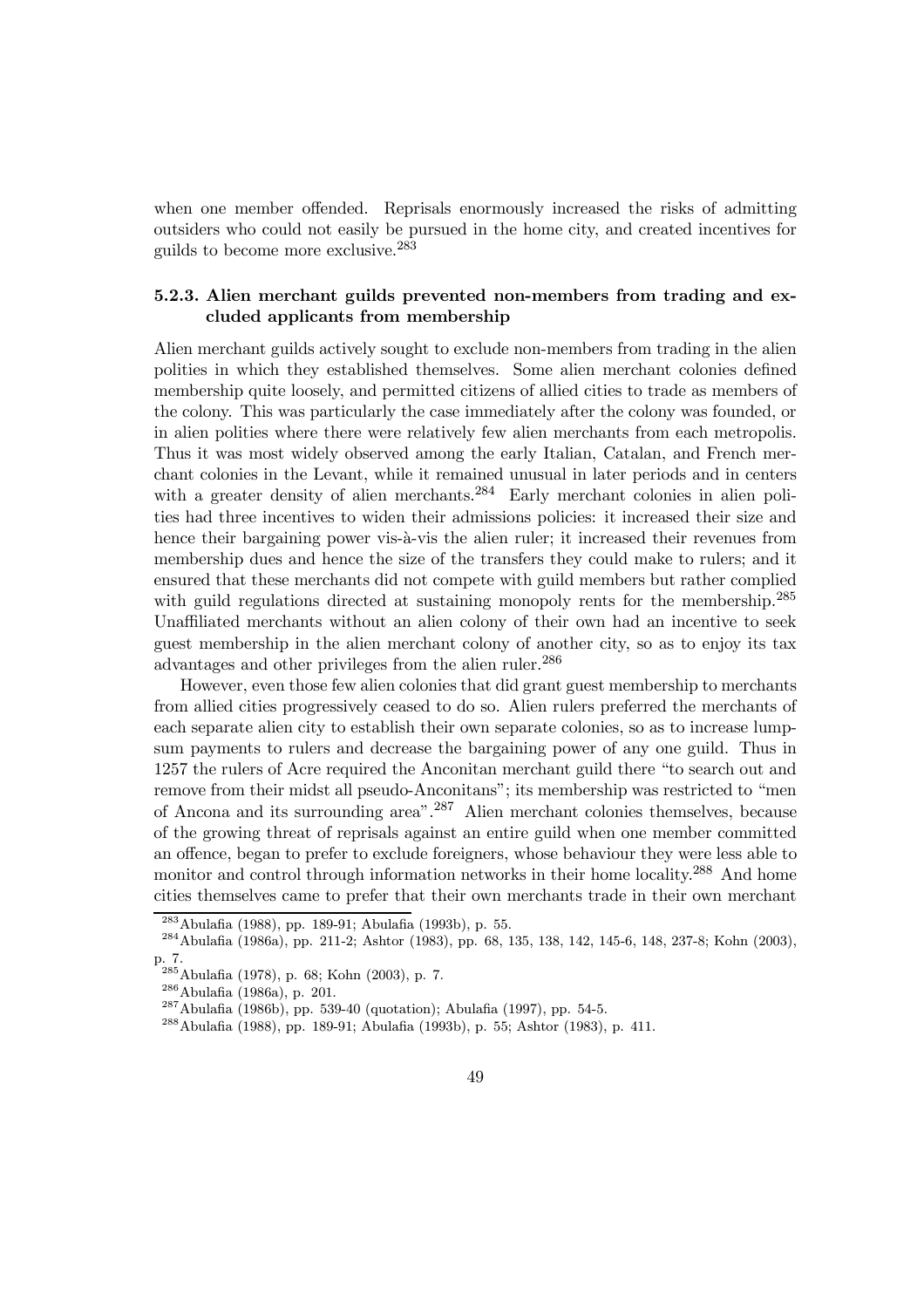when one member offended. Reprisals enormously increased the risks of admitting outsiders who could not easily be pursued in the home city, and created incentives for guilds to become more exclusive.[283]

### 5.2.3. Alien merchant guilds prevented non-members from trading and excluded applicants from membership

Alien merchant guilds actively sought to exclude non-members from trading in the alien polities in which they established themselves. Some alien merchant colonies defined membership quite loosely, and permitted citizens of allied cities to trade as members of the colony. This was particularly the case immediately after the colony was founded, or in alien polities where there were relatively few alien merchants from each metropolis. Thus it was most widely observed among the early Italian, Catalan, and French merchant colonies in the Levant, while it remained unusual in later periods and in centers with a greater density of alien merchants.[284] Early merchant colonies in alien polities had three incentives to widen their admissions policies: it increased their size and hence their bargaining power vis-à-vis the alien ruler; it increased their revenues from membership dues and hence the size of the transfers they could make to rulers; and it ensured that these merchants did not compete with guild members but rather complied with guild regulations directed at sustaining monopoly rents for the membership.[285] Unaffiliated merchants without an alien colony of their own had an incentive to seek guest membership in the alien merchant colony of another city, so as to enjoy its tax advantages and other privileges from the alien ruler.[286]

However, even those few alien colonies that did grant guest membership to merchants from allied cities progressively ceased to do so. Alien rulers preferred the merchants of each separate alien city to establish their own separate colonies, so as to increase lump-sum payments to rulers and decrease the bargaining power of any one guild. Thus in 1257 the rulers of Acre required the Anconitan merchant guild there "to search out and remove from their midst all pseudo-Anconitans"; its membership was restricted to "men of Ancona and its surrounding area".[287] Alien merchant colonies themselves, because of the growing threat of reprisals against an entire guild when one member committed an offence, began to prefer to exclude foreigners, whose behaviour they were less able to monitor and control through information networks in their home locality.[288] And home cities themselves came to prefer that their own merchants trade in their own merchant

[283] Abulafia (1988), pp. 189-91; Abulafia (1993b), p. 55.

[284] Abulafia (1986a), pp. 211-2; Ashtor (1983), pp. 68, 135, 138, 142, 145-6, 148, 237-8; Kohn (2003), p. 7.

[285] Abulafia (1978), p. 68; Kohn (2003), p. 7.

[286] Abulafia (1986a), p. 201.

[287] Abulafia (1986b), pp. 539-40 (quotation); Abulafia (1997), pp. 54-5.

[288] Abulafia (1988), pp. 189-91; Abulafia (1993b), p. 55; Ashtor (1983), p. 411.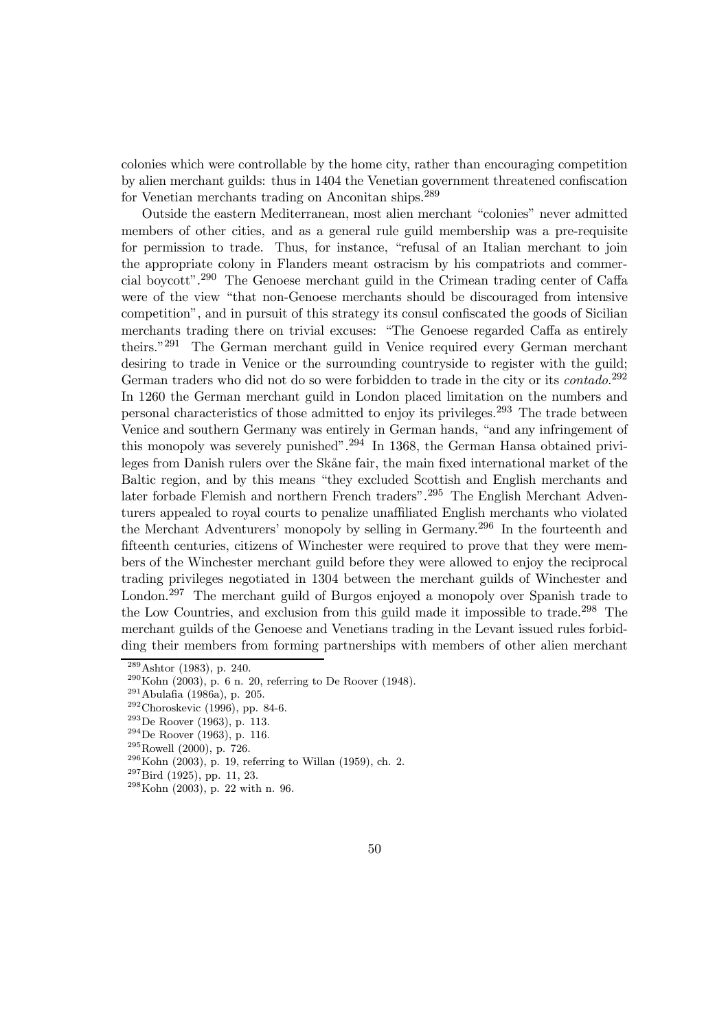colonies which were controllable by the home city, rather than encouraging competition by alien merchant guilds: thus in 1404 the Venetian government threatened confiscation for Venetian merchants trading on Anconitan ships.[289]

Outside the eastern Mediterranean, most alien merchant "colonies" never admitted members of other cities, and as a general rule guild membership was a pre-requisite for permission to trade. Thus, for instance, "refusal of an Italian merchant to join the appropriate colony in Flanders meant ostracism by his compatriots and commercial boycott".[290] The Genoese merchant guild in the Crimean trading center of Caffa were of the view "that non-Genoese merchants should be discouraged from intensive competition", and in pursuit of this strategy its consul confiscated the goods of Sicilian merchants trading there on trivial excuses: "The Genoese regarded Caffa as entirely theirs."[291] The German merchant guild in Venice required every German merchant desiring to trade in Venice or the surrounding countryside to register with the guild; German traders who did not do so were forbidden to trade in the city or its *contado*.[292] In 1260 the German merchant guild in London placed limitation on the numbers and personal characteristics of those admitted to enjoy its privileges.[293] The trade between Venice and southern Germany was entirely in German hands, "and any infringement of this monopoly was severely punished".[294] In 1368, the German Hansa obtained privileges from Danish rulers over the Skåne fair, the main fixed international market of the Baltic region, and by this means "they excluded Scottish and English merchants and later forbade Flemish and northern French traders".[295] The English Merchant Adventurers appealed to royal courts to penalize unaffiliated English merchants who violated the Merchant Adventurers' monopoly by selling in Germany.[296] In the fourteenth and fifteenth centuries, citizens of Winchester were required to prove that they were members of the Winchester merchant guild before they were allowed to enjoy the reciprocal trading privileges negotiated in 1304 between the merchant guilds of Winchester and London.[297] The merchant guild of Burgos enjoyed a monopoly over Spanish trade to the Low Countries, and exclusion from this guild made it impossible to trade.[298] The merchant guilds of the Genoese and Venetians trading in the Levant issued rules forbidding their members from forming partnerships with members of other alien merchant

[289] Ashtor (1983), p. 240.

[290] Kohn (2003), p. 6 n. 20, referring to De Roover (1948).

[291] Abulafia (1986a), p. 205.

[292] Choroskevic (1996), pp. 84-6.

[293] De Roover (1963), p. 113.

[294] De Roover (1963), p. 116.

[295] Rowell (2000), p. 726.

[296] Kohn (2003), p. 19, referring to Willan (1959), ch. 2.

[297] Bird (1925), pp. 11, 23.

[298] Kohn (2003), p. 22 with n. 96.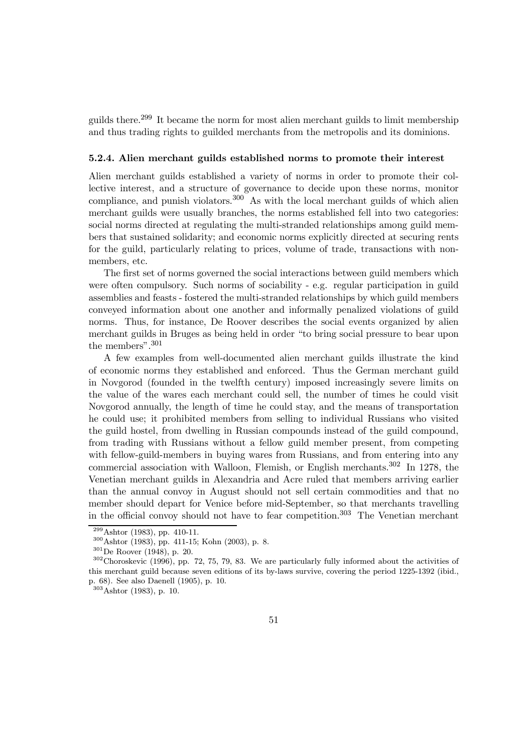guilds there.[299] It became the norm for most alien merchant guilds to limit membership and thus trading rights to guilded merchants from the metropolis and its dominions.

### 5.2.4. Alien merchant guilds established norms to promote their interest

Alien merchant guilds established a variety of norms in order to promote their collective interest, and a structure of governance to decide upon these norms, monitor compliance, and punish violators.[300] As with the local merchant guilds of which alien merchant guilds were usually branches, the norms established fell into two categories: social norms directed at regulating the multi-stranded relationships among guild members that sustained solidarity; and economic norms explicitly directed at securing rents for the guild, particularly relating to prices, volume of trade, transactions with non-members, etc.

The first set of norms governed the social interactions between guild members which were often compulsory. Such norms of sociability - e.g. regular participation in guild assemblies and feasts - fostered the multi-stranded relationships by which guild members conveyed information about one another and informally penalized violations of guild norms. Thus, for instance, De Roover describes the social events organized by alien merchant guilds in Bruges as being held in order "to bring social pressure to bear upon the members".[301]

A few examples from well-documented alien merchant guilds illustrate the kind of economic norms they established and enforced. Thus the German merchant guild in Novgorod (founded in the twelfth century) imposed increasingly severe limits on the value of the wares each merchant could sell, the number of times he could visit Novgorod annually, the length of time he could stay, and the means of transportation he could use; it prohibited members from selling to individual Russians who visited the guild hostel, from dwelling in Russian compounds instead of the guild compound, from trading with Russians without a fellow guild member present, from competing with fellow-guild-members in buying wares from Russians, and from entering into any commercial association with Walloon, Flemish, or English merchants.[302] In 1278, the Venetian merchant guilds in Alexandria and Acre ruled that members arriving earlier than the annual convoy in August should not sell certain commodities and that no member should depart for Venice before mid-September, so that merchants travelling in the official convoy should not have to fear competition.[303] The Venetian merchant

---

[299] Ashtor (1983), pp. 410-11.

[300] Ashtor (1983), pp. 411-15; Kohn (2003), p. 8.

[301] De Roover (1948), p. 20.

[302] Choroskevic (1996), pp. 72, 75, 79, 83. We are particularly fully informed about the activities of this merchant guild because seven editions of its by-laws survive, covering the period 1225-1392 (ibid., p. 68). See also Daenell (1905), p. 10.

[303] Ashtor (1983), p. 10.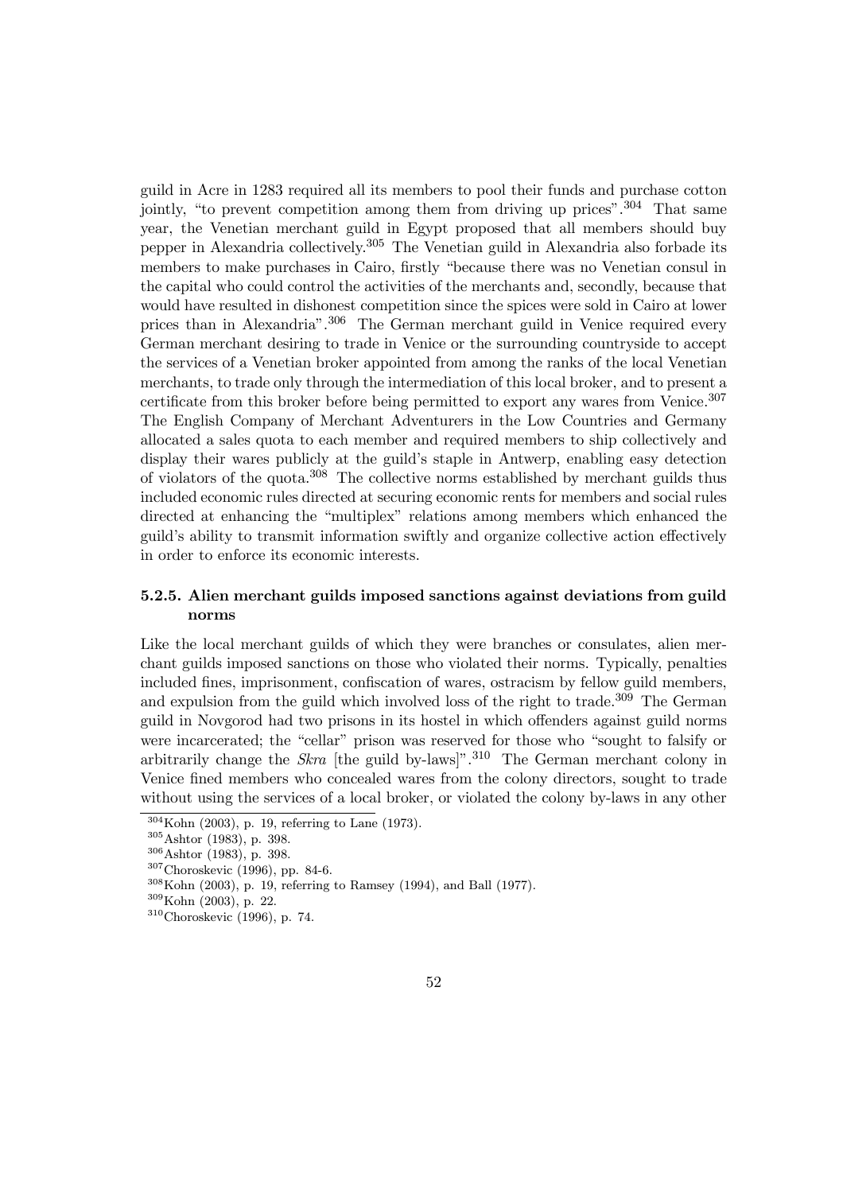guild in Acre in 1283 required all its members to pool their funds and purchase cotton jointly, "to prevent competition among them from driving up prices".[304] That same year, the Venetian merchant guild in Egypt proposed that all members should buy pepper in Alexandria collectively.[305] The Venetian guild in Alexandria also forbade its members to make purchases in Cairo, firstly "because there was no Venetian consul in the capital who could control the activities of the merchants and, secondly, because that would have resulted in dishonest competition since the spices were sold in Cairo at lower prices than in Alexandria".[306] The German merchant guild in Venice required every German merchant desiring to trade in Venice or the surrounding countryside to accept the services of a Venetian broker appointed from among the ranks of the local Venetian merchants, to trade only through the intermediation of this local broker, and to present a certificate from this broker before being permitted to export any wares from Venice.[307] The English Company of Merchant Adventurers in the Low Countries and Germany allocated a sales quota to each member and required members to ship collectively and display their wares publicly at the guild's staple in Antwerp, enabling easy detection of violators of the quota.[308] The collective norms established by merchant guilds thus included economic rules directed at securing economic rents for members and social rules directed at enhancing the "multiplex" relations among members which enhanced the guild's ability to transmit information swiftly and organize collective action effectively in order to enforce its economic interests.

### 5.2.5. Alien merchant guilds imposed sanctions against deviations from guild norms

Like the local merchant guilds of which they were branches or consulates, alien merchant guilds imposed sanctions on those who violated their norms. Typically, penalties included fines, imprisonment, confiscation of wares, ostracism by fellow guild members, and expulsion from the guild which involved loss of the right to trade.[309] The German guild in Novgorod had two prisons in its hostel in which offenders against guild norms were incarcerated; the "cellar" prison was reserved for those who "sought to falsify or arbitrarily change the *Skra* [the guild by-laws]".[310] The German merchant colony in Venice fined members who concealed wares from the colony directors, sought to trade without using the services of a local broker, or violated the colony by-laws in any other

[304] Kohn (2003), p. 19, referring to Lane (1973).

[305] Ashtor (1983), p. 398.

[306] Ashtor (1983), p. 398.

[307] Choroskevic (1996), pp. 84-6.

[308] Kohn (2003), p. 19, referring to Ramsey (1994), and Ball (1977).

[309] Kohn (2003), p. 22.

[310] Choroskevic (1996), p. 74.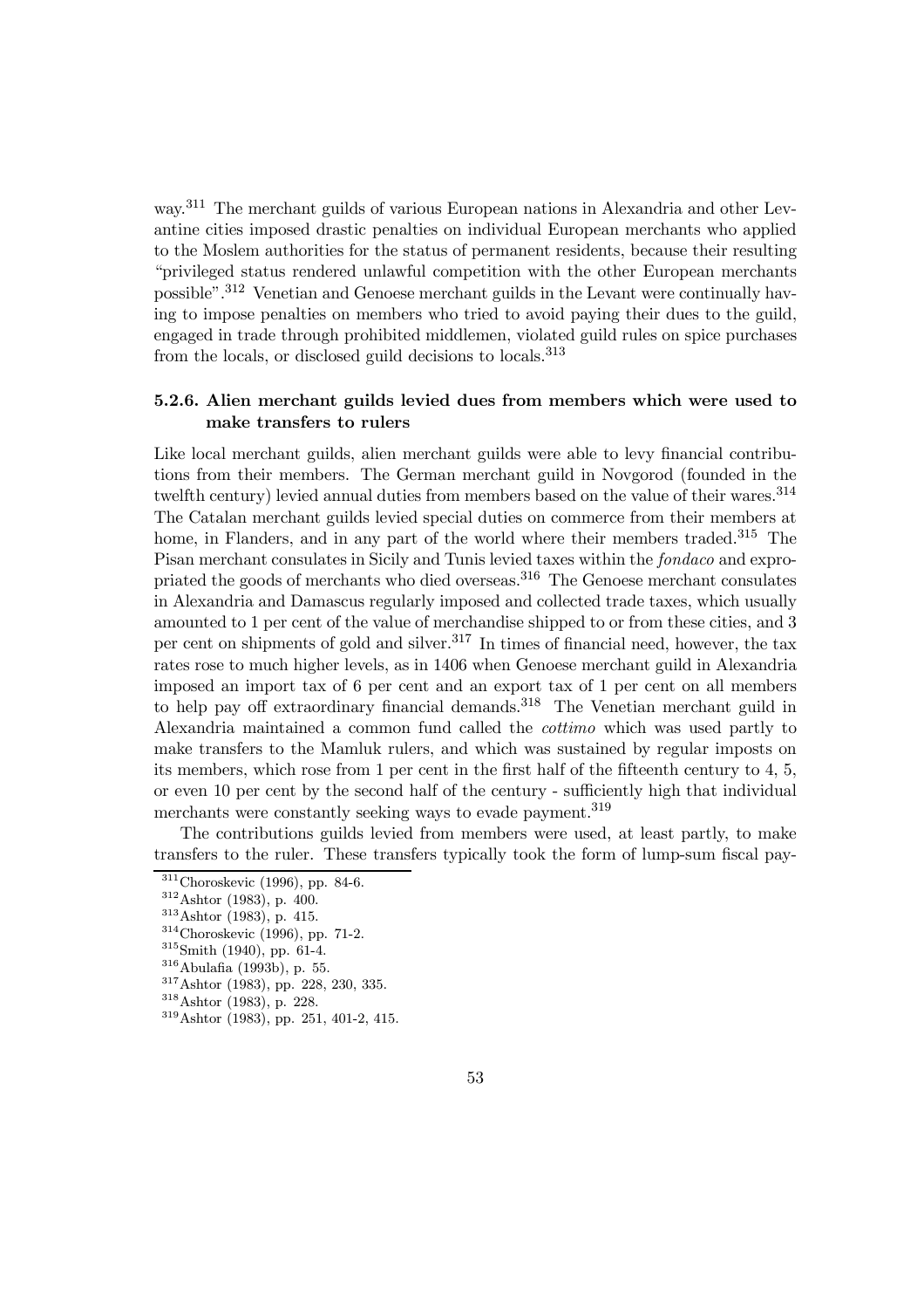way.[311] The merchant guilds of various European nations in Alexandria and other Levantine cities imposed drastic penalties on individual European merchants who applied to the Moslem authorities for the status of permanent residents, because their resulting "privileged status rendered unlawful competition with the other European merchants possible".[312] Venetian and Genoese merchant guilds in the Levant were continually having to impose penalties on members who tried to avoid paying their dues to the guild, engaged in trade through prohibited middlemen, violated guild rules on spice purchases from the locals, or disclosed guild decisions to locals.[313]

### 5.2.6. Alien merchant guilds levied dues from members which were used to make transfers to rulers

Like local merchant guilds, alien merchant guilds were able to levy financial contributions from their members. The German merchant guild in Novgorod (founded in the twelfth century) levied annual duties from members based on the value of their wares.[314] The Catalan merchant guilds levied special duties on commerce from their members at home, in Flanders, and in any part of the world where their members traded.[315] The Pisan merchant consulates in Sicily and Tunis levied taxes within the *fondaco* and expropriated the goods of merchants who died overseas.[316] The Genoese merchant consulates in Alexandria and Damascus regularly imposed and collected trade taxes, which usually amounted to 1 per cent of the value of merchandise shipped to or from these cities, and 3 per cent on shipments of gold and silver.[317] In times of financial need, however, the tax rates rose to much higher levels, as in 1406 when Genoese merchant guild in Alexandria imposed an import tax of 6 per cent and an export tax of 1 per cent on all members to help pay off extraordinary financial demands.[318] The Venetian merchant guild in Alexandria maintained a common fund called the *cottimo* which was used partly to make transfers to the Mamluk rulers, and which was sustained by regular imposts on its members, which rose from 1 per cent in the first half of the fifteenth century to 4, 5, or even 10 per cent by the second half of the century - sufficiently high that individual merchants were constantly seeking ways to evade payment.[319]

The contributions guilds levied from members were used, at least partly, to make transfers to the ruler. These transfers typically took the form of lump-sum fiscal pay-

---

[311] Choroskevic (1996), pp. 84-6.

[312] Ashtor (1983), p. 400.

[313] Ashtor (1983), p. 415.

[314] Choroskevic (1996), pp. 71-2.

[315] Smith (1940), pp. 61-4.

[316] Abulafia (1993b), p. 55.

[317] Ashtor (1983), pp. 228, 230, 335.

[318] Ashtor (1983), p. 228.

[319] Ashtor (1983), pp. 251, 401-2, 415.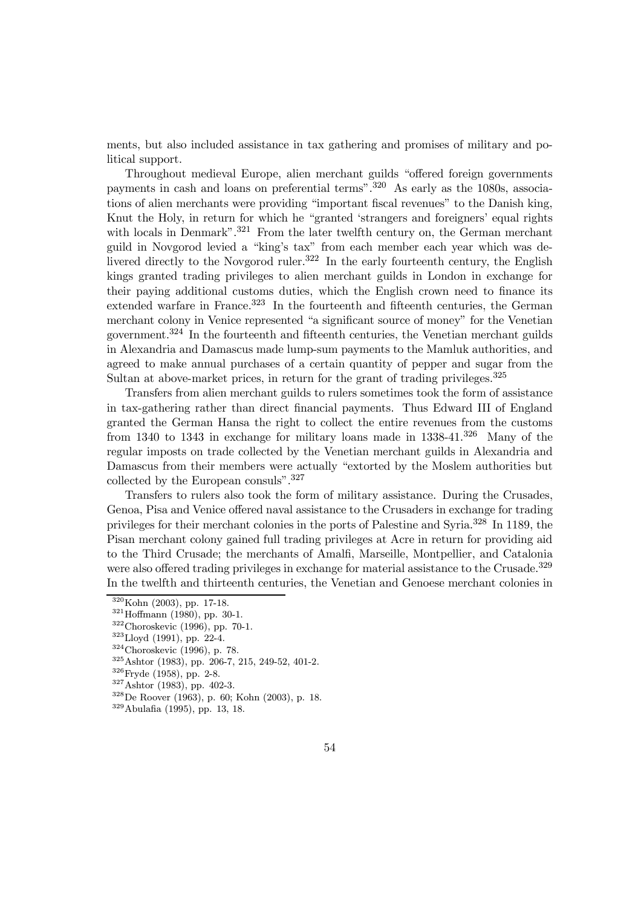ments, but also included assistance in tax gathering and promises of military and political support.

Throughout medieval Europe, alien merchant guilds "offered foreign governments payments in cash and loans on preferential terms".[320] As early as the 1080s, associations of alien merchants were providing "important fiscal revenues" to the Danish king, Knut the Holy, in return for which he "granted 'strangers and foreigners' equal rights with locals in Denmark".[321] From the later twelfth century on, the German merchant guild in Novgorod levied a "king's tax" from each member each year which was delivered directly to the Novgorod ruler.[322] In the early fourteenth century, the English kings granted trading privileges to alien merchant guilds in London in exchange for their paying additional customs duties, which the English crown need to finance its extended warfare in France.[323] In the fourteenth and fifteenth centuries, the German merchant colony in Venice represented "a significant source of money" for the Venetian government.[324] In the fourteenth and fifteenth centuries, the Venetian merchant guilds in Alexandria and Damascus made lump-sum payments to the Mamluk authorities, and agreed to make annual purchases of a certain quantity of pepper and sugar from the Sultan at above-market prices, in return for the grant of trading privileges.[325]

Transfers from alien merchant guilds to rulers sometimes took the form of assistance in tax-gathering rather than direct financial payments. Thus Edward III of England granted the German Hansa the right to collect the entire revenues from the customs from 1340 to 1343 in exchange for military loans made in 1338-41.[326] Many of the regular imposts on trade collected by the Venetian merchant guilds in Alexandria and Damascus from their members were actually "extorted by the Moslem authorities but collected by the European consuls".[327]

Transfers to rulers also took the form of military assistance. During the Crusades, Genoa, Pisa and Venice offered naval assistance to the Crusaders in exchange for trading privileges for their merchant colonies in the ports of Palestine and Syria.[328] In 1189, the Pisan merchant colony gained full trading privileges at Acre in return for providing aid to the Third Crusade; the merchants of Amalfi, Marseille, Montpellier, and Catalonia were also offered trading privileges in exchange for material assistance to the Crusade.[329] In the twelfth and thirteenth centuries, the Venetian and Genoese merchant colonies in

[320] Kohn (2003), pp. 17-18.

[321] Hoffmann (1980), pp. 30-1.

[322] Choroskevic (1996), pp. 70-1.

[323] Lloyd (1991), pp. 22-4.

[324] Choroskevic (1996), p. 78.

[325] Ashtor (1983), pp. 206-7, 215, 249-52, 401-2.

[326] Fryde (1958), pp. 2-8.

[327] Ashtor (1983), pp. 402-3.

[328] De Roover (1963), p. 60; Kohn (2003), p. 18.

[329] Abulafia (1995), pp. 13, 18.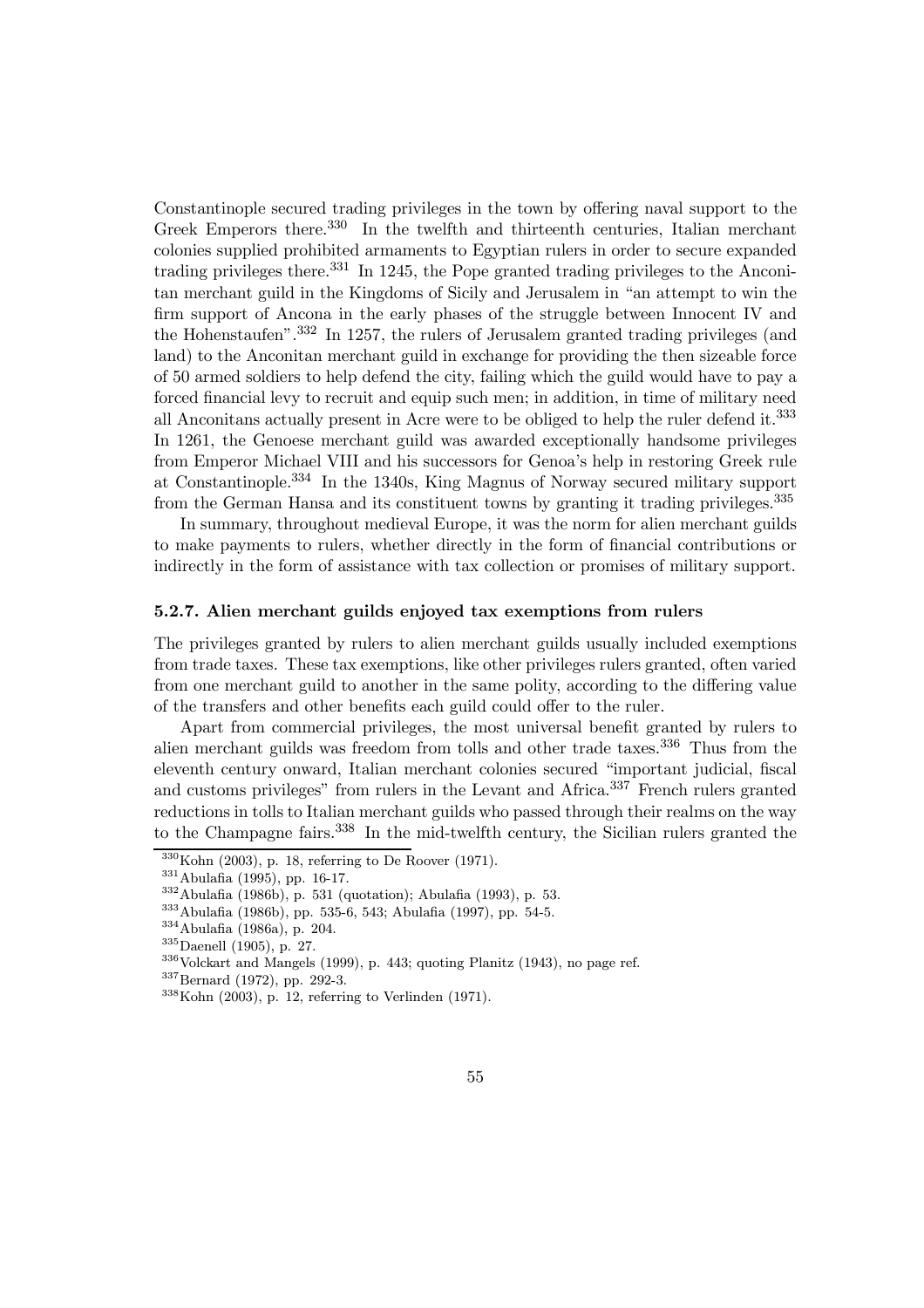Constantinople secured trading privileges in the town by offering naval support to the Greek Emperors there.[330] In the twelfth and thirteenth centuries, Italian merchant colonies supplied prohibited armaments to Egyptian rulers in order to secure expanded trading privileges there.[331] In 1245, the Pope granted trading privileges to the Anconitan merchant guild in the Kingdoms of Sicily and Jerusalem in "an attempt to win the firm support of Ancona in the early phases of the struggle between Innocent IV and the Hohenstaufen".[332] In 1257, the rulers of Jerusalem granted trading privileges (and land) to the Anconitan merchant guild in exchange for providing the then sizeable force of 50 armed soldiers to help defend the city, failing which the guild would have to pay a forced financial levy to recruit and equip such men; in addition, in time of military need all Anconitans actually present in Acre were to be obliged to help the ruler defend it.[333] In 1261, the Genoese merchant guild was awarded exceptionally handsome privileges from Emperor Michael VIII and his successors for Genoa's help in restoring Greek rule at Constantinople.[334] In the 1340s, King Magnus of Norway secured military support from the German Hansa and its constituent towns by granting it trading privileges.[335]

In summary, throughout medieval Europe, it was the norm for alien merchant guilds to make payments to rulers, whether directly in the form of financial contributions or indirectly in the form of assistance with tax collection or promises of military support.

### 5.2.7. Alien merchant guilds enjoyed tax exemptions from rulers

The privileges granted by rulers to alien merchant guilds usually included exemptions from trade taxes. These tax exemptions, like other privileges rulers granted, often varied from one merchant guild to another in the same polity, according to the differing value of the transfers and other benefits each guild could offer to the ruler.

Apart from commercial privileges, the most universal benefit granted by rulers to alien merchant guilds was freedom from tolls and other trade taxes.[336] Thus from the eleventh century onward, Italian merchant colonies secured "important judicial, fiscal and customs privileges" from rulers in the Levant and Africa.[337] French rulers granted reductions in tolls to Italian merchant guilds who passed through their realms on the way to the Champagne fairs.[338] In the mid-twelfth century, the Sicilian rulers granted the

---

[330] Kohn (2003), p. 18, referring to De Roover (1971).

[331] Abulafia (1995), pp. 16-17.

[332] Abulafia (1986b), p. 531 (quotation); Abulafia (1993), p. 53.

[333] Abulafia (1986b), pp. 535-6, 543; Abulafia (1997), pp. 54-5.

[334] Abulafia (1986a), p. 204.

[335] Daenell (1905), p. 27.

[336] Volckart and Mangels (1999), p. 443; quoting Planitz (1943), no page ref.

[337] Bernard (1972), pp. 292-3.

[338] Kohn (2003), p. 12, referring to Verlinden (1971).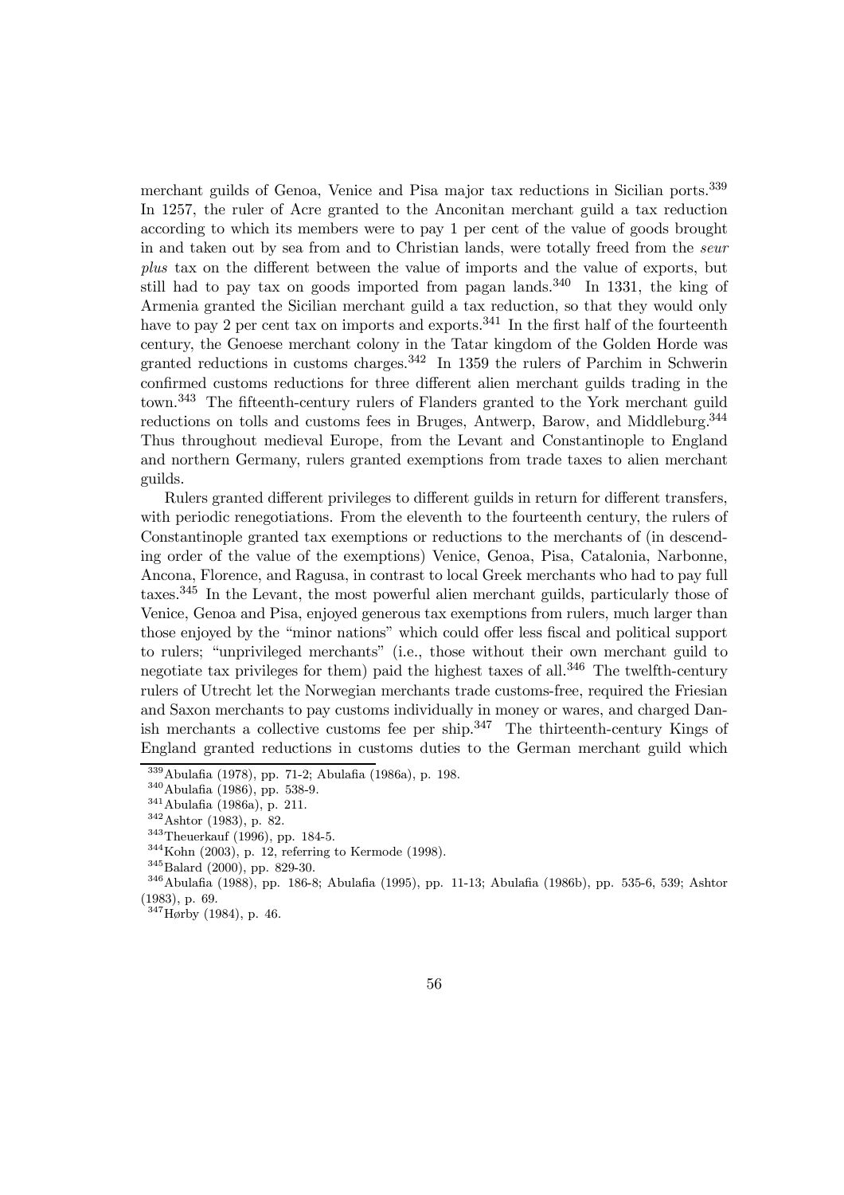merchant guilds of Genoa, Venice and Pisa major tax reductions in Sicilian ports.[339] In 1257, the ruler of Acre granted to the Anconitan merchant guild a tax reduction according to which its members were to pay 1 per cent of the value of goods brought in and taken out by sea from and to Christian lands, were totally freed from the *seur plus* tax on the different between the value of imports and the value of exports, but still had to pay tax on goods imported from pagan lands.[340] In 1331, the king of Armenia granted the Sicilian merchant guild a tax reduction, so that they would only have to pay 2 per cent tax on imports and exports.[341] In the first half of the fourteenth century, the Genoese merchant colony in the Tatar kingdom of the Golden Horde was granted reductions in customs charges.[342] In 1359 the rulers of Parchim in Schwerin confirmed customs reductions for three different alien merchant guilds trading in the town.[343] The fifteenth-century rulers of Flanders granted to the York merchant guild reductions on tolls and customs fees in Bruges, Antwerp, Barow, and Middleburg.[344] Thus throughout medieval Europe, from the Levant and Constantinople to England and northern Germany, rulers granted exemptions from trade taxes to alien merchant guilds.

Rulers granted different privileges to different guilds in return for different transfers, with periodic renegotiations. From the eleventh to the fourteenth century, the rulers of Constantinople granted tax exemptions or reductions to the merchants of (in descending order of the value of the exemptions) Venice, Genoa, Pisa, Catalonia, Narbonne, Ancona, Florence, and Ragusa, in contrast to local Greek merchants who had to pay full taxes.[345] In the Levant, the most powerful alien merchant guilds, particularly those of Venice, Genoa and Pisa, enjoyed generous tax exemptions from rulers, much larger than those enjoyed by the "minor nations" which could offer less fiscal and political support to rulers; "unprivileged merchants" (i.e., those without their own merchant guild to negotiate tax privileges for them) paid the highest taxes of all.[346] The twelfth-century rulers of Utrecht let the Norwegian merchants trade customs-free, required the Friesian and Saxon merchants to pay customs individually in money or wares, and charged Danish merchants a collective customs fee per ship.[347] The thirteenth-century Kings of England granted reductions in customs duties to the German merchant guild which

---

[339] Abulafia (1978), pp. 71-2; Abulafia (1986a), p. 198.

[340] Abulafia (1986), pp. 538-9.

[341] Abulafia (1986a), p. 211.

[342] Ashtor (1983), p. 82.

[343] Theuerkauf (1996), pp. 184-5.

[344] Kohn (2003), p. 12, referring to Kermode (1998).

[345] Balard (2000), pp. 829-30.

[346] Abulafia (1988), pp. 186-8; Abulafia (1995), pp. 11-13; Abulafia (1986b), pp. 535-6, 539; Ashtor (1983), p. 69.

[347] Hørby (1984), p. 46.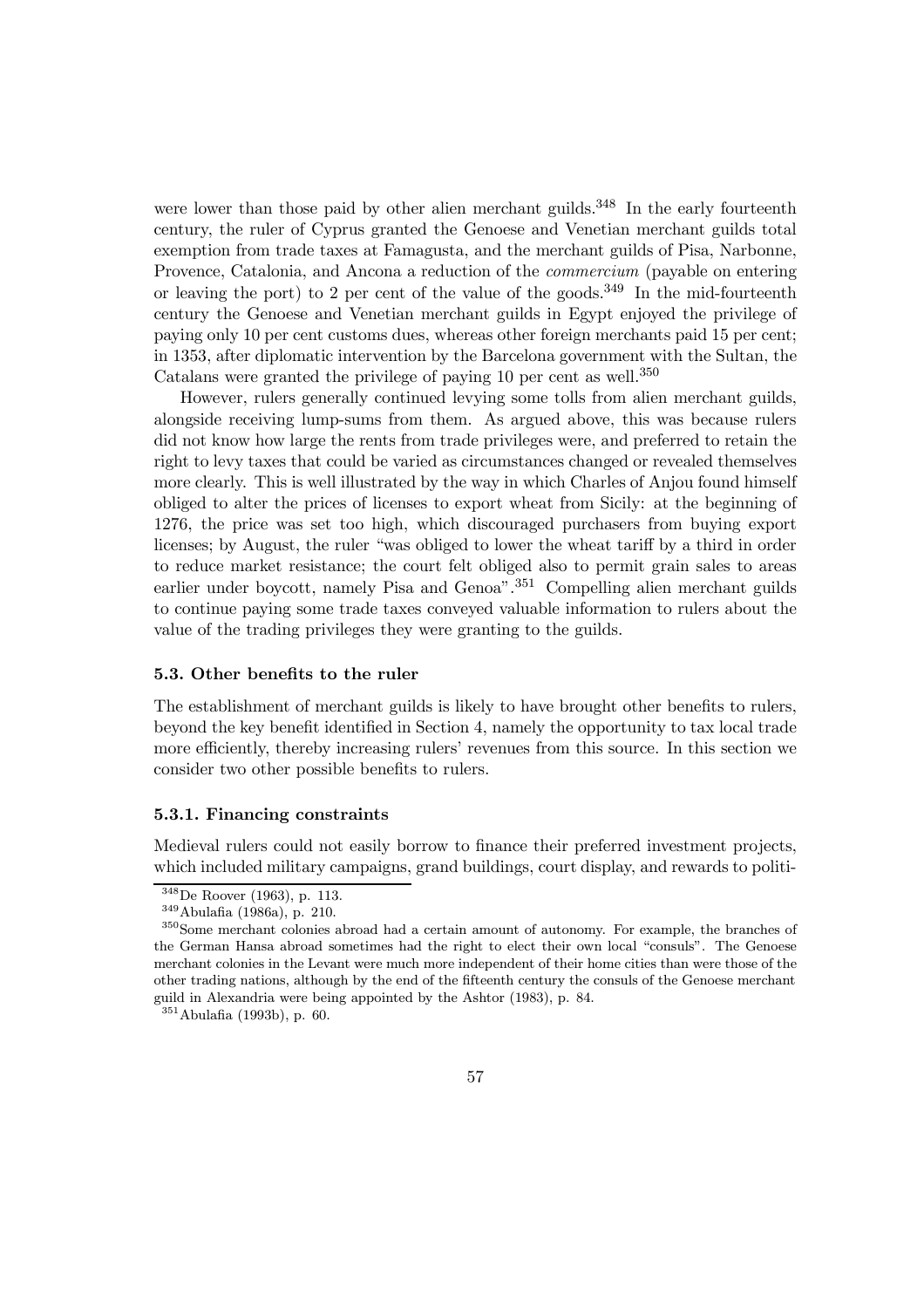were lower than those paid by other alien merchant guilds.[348] In the early fourteenth century, the ruler of Cyprus granted the Genoese and Venetian merchant guilds total exemption from trade taxes at Famagusta, and the merchant guilds of Pisa, Narbonne, Provence, Catalonia, and Ancona a reduction of the *commercium* (payable on entering or leaving the port) to 2 per cent of the value of the goods.[349] In the mid-fourteenth century the Genoese and Venetian merchant guilds in Egypt enjoyed the privilege of paying only 10 per cent customs dues, whereas other foreign merchants paid 15 per cent; in 1353, after diplomatic intervention by the Barcelona government with the Sultan, the Catalans were granted the privilege of paying 10 per cent as well.[350]

However, rulers generally continued levying some tolls from alien merchant guilds, alongside receiving lump-sums from them. As argued above, this was because rulers did not know how large the rents from trade privileges were, and preferred to retain the right to levy taxes that could be varied as circumstances changed or revealed themselves more clearly. This is well illustrated by the way in which Charles of Anjou found himself obliged to alter the prices of licenses to export wheat from Sicily: at the beginning of 1276, the price was set too high, which discouraged purchasers from buying export licenses; by August, the ruler "was obliged to lower the wheat tariff by a third in order to reduce market resistance; the court felt obliged also to permit grain sales to areas earlier under boycott, namely Pisa and Genoa".[351] Compelling alien merchant guilds to continue paying some trade taxes conveyed valuable information to rulers about the value of the trading privileges they were granting to the guilds.

### 5.3. Other benefits to the ruler

The establishment of merchant guilds is likely to have brought other benefits to rulers, beyond the key benefit identified in Section 4, namely the opportunity to tax local trade more efficiently, thereby increasing rulers' revenues from this source. In this section we consider two other possible benefits to rulers.

#### 5.3.1. Financing constraints

Medieval rulers could not easily borrow to finance their preferred investment projects, which included military campaigns, grand buildings, court display, and rewards to politi-

[348] De Roover (1963), p. 113.

[349] Abulafia (1986a), p. 210.

[350] Some merchant colonies abroad had a certain amount of autonomy. For example, the branches of the German Hansa abroad sometimes had the right to elect their own local "consuls". The Genoese merchant colonies in the Levant were much more independent of their home cities than were those of the other trading nations, although by the end of the fifteenth century the consuls of the Genoese merchant guild in Alexandria were being appointed by the Ashtor (1983), p. 84.

[351] Abulafia (1993b), p. 60.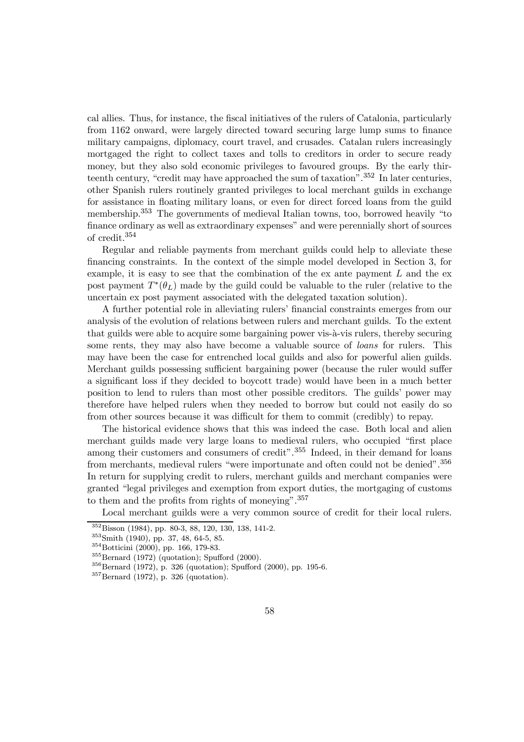cal allies. Thus, for instance, the fiscal initiatives of the rulers of Catalonia, particularly from 1162 onward, were largely directed toward securing large lump sums to finance military campaigns, diplomacy, court travel, and crusades. Catalan rulers increasingly mortgaged the right to collect taxes and tolls to creditors in order to secure ready money, but they also sold economic privileges to favoured groups. By the early thirteenth century, "credit may have approached the sum of taxation".[352] In later centuries, other Spanish rulers routinely granted privileges to local merchant guilds in exchange for assistance in floating military loans, or even for direct forced loans from the guild membership.[353] The governments of medieval Italian towns, too, borrowed heavily "to finance ordinary as well as extraordinary expenses" and were perennially short of sources of credit.[354]

Regular and reliable payments from merchant guilds could help to alleviate these financing constraints. In the context of the simple model developed in Section 3, for example, it is easy to see that the combination of the ex ante payment $L$ and the ex post payment $T^*(\theta_L)$ made by the guild could be valuable to the ruler (relative to the uncertain ex post payment associated with the delegated taxation solution).

A further potential role in alleviating rulers' financial constraints emerges from our analysis of the evolution of relations between rulers and merchant guilds. To the extent that guilds were able to acquire some bargaining power vis-à-vis rulers, thereby securing some rents, they may also have become a valuable source of *loans* for rulers. This may have been the case for entrenched local guilds and also for powerful alien guilds. Merchant guilds possessing sufficient bargaining power (because the ruler would suffer a significant loss if they decided to boycott trade) would have been in a much better position to lend to rulers than most other possible creditors. The guilds' power may therefore have helped rulers when they needed to borrow but could not easily do so from other sources because it was difficult for them to commit (credibly) to repay.

The historical evidence shows that this was indeed the case. Both local and alien merchant guilds made very large loans to medieval rulers, who occupied "first place among their customers and consumers of credit".[355] Indeed, in their demand for loans from merchants, medieval rulers "were importunate and often could not be denied".[356] In return for supplying credit to rulers, merchant guilds and merchant companies were granted "legal privileges and exemption from export duties, the mortgaging of customs to them and the profits from rights of moneying".[357]

Local merchant guilds were a very common source of credit for their local rulers.

[352] Bisson (1984), pp. 80-3, 88, 120, 130, 138, 141-2.

[353] Smith (1940), pp. 37, 48, 64-5, 85.

[354] Botticini (2000), pp. 166, 179-83.

[355] Bernard (1972) (quotation); Spufford (2000).

[356] Bernard (1972), p. 326 (quotation); Spufford (2000), pp. 195-6.

[357] Bernard (1972), p. 326 (quotation).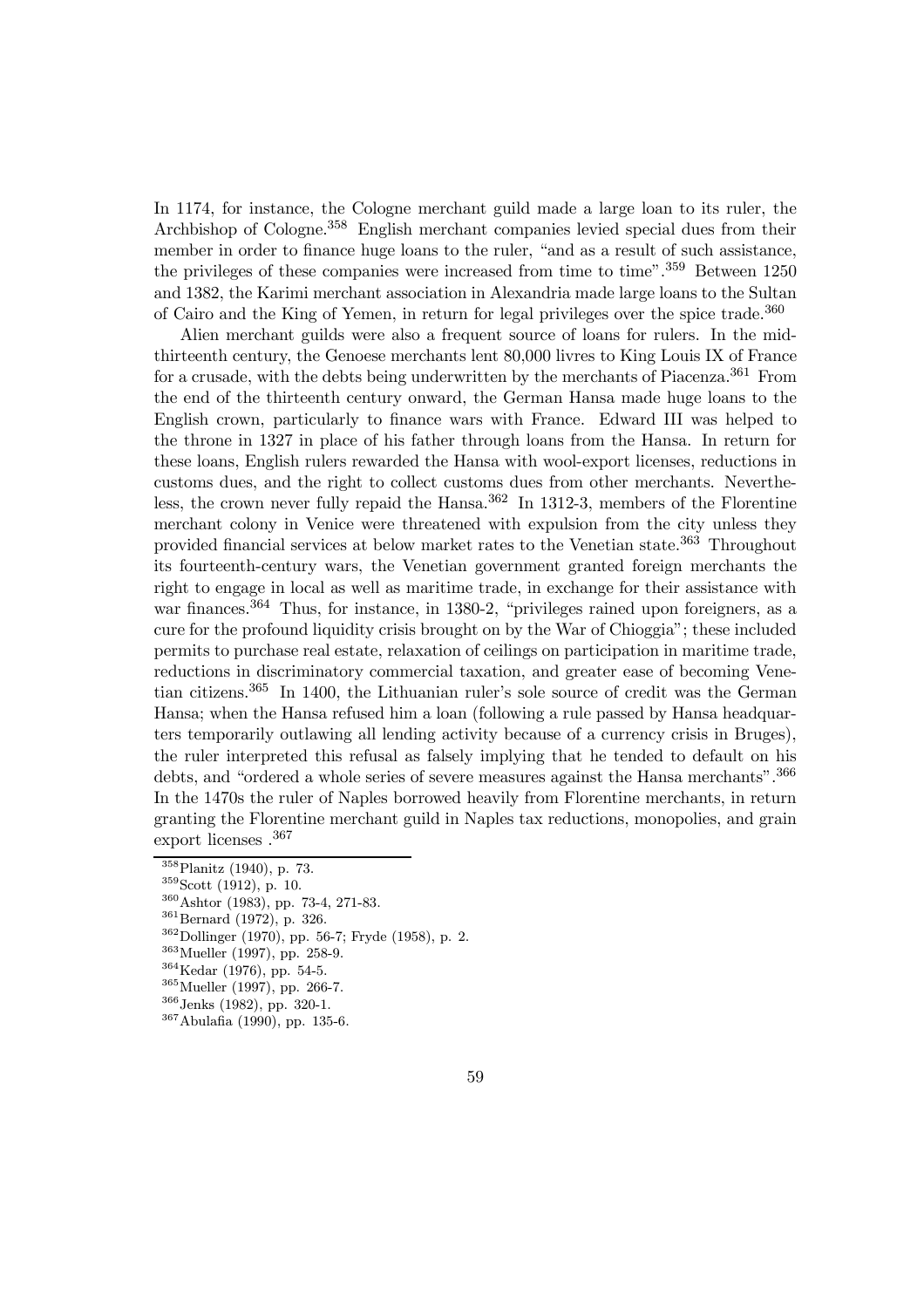In 1174, for instance, the Cologne merchant guild made a large loan to its ruler, the Archbishop of Cologne.[358] English merchant companies levied special dues from their member in order to finance huge loans to the ruler, "and as a result of such assistance, the privileges of these companies were increased from time to time".[359] Between 1250 and 1382, the Karimi merchant association in Alexandria made large loans to the Sultan of Cairo and the King of Yemen, in return for legal privileges over the spice trade.[360]

Alien merchant guilds were also a frequent source of loans for rulers. In the mid-thirteenth century, the Genoese merchants lent 80,000 livres to King Louis IX of France for a crusade, with the debts being underwritten by the merchants of Piacenza.[361] From the end of the thirteenth century onward, the German Hansa made huge loans to the English crown, particularly to finance wars with France. Edward III was helped to the throne in 1327 in place of his father through loans from the Hansa. In return for these loans, English rulers rewarded the Hansa with wool-export licenses, reductions in customs dues, and the right to collect customs dues from other merchants. Nevertheless, the crown never fully repaid the Hansa.[362] In 1312-3, members of the Florentine merchant colony in Venice were threatened with expulsion from the city unless they provided financial services at below market rates to the Venetian state.[363] Throughout its fourteenth-century wars, the Venetian government granted foreign merchants the right to engage in local as well as maritime trade, in exchange for their assistance with war finances.[364] Thus, for instance, in 1380-2, "privileges rained upon foreigners, as a cure for the profound liquidity crisis brought on by the War of Chioggia"; these included permits to purchase real estate, relaxation of ceilings on participation in maritime trade, reductions in discriminatory commercial taxation, and greater ease of becoming Venetian citizens.[365] In 1400, the Lithuanian ruler's sole source of credit was the German Hansa; when the Hansa refused him a loan (following a rule passed by Hansa headquarters temporarily outlawing all lending activity because of a currency crisis in Bruges), the ruler interpreted this refusal as falsely implying that he tended to default on his debts, and "ordered a whole series of severe measures against the Hansa merchants".[366] In the 1470s the ruler of Naples borrowed heavily from Florentine merchants, in return granting the Florentine merchant guild in Naples tax reductions, monopolies, and grain export licenses .[367]

---

[358] Planitz (1940), p. 73.

[359] Scott (1912), p. 10.

[360] Ashtor (1983), pp. 73-4, 271-83.

[361] Bernard (1972), p. 326.

[362] Dollinger (1970), pp. 56-7; Fryde (1958), p. 2.

[363] Mueller (1997), pp. 258-9.

[364] Kedar (1976), pp. 54-5.

[365] Mueller (1997), pp. 266-7.

[366] Jenks (1982), pp. 320-1.

[367] Abulafia (1990), pp. 135-6.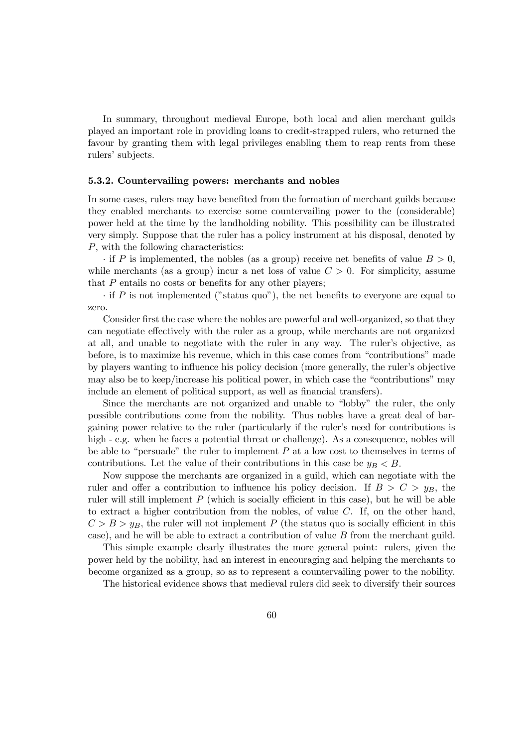In summary, throughout medieval Europe, both local and alien merchant guilds played an important role in providing loans to credit-strapped rulers, who returned the favour by granting them with legal privileges enabling them to reap rents from these rulers' subjects.

#### 5.3.2. Countervailing powers: merchants and nobles

In some cases, rulers may have benefited from the formation of merchant guilds because they enabled merchants to exercise some countervailing power to the (considerable) power held at the time by the landholding nobility. This possibility can be illustrated very simply. Suppose that the ruler has a policy instrument at his disposal, denoted by $P$, with the following characteristics:

· if $P$ is implemented, the nobles (as a group) receive net benefits of value $B > 0$, while merchants (as a group) incur a net loss of value $C > 0$. For simplicity, assume that $P$ entails no costs or benefits for any other players;

· if $P$ is not implemented ("status quo"), the net benefits to everyone are equal to zero.

Consider first the case where the nobles are powerful and well-organized, so that they can negotiate effectively with the ruler as a group, while merchants are not organized at all, and unable to negotiate with the ruler in any way. The ruler's objective, as before, is to maximize his revenue, which in this case comes from "contributions" made by players wanting to influence his policy decision (more generally, the ruler's objective may also be to keep/increase his political power, in which case the "contributions" may include an element of political support, as well as financial transfers).

Since the merchants are not organized and unable to "lobby" the ruler, the only possible contributions come from the nobility. Thus nobles have a great deal of bargaining power relative to the ruler (particularly if the ruler's need for contributions is high - e.g. when he faces a potential threat or challenge). As a consequence, nobles will be able to "persuade" the ruler to implement $P$ at a low cost to themselves in terms of contributions. Let the value of their contributions in this case be $y_B < B$.

Now suppose the merchants are organized in a guild, which can negotiate with the ruler and offer a contribution to influence his policy decision. If $B > C > y_B$, the ruler will still implement $P$ (which is socially efficient in this case), but he will be able to extract a higher contribution from the nobles, of value $C$. If, on the other hand, $C > B > y_B$, the ruler will not implement $P$ (the status quo is socially efficient in this case), and he will be able to extract a contribution of value $B$ from the merchant guild.

This simple example clearly illustrates the more general point: rulers, given the power held by the nobility, had an interest in encouraging and helping the merchants to become organized as a group, so as to represent a countervailing power to the nobility.

The historical evidence shows that medieval rulers did seek to diversify their sources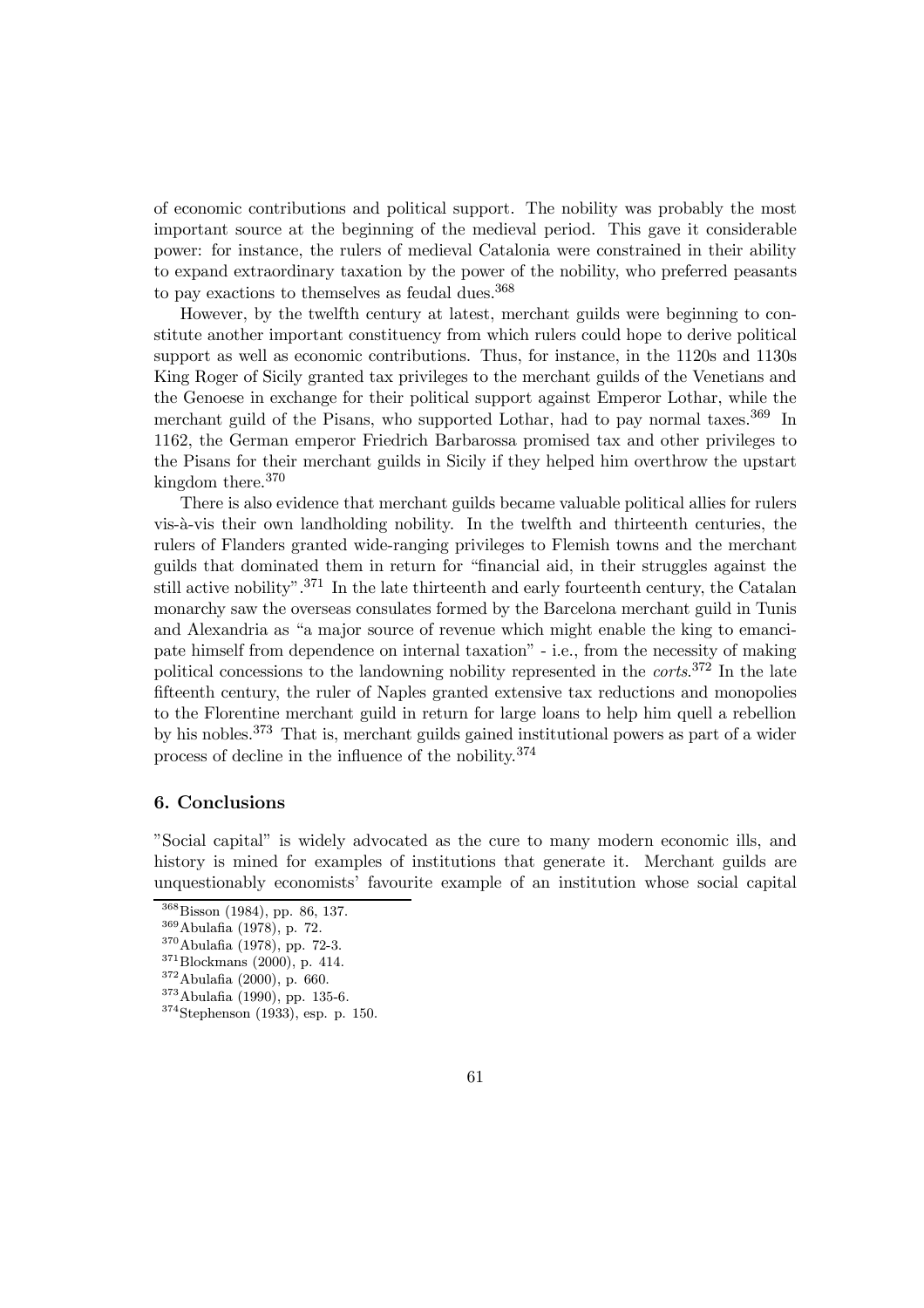of economic contributions and political support. The nobility was probably the most important source at the beginning of the medieval period. This gave it considerable power: for instance, the rulers of medieval Catalonia were constrained in their ability to expand extraordinary taxation by the power of the nobility, who preferred peasants to pay exactions to themselves as feudal dues.[368]

However, by the twelfth century at latest, merchant guilds were beginning to constitute another important constituency from which rulers could hope to derive political support as well as economic contributions. Thus, for instance, in the 1120s and 1130s King Roger of Sicily granted tax privileges to the merchant guilds of the Venetians and the Genoese in exchange for their political support against Emperor Lothar, while the merchant guild of the Pisans, who supported Lothar, had to pay normal taxes.[369] In 1162, the German emperor Friedrich Barbarossa promised tax and other privileges to the Pisans for their merchant guilds in Sicily if they helped him overthrow the upstart kingdom there.[370]

There is also evidence that merchant guilds became valuable political allies for rulers vis-à-vis their own landholding nobility. In the twelfth and thirteenth centuries, the rulers of Flanders granted wide-ranging privileges to Flemish towns and the merchant guilds that dominated them in return for "financial aid, in their struggles against the still active nobility".[371] In the late thirteenth and early fourteenth century, the Catalan monarchy saw the overseas consulates formed by the Barcelona merchant guild in Tunis and Alexandria as "a major source of revenue which might enable the king to emancipate himself from dependence on internal taxation" - i.e., from the necessity of making political concessions to the landowning nobility represented in the *corts*.[372] In the late fifteenth century, the ruler of Naples granted extensive tax reductions and monopolies to the Florentine merchant guild in return for large loans to help him quell a rebellion by his nobles.[373] That is, merchant guilds gained institutional powers as part of a wider process of decline in the influence of the nobility.[374]

## 6. Conclusions

"Social capital" is widely advocated as the cure to many modern economic ills, and history is mined for examples of institutions that generate it. Merchant guilds are unquestionably economists' favourite example of an institution whose social capital

[368] Bisson (1984), pp. 86, 137.
[369] Abulafia (1978), p. 72.
[370] Abulafia (1978), pp. 72-3.
[371] Blockmans (2000), p. 414.
[372] Abulafia (2000), p. 660.
[373] Abulafia (1990), pp. 135-6.
[374] Stephenson (1933), esp. p. 150.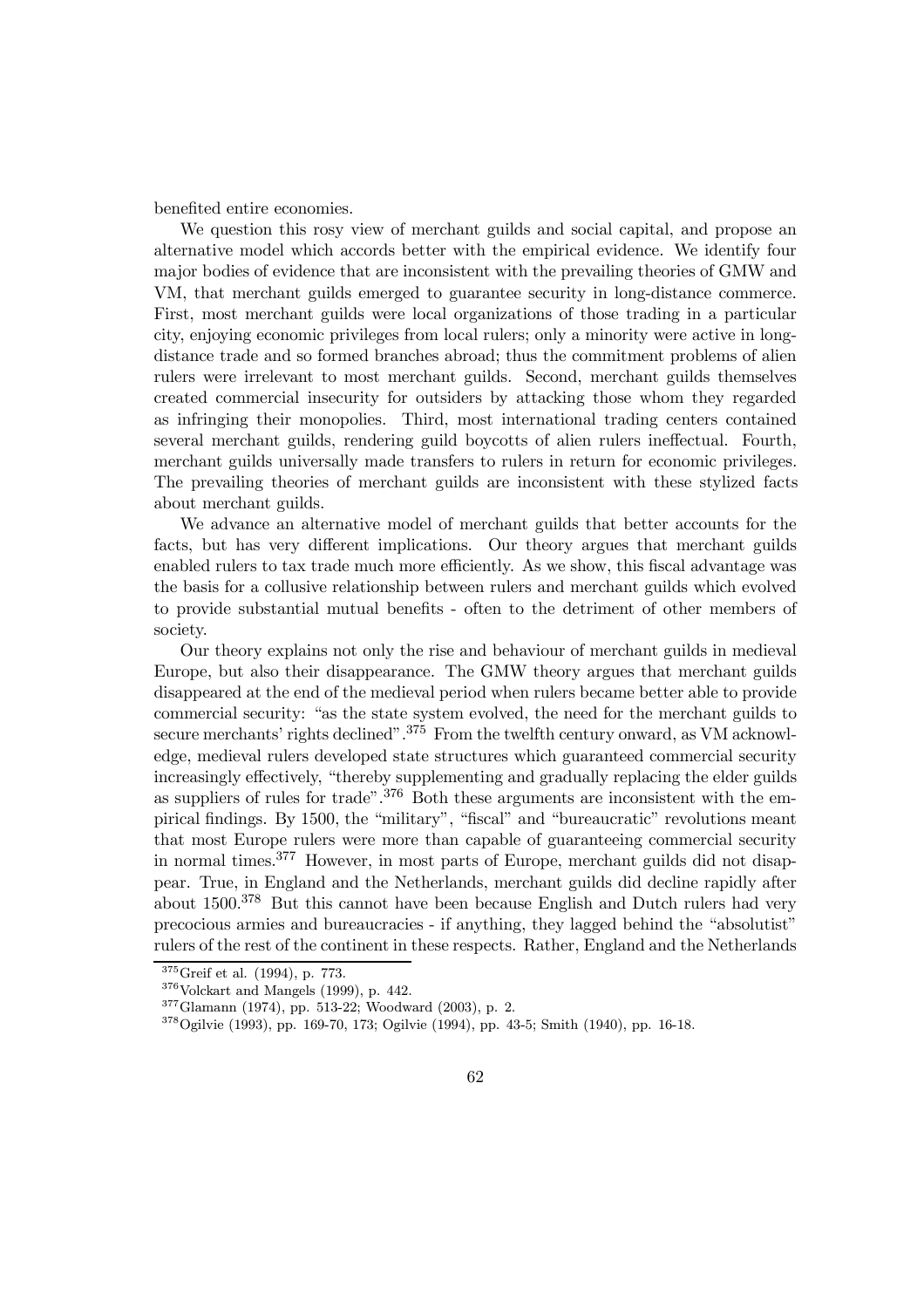benefited entire economies.

We question this rosy view of merchant guilds and social capital, and propose an alternative model which accords better with the empirical evidence. We identify four major bodies of evidence that are inconsistent with the prevailing theories of GMW and VM, that merchant guilds emerged to guarantee security in long-distance commerce. First, most merchant guilds were local organizations of those trading in a particular city, enjoying economic privileges from local rulers; only a minority were active in long-distance trade and so formed branches abroad; thus the commitment problems of alien rulers were irrelevant to most merchant guilds. Second, merchant guilds themselves created commercial insecurity for outsiders by attacking those whom they regarded as infringing their monopolies. Third, most international trading centers contained several merchant guilds, rendering guild boycotts of alien rulers ineffectual. Fourth, merchant guilds universally made transfers to rulers in return for economic privileges. The prevailing theories of merchant guilds are inconsistent with these stylized facts about merchant guilds.

We advance an alternative model of merchant guilds that better accounts for the facts, but has very different implications. Our theory argues that merchant guilds enabled rulers to tax trade much more efficiently. As we show, this fiscal advantage was the basis for a collusive relationship between rulers and merchant guilds which evolved to provide substantial mutual benefits - often to the detriment of other members of society.

Our theory explains not only the rise and behaviour of merchant guilds in medieval Europe, but also their disappearance. The GMW theory argues that merchant guilds disappeared at the end of the medieval period when rulers became better able to provide commercial security: "as the state system evolved, the need for the merchant guilds to secure merchants' rights declined".[375] From the twelfth century onward, as VM acknowledge, medieval rulers developed state structures which guaranteed commercial security increasingly effectively, "thereby supplementing and gradually replacing the elder guilds as suppliers of rules for trade".[376] Both these arguments are inconsistent with the empirical findings. By 1500, the "military", "fiscal" and "bureaucratic" revolutions meant that most Europe rulers were more than capable of guaranteeing commercial security in normal times.[377] However, in most parts of Europe, merchant guilds did not disappear. True, in England and the Netherlands, merchant guilds did decline rapidly after about 1500.[378] But this cannot have been because English and Dutch rulers had very precocious armies and bureaucracies - if anything, they lagged behind the "absolutist" rulers of the rest of the continent in these respects. Rather, England and the Netherlands

[375] Greif et al. (1994), p. 773.

[376] Volckart and Mangels (1999), p. 442.

[377] Glamann (1974), pp. 513-22; Woodward (2003), p. 2.

[378] Ogilvie (1993), pp. 169-70, 173; Ogilvie (1994), pp. 43-5; Smith (1940), pp. 16-18.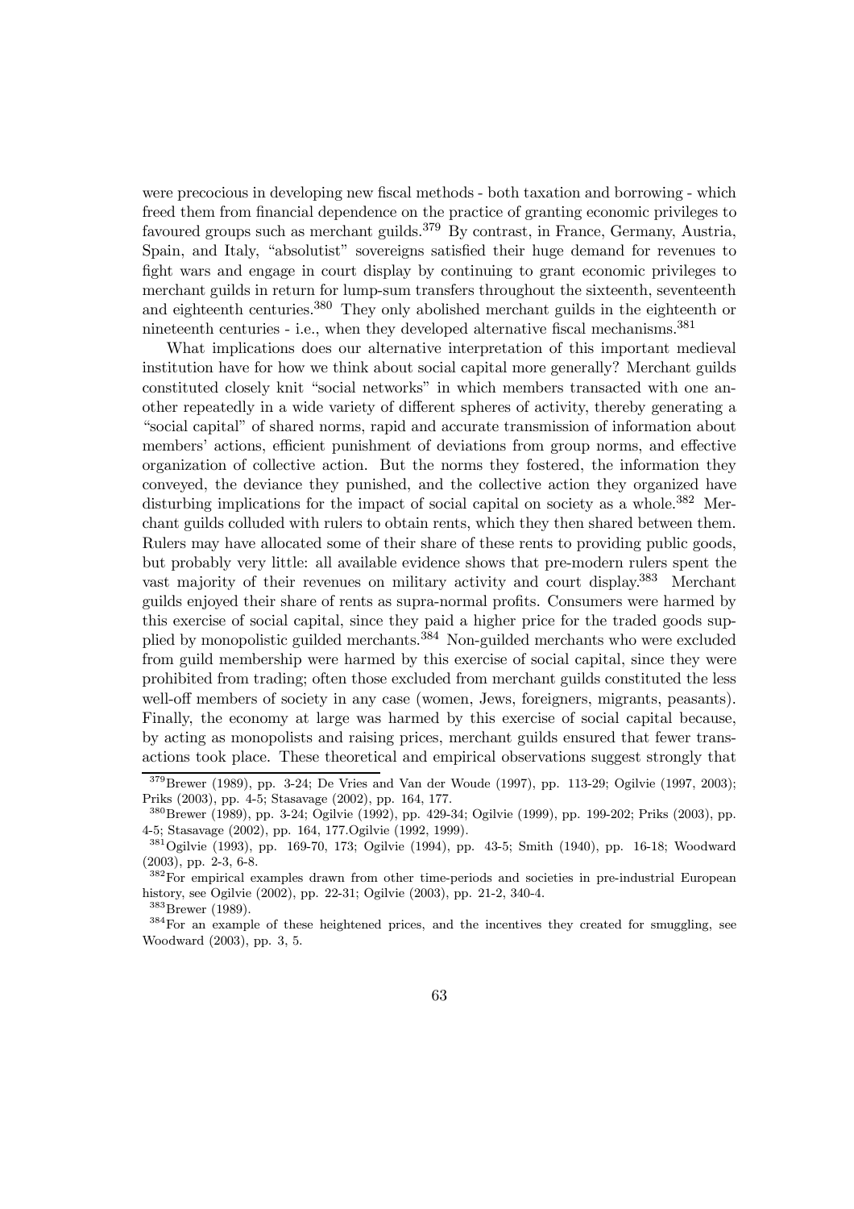were precocious in developing new fiscal methods - both taxation and borrowing - which freed them from financial dependence on the practice of granting economic privileges to favoured groups such as merchant guilds.[379] By contrast, in France, Germany, Austria, Spain, and Italy, "absolutist" sovereigns satisfied their huge demand for revenues to fight wars and engage in court display by continuing to grant economic privileges to merchant guilds in return for lump-sum transfers throughout the sixteenth, seventeenth and eighteenth centuries.[380] They only abolished merchant guilds in the eighteenth or nineteenth centuries - i.e., when they developed alternative fiscal mechanisms.[381]

What implications does our alternative interpretation of this important medieval institution have for how we think about social capital more generally? Merchant guilds constituted closely knit "social networks" in which members transacted with one another repeatedly in a wide variety of different spheres of activity, thereby generating a "social capital" of shared norms, rapid and accurate transmission of information about members' actions, efficient punishment of deviations from group norms, and effective organization of collective action. But the norms they fostered, the information they conveyed, the deviance they punished, and the collective action they organized have disturbing implications for the impact of social capital on society as a whole.[382] Merchant guilds colluded with rulers to obtain rents, which they then shared between them. Rulers may have allocated some of their share of these rents to providing public goods, but probably very little: all available evidence shows that pre-modern rulers spent the vast majority of their revenues on military activity and court display.[383] Merchant guilds enjoyed their share of rents as supra-normal profits. Consumers were harmed by this exercise of social capital, since they paid a higher price for the traded goods supplied by monopolistic guilded merchants.[384] Non-guilded merchants who were excluded from guild membership were harmed by this exercise of social capital, since they were prohibited from trading; often those excluded from merchant guilds constituted the less well-off members of society in any case (women, Jews, foreigners, migrants, peasants). Finally, the economy at large was harmed by this exercise of social capital because, by acting as monopolists and raising prices, merchant guilds ensured that fewer transactions took place. These theoretical and empirical observations suggest strongly that

---

[379] Brewer (1989), pp. 3-24; De Vries and Van der Woude (1997), pp. 113-29; Ogilvie (1997, 2003); Priks (2003), pp. 4-5; Stasavage (2002), pp. 164, 177.

[380] Brewer (1989), pp. 3-24; Ogilvie (1992), pp. 429-34; Ogilvie (1999), pp. 199-202; Priks (2003), pp. 4-5; Stasavage (2002), pp. 164, 177.Ogilvie (1992, 1999).

[381] Ogilvie (1993), pp. 169-70, 173; Ogilvie (1994), pp. 43-5; Smith (1940), pp. 16-18; Woodward (2003), pp. 2-3, 6-8.

[382] For empirical examples drawn from other time-periods and societies in pre-industrial European history, see Ogilvie (2002), pp. 22-31; Ogilvie (2003), pp. 21-2, 340-4.

[383] Brewer (1989).

[384] For an example of these heightened prices, and the incentives they created for smuggling, see Woodward (2003), pp. 3, 5.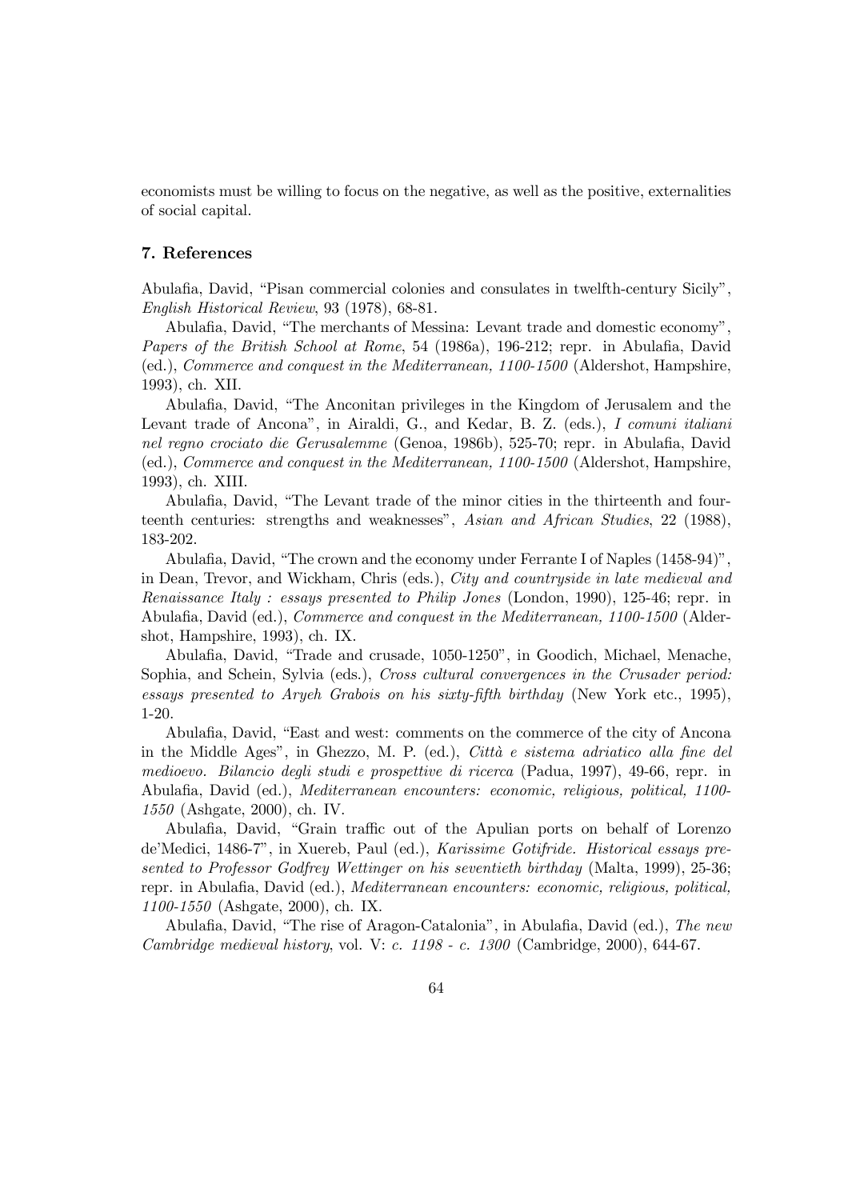economists must be willing to focus on the negative, as well as the positive, externalities of social capital.

### 7. References

Abulafia, David, "Pisan commercial colonies and consulates in twelfth-century Sicily", *English Historical Review*, 93 (1978), 68-81.

Abulafia, David, "The merchants of Messina: Levant trade and domestic economy", *Papers of the British School at Rome*, 54 (1986a), 196-212; repr. in Abulafia, David (ed.), *Commerce and conquest in the Mediterranean, 1100-1500* (Aldershot, Hampshire, 1993), ch. XII.

Abulafia, David, "The Anconitan privileges in the Kingdom of Jerusalem and the Levant trade of Ancona", in Airaldi, G., and Kedar, B. Z. (eds.), *I comuni italiani nel regno crociato die Gerusalemme* (Genoa, 1986b), 525-70; repr. in Abulafia, David (ed.), *Commerce and conquest in the Mediterranean, 1100-1500* (Aldershot, Hampshire, 1993), ch. XIII.

Abulafia, David, "The Levant trade of the minor cities in the thirteenth and fourteenth centuries: strengths and weaknesses", *Asian and African Studies*, 22 (1988), 183-202.

Abulafia, David, "The crown and the economy under Ferrante I of Naples (1458-94)", in Dean, Trevor, and Wickham, Chris (eds.), *City and countryside in late medieval and Renaissance Italy : essays presented to Philip Jones* (London, 1990), 125-46; repr. in Abulafia, David (ed.), *Commerce and conquest in the Mediterranean, 1100-1500* (Aldershot, Hampshire, 1993), ch. IX.

Abulafia, David, "Trade and crusade, 1050-1250", in Goodich, Michael, Menache, Sophia, and Schein, Sylvia (eds.), *Cross cultural convergences in the Crusader period: essays presented to Aryeh Grabois on his sixty-fifth birthday* (New York etc., 1995), 1-20.

Abulafia, David, "East and west: comments on the commerce of the city of Ancona in the Middle Ages", in Ghezzo, M. P. (ed.), *Città e sistema adriatico alla fine del medioevo. Bilancio degli studi e prospettive di ricerca* (Padua, 1997), 49-66, repr. in Abulafia, David (ed.), *Mediterranean encounters: economic, religious, political, 1100-1550* (Ashgate, 2000), ch. IV.

Abulafia, David, "Grain traffic out of the Apulian ports on behalf of Lorenzo de'Medici, 1486-7", in Xuereb, Paul (ed.), *Karissime Gotifride. Historical essays presented to Professor Godfrey Wettinger on his seventieth birthday* (Malta, 1999), 25-36; repr. in Abulafia, David (ed.), *Mediterranean encounters: economic, religious, political, 1100-1550* (Ashgate, 2000), ch. IX.

Abulafia, David, "The rise of Aragon-Catalonia", in Abulafia, David (ed.), *The new Cambridge medieval history*, vol. V: *c. 1198 - c. 1300* (Cambridge, 2000), 644-67.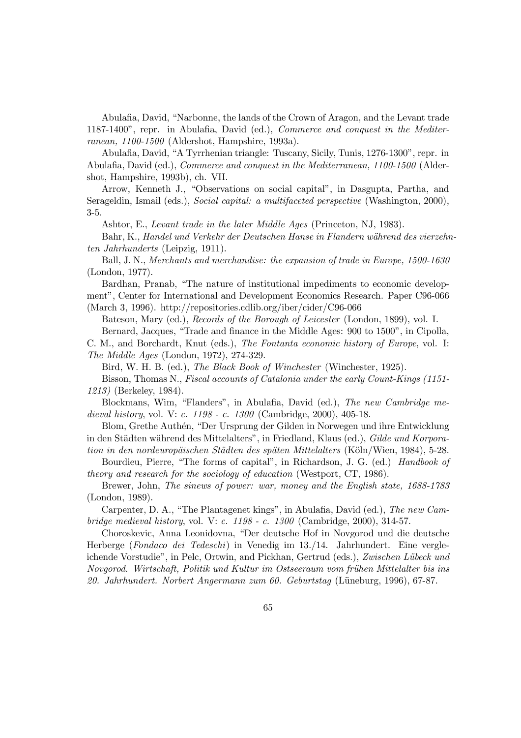Abulafia, David, "Narbonne, the lands of the Crown of Aragon, and the Levant trade 1187-1400", repr. in Abulafia, David (ed.), *Commerce and conquest in the Mediterranean, 1100-1500* (Aldershot, Hampshire, 1993a).

Abulafia, David, "A Tyrrhenian triangle: Tuscany, Sicily, Tunis, 1276-1300", repr. in Abulafia, David (ed.), *Commerce and conquest in the Mediterranean, 1100-1500* (Aldershot, Hampshire, 1993b), ch. VII.

Arrow, Kenneth J., "Observations on social capital", in Dasgupta, Partha, and Serageldin, Ismail (eds.), *Social capital: a multifaceted perspective* (Washington, 2000), 3-5.

Ashtor, E., *Levant trade in the later Middle Ages* (Princeton, NJ, 1983).

Bahr, K., *Handel und Verkehr der Deutschen Hanse in Flandern während des vierzehnten Jahrhunderts* (Leipzig, 1911).

Ball, J. N., *Merchants and merchandise: the expansion of trade in Europe, 1500-1630* (London, 1977).

Bardhan, Pranab, "The nature of institutional impediments to economic development", Center for International and Development Economics Research. Paper C96-066 (March 3, 1996). http://repositories.cdlib.org/iber/cider/C96-066

Bateson, Mary (ed.), *Records of the Borough of Leicester* (London, 1899), vol. I.

Bernard, Jacques, "Trade and finance in the Middle Ages: 900 to 1500", in Cipolla, C. M., and Borchardt, Knut (eds.), *The Fontanta economic history of Europe*, vol. I: *The Middle Ages* (London, 1972), 274-329.

Bird, W. H. B. (ed.), *The Black Book of Winchester* (Winchester, 1925).

Bisson, Thomas N., *Fiscal accounts of Catalonia under the early Count-Kings (1151-1213)* (Berkeley, 1984).

Blockmans, Wim, "Flanders", in Abulafia, David (ed.), *The new Cambridge medieval history*, vol. V: *c. 1198 - c. 1300* (Cambridge, 2000), 405-18.

Blom, Grethe Authén, "Der Ursprung der Gilden in Norwegen und ihre Entwicklung in den Städten während des Mittelalters", in Friedland, Klaus (ed.), *Gilde und Korporation in den nordeuropäischen Städten des späten Mittelalters* (Köln/Wien, 1984), 5-28.

Bourdieu, Pierre, "The forms of capital", in Richardson, J. G. (ed.) *Handbook of theory and research for the sociology of education* (Westport, CT, 1986).

Brewer, John, *The sinews of power: war, money and the English state, 1688-1783* (London, 1989).

Carpenter, D. A., "The Plantagenet kings", in Abulafia, David (ed.), *The new Cambridge medieval history*, vol. V: *c. 1198 - c. 1300* (Cambridge, 2000), 314-57.

Choroskevic, Anna Leonidovna, "Der deutsche Hof in Novgorod und die deutsche Herberge (*Fondaco dei Tedeschi*) in Venedig im 13./14. Jahrhundert. Eine vergleichende Vorstudie", in Pelc, Ortwin, and Pickhan, Gertrud (eds.), *Zwischen Lübeck und Novgorod. Wirtschaft, Politik und Kultur im Ostseeraum vom frühen Mittelalter bis ins 20. Jahrhundert. Norbert Angermann zum 60. Geburtstag* (Lüneburg, 1996), 67-87.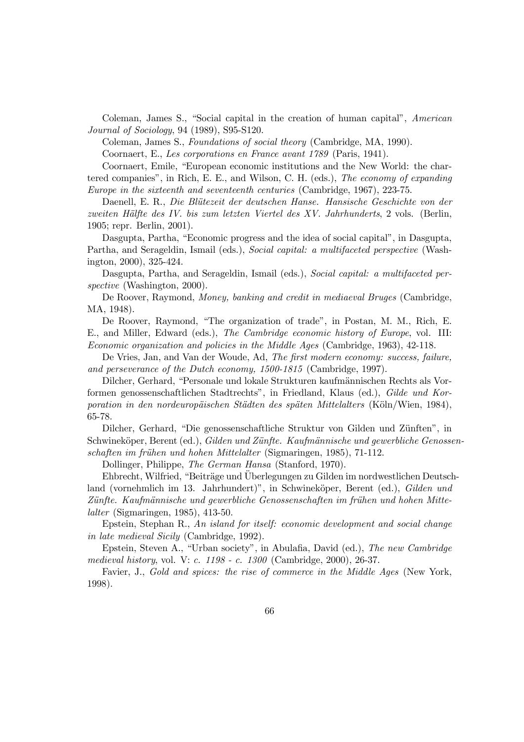Coleman, James S., "Social capital in the creation of human capital", *American Journal of Sociology*, 94 (1989), S95-S120.

Coleman, James S., *Foundations of social theory* (Cambridge, MA, 1990).

Coornaert, E., *Les corporations en France avant 1789* (Paris, 1941).

Coornaert, Emile, "European economic institutions and the New World: the chartered companies", in Rich, E. E., and Wilson, C. H. (eds.), *The economy of expanding Europe in the sixteenth and seventeenth centuries* (Cambridge, 1967), 223-75.

Daenell, E. R., *Die Blütezeit der deutschen Hanse. Hansische Geschichte von der zweiten Hälfte des IV. bis zum letzten Viertel des XV. Jahrhunderts*, 2 vols. (Berlin, 1905; repr. Berlin, 2001).

Dasgupta, Partha, "Economic progress and the idea of social capital", in Dasgupta, Partha, and Serageldin, Ismail (eds.), *Social capital: a multifaceted perspective* (Washington, 2000), 325-424.

Dasgupta, Partha, and Serageldin, Ismail (eds.), *Social capital: a multifaceted perspective* (Washington, 2000).

De Roover, Raymond, *Money, banking and credit in mediaeval Bruges* (Cambridge, MA, 1948).

De Roover, Raymond, "The organization of trade", in Postan, M. M., Rich, E. E., and Miller, Edward (eds.), *The Cambridge economic history of Europe*, vol. III: *Economic organization and policies in the Middle Ages* (Cambridge, 1963), 42-118.

De Vries, Jan, and Van der Woude, Ad, *The first modern economy: success, failure, and perseverance of the Dutch economy, 1500-1815* (Cambridge, 1997).

Dilcher, Gerhard, "Personale und lokale Strukturen kaufmännischen Rechts als Vorformen genossenschaftlichen Stadtrechts", in Friedland, Klaus (ed.), *Gilde und Korporation in den nordeuropäischen Städten des späten Mittelalters* (Köln/Wien, 1984), 65-78.

Dilcher, Gerhard, "Die genossenschaftliche Struktur von Gilden und Zünften", in Schwineköper, Berent (ed.), *Gilden und Zünfte. Kaufmännische und gewerbliche Genossenschaften im frühen und hohen Mittelalter* (Sigmaringen, 1985), 71-112.

Dollinger, Philippe, *The German Hansa* (Stanford, 1970).

Ehbrecht, Wilfried, "Beiträge und Überlegungen zu Gilden im nordwestlichen Deutschland (vornehmlich im 13. Jahrhundert)", in Schwineköper, Berent (ed.), *Gilden und Zünfte. Kaufmännische und gewerbliche Genossenschaften im frühen und hohen Mittelalter* (Sigmaringen, 1985), 413-50.

Epstein, Stephan R., *An island for itself: economic development and social change in late medieval Sicily* (Cambridge, 1992).

Epstein, Steven A., "Urban society", in Abulafia, David (ed.), *The new Cambridge medieval history*, vol. V: *c. 1198 - c. 1300* (Cambridge, 2000), 26-37.

Favier, J., *Gold and spices: the rise of commerce in the Middle Ages* (New York, 1998).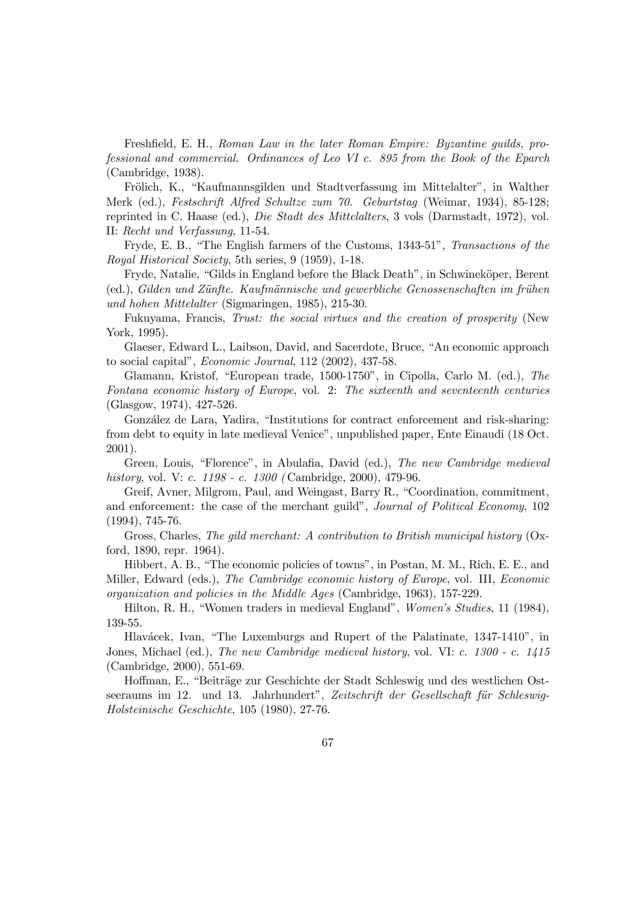Freshfield, E. H., *Roman Law in the later Roman Empire: Byzantine guilds, professional and commercial. Ordinances of Leo VI c. 895 from the Book of the Eparch* (Cambridge, 1938).

Frölich, K., "Kaufmannsgilden und Stadtverfassung im Mittelalter", in Walther Merk (ed.), *Festschrift Alfred Schultze zum 70. Geburtstag* (Weimar, 1934), 85-128; reprinted in C. Haase (ed.), *Die Stadt des Mittelalters*, 3 vols (Darmstadt, 1972), vol. II: *Recht und Verfassung*, 11-54.

Fryde, E. B., "The English farmers of the Customs, 1343-51", *Transactions of the Royal Historical Society*, 5th series, 9 (1959), 1-18.

Fryde, Natalie, "Gilds in England before the Black Death", in Schwineköper, Berent (ed.), *Gilden und Zünfte. Kaufmännische und gewerbliche Genossenschaften im frühen und hohen Mittelalter* (Sigmaringen, 1985), 215-30.

Fukuyama, Francis, *Trust: the social virtues and the creation of prosperity* (New York, 1995).

Glaeser, Edward L., Laibson, David, and Sacerdote, Bruce, "An economic approach to social capital", *Economic Journal*, 112 (2002), 437-58.

Glamann, Kristof, "European trade, 1500-1750", in Cipolla, Carlo M. (ed.), *The Fontana economic history of Europe*, vol. 2: *The sixteenth and seventeenth centuries* (Glasgow, 1974), 427-526.

González de Lara, Yadira, "Institutions for contract enforcement and risk-sharing: from debt to equity in late medieval Venice", unpublished paper, Ente Einaudi (18 Oct. 2001).

Green, Louis, "Florence", in Abulafia, David (ed.), *The new Cambridge medieval history*, vol. V: *c. 1198 - c. 1300 (*Cambridge, 2000), 479-96.

Greif, Avner, Milgrom, Paul, and Weingast, Barry R., "Coordination, commitment, and enforcement: the case of the merchant guild", *Journal of Political Economy*, 102 (1994), 745-76.

Gross, Charles, *The gild merchant: A contribution to British municipal history* (Oxford, 1890, repr. 1964).

Hibbert, A. B., "The economic policies of towns", in Postan, M. M., Rich, E. E., and Miller, Edward (eds.), *The Cambridge economic history of Europe*, vol. III, *Economic organization and policies in the Middle Ages* (Cambridge, 1963), 157-229.

Hilton, R. H., "Women traders in medieval England", *Women's Studies*, 11 (1984), 139-55.

Hlavácek, Ivan, "The Luxemburgs and Rupert of the Palatinate, 1347-1410", in Jones, Michael (ed.), *The new Cambridge medieval history*, vol. VI: *c. 1300 - c. 1415* (Cambridge, 2000), 551-69.

Hoffman, E., "Beiträge zur Geschichte der Stadt Schleswig und des westlichen Ostseeraums im 12. und 13. Jahrhundert", *Zeitschrift der Gesellschaft für Schleswig-Holsteinische Geschichte*, 105 (1980), 27-76.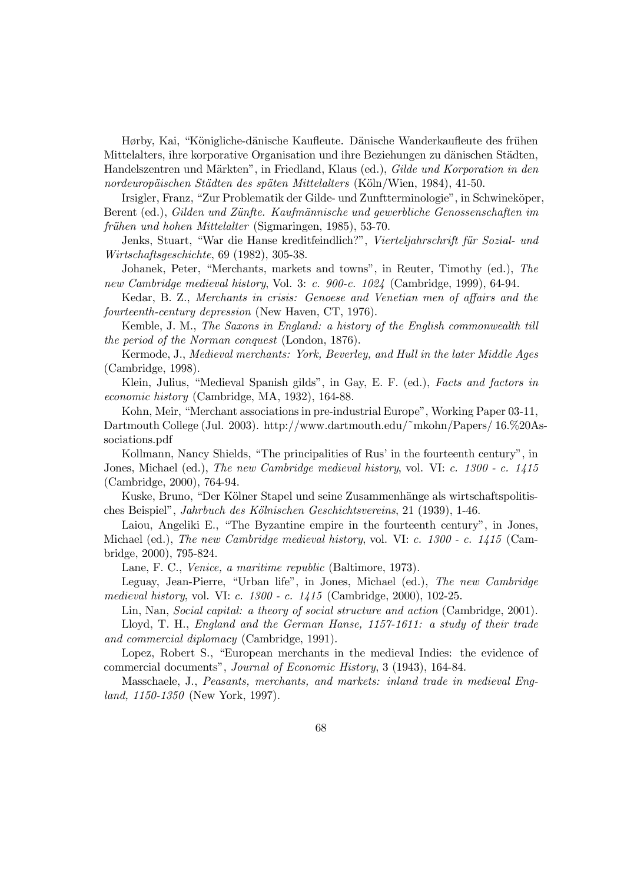Hørby, Kai, "Königliche-dänische Kaufleute. Dänische Wanderkaufleute des frühen Mittelalters, ihre korporative Organisation und ihre Beziehungen zu dänischen Städten, Handelszentren und Märkten", in Friedland, Klaus (ed.), *Gilde und Korporation in den nordeuropäischen Städten des späten Mittelalters* (Köln/Wien, 1984), 41-50.

Irsigler, Franz, "Zur Problematik der Gilde- und Zunftterminologie", in Schwineköper, Berent (ed.), *Gilden und Zünfte. Kaufmännische und gewerbliche Genossenschaften im frühen und hohen Mittelalter* (Sigmaringen, 1985), 53-70.

Jenks, Stuart, "War die Hanse kreditfeindlich?", *Vierteljahrschrift für Sozial- und Wirtschaftsgeschichte*, 69 (1982), 305-38.

Johanek, Peter, "Merchants, markets and towns", in Reuter, Timothy (ed.), *The new Cambridge medieval history*, Vol. 3: *c. 900-c. 1024* (Cambridge, 1999), 64-94.

Kedar, B. Z., *Merchants in crisis: Genoese and Venetian men of affairs and the fourteenth-century depression* (New Haven, CT, 1976).

Kemble, J. M., *The Saxons in England: a history of the English commonwealth till the period of the Norman conquest* (London, 1876).

Kermode, J., *Medieval merchants: York, Beverley, and Hull in the later Middle Ages* (Cambridge, 1998).

Klein, Julius, "Medieval Spanish gilds", in Gay, E. F. (ed.), *Facts and factors in economic history* (Cambridge, MA, 1932), 164-88.

Kohn, Meir, "Merchant associations in pre-industrial Europe", Working Paper 03-11, Dartmouth College (Jul. 2003). http://www.dartmouth.edu/~mkohn/Papers/ 16.%20Associations.pdf

Kollmann, Nancy Shields, "The principalities of Rus' in the fourteenth century", in Jones, Michael (ed.), *The new Cambridge medieval history*, vol. VI: *c. 1300 - c. 1415* (Cambridge, 2000), 764-94.

Kuske, Bruno, "Der Kölner Stapel und seine Zusammenhänge als wirtschaftspolitisches Beispiel", *Jahrbuch des Kölnischen Geschichtsvereins*, 21 (1939), 1-46.

Laiou, Angeliki E., "The Byzantine empire in the fourteenth century", in Jones, Michael (ed.), *The new Cambridge medieval history*, vol. VI: *c. 1300 - c. 1415* (Cambridge, 2000), 795-824.

Lane, F. C., *Venice, a maritime republic* (Baltimore, 1973).

Leguay, Jean-Pierre, "Urban life", in Jones, Michael (ed.), *The new Cambridge medieval history*, vol. VI: *c. 1300 - c. 1415* (Cambridge, 2000), 102-25.

Lin, Nan, *Social capital: a theory of social structure and action* (Cambridge, 2001).

Lloyd, T. H., *England and the German Hanse, 1157-1611: a study of their trade and commercial diplomacy* (Cambridge, 1991).

Lopez, Robert S., "European merchants in the medieval Indies: the evidence of commercial documents", *Journal of Economic History*, 3 (1943), 164-84.

Masschaele, J., *Peasants, merchants, and markets: inland trade in medieval England, 1150-1350* (New York, 1997).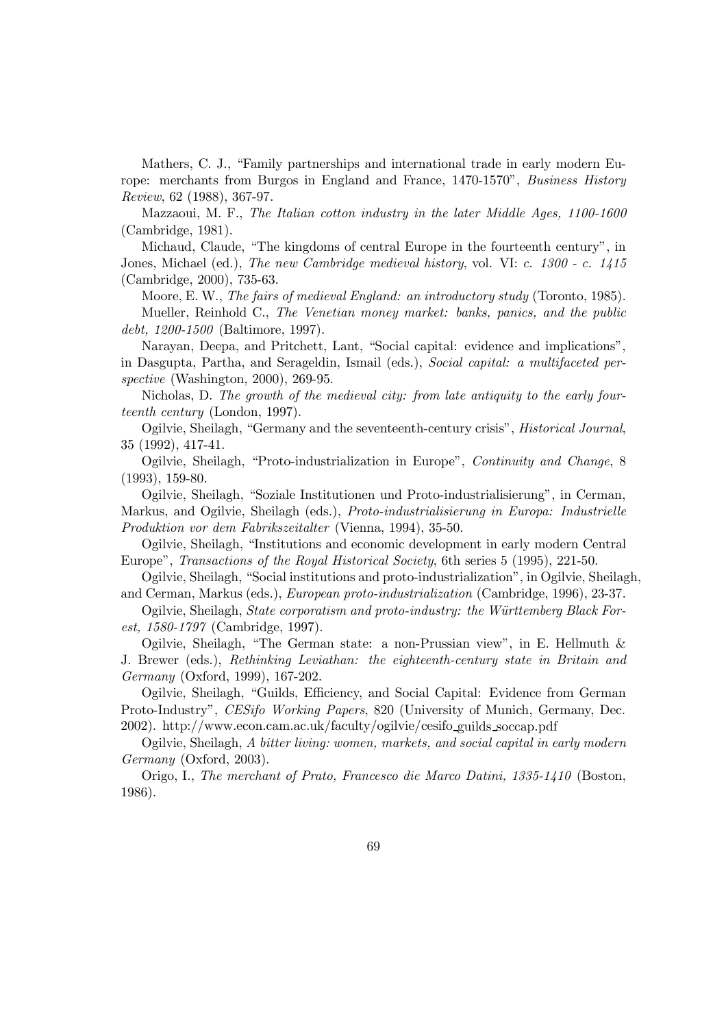Mathers, C. J., "Family partnerships and international trade in early modern Europe: merchants from Burgos in England and France, 1470-1570", *Business History Review*, 62 (1988), 367-97.

Mazzaoui, M. F., *The Italian cotton industry in the later Middle Ages, 1100-1600* (Cambridge, 1981).

Michaud, Claude, "The kingdoms of central Europe in the fourteenth century", in Jones, Michael (ed.), *The new Cambridge medieval history*, vol. VI: *c. 1300 - c. 1415* (Cambridge, 2000), 735-63.

Moore, E. W., *The fairs of medieval England: an introductory study* (Toronto, 1985).

Mueller, Reinhold C., *The Venetian money market: banks, panics, and the public debt, 1200-1500* (Baltimore, 1997).

Narayan, Deepa, and Pritchett, Lant, "Social capital: evidence and implications", in Dasgupta, Partha, and Serageldin, Ismail (eds.), *Social capital: a multifaceted perspective* (Washington, 2000), 269-95.

Nicholas, D. *The growth of the medieval city: from late antiquity to the early fourteenth century* (London, 1997).

Ogilvie, Sheilagh, "Germany and the seventeenth-century crisis", *Historical Journal*, 35 (1992), 417-41.

Ogilvie, Sheilagh, "Proto-industrialization in Europe", *Continuity and Change*, 8 (1993), 159-80.

Ogilvie, Sheilagh, "Soziale Institutionen und Proto-industrialisierung", in Cerman, Markus, and Ogilvie, Sheilagh (eds.), *Proto-industrialisierung in Europa: Industrielle Produktion vor dem Fabrikszeitalter* (Vienna, 1994), 35-50.

Ogilvie, Sheilagh, "Institutions and economic development in early modern Central Europe", *Transactions of the Royal Historical Society*, 6th series 5 (1995), 221-50.

Ogilvie, Sheilagh, "Social institutions and proto-industrialization", in Ogilvie, Sheilagh, and Cerman, Markus (eds.), *European proto-industrialization* (Cambridge, 1996), 23-37.

Ogilvie, Sheilagh, *State corporatism and proto-industry: the Württemberg Black Forest, 1580-1797* (Cambridge, 1997).

Ogilvie, Sheilagh, "The German state: a non-Prussian view", in E. Hellmuth & J. Brewer (eds.), *Rethinking Leviathan: the eighteenth-century state in Britain and Germany* (Oxford, 1999), 167-202.

Ogilvie, Sheilagh, "Guilds, Efficiency, and Social Capital: Evidence from German Proto-Industry", *CESifo Working Papers*, 820 (University of Munich, Germany, Dec. 2002). http://www.econ.cam.ac.uk/faculty/ogilvie/cesifo_guilds_soccap.pdf

Ogilvie, Sheilagh, *A bitter living: women, markets, and social capital in early modern Germany* (Oxford, 2003).

Origo, I., *The merchant of Prato, Francesco die Marco Datini, 1335-1410* (Boston, 1986).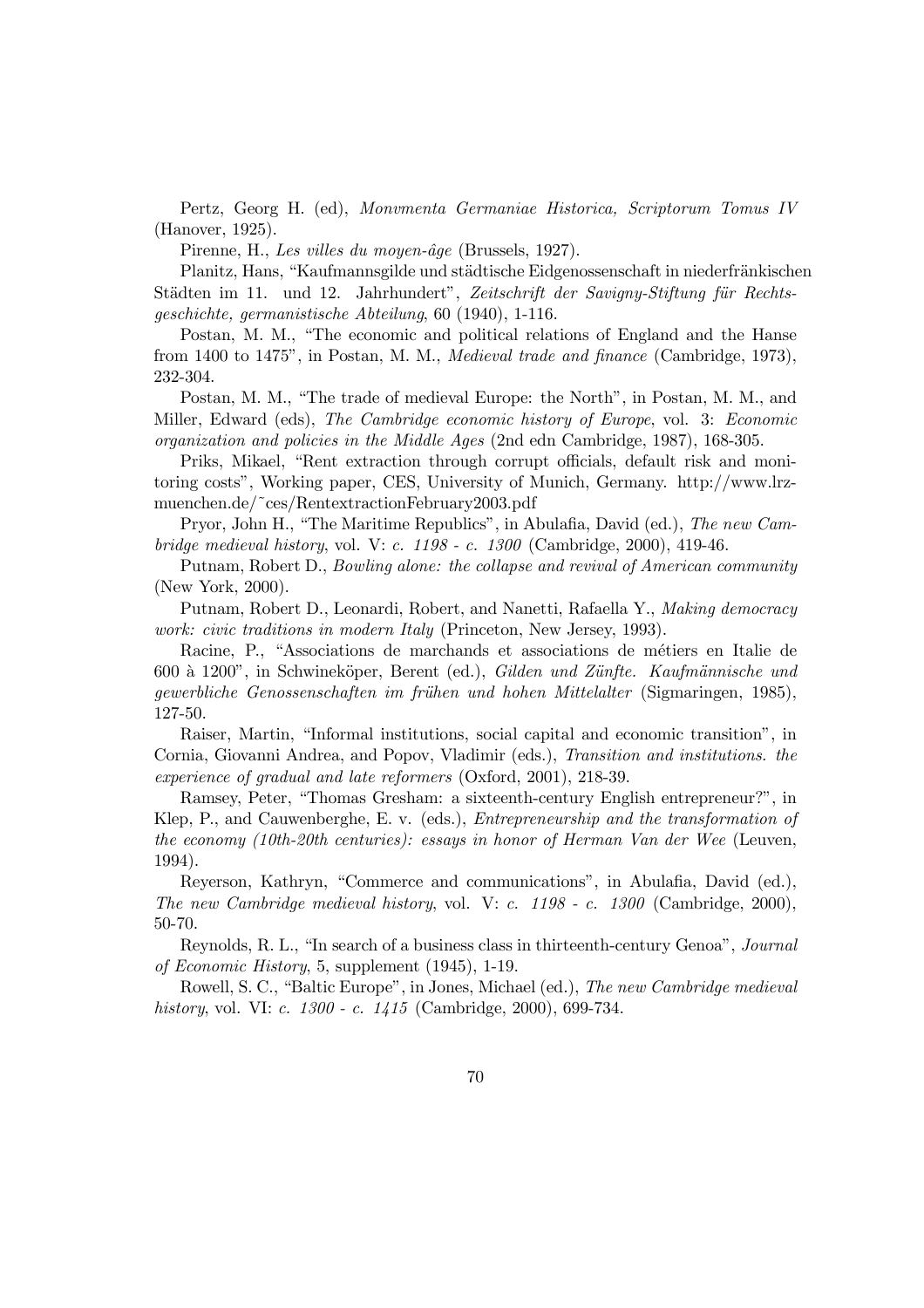Pertz, Georg H. (ed), *Monvmenta Germaniae Historica, Scriptorum Tomus IV* (Hanover, 1925).

Pirenne, H., *Les villes du moyen-âge* (Brussels, 1927).

Planitz, Hans, "Kaufmannsgilde und städtische Eidgenossenschaft in niederfränkischen Städten im 11. und 12. Jahrhundert", *Zeitschrift der Savigny-Stiftung für Rechtsgeschichte, germanistische Abteilung*, 60 (1940), 1-116.

Postan, M. M., "The economic and political relations of England and the Hanse from 1400 to 1475", in Postan, M. M., *Medieval trade and finance* (Cambridge, 1973), 232-304.

Postan, M. M., "The trade of medieval Europe: the North", in Postan, M. M., and Miller, Edward (eds), *The Cambridge economic history of Europe*, vol. 3: *Economic organization and policies in the Middle Ages* (2nd edn Cambridge, 1987), 168-305.

Priks, Mikael, "Rent extraction through corrupt officials, default risk and monitoring costs", Working paper, CES, University of Munich, Germany. http://www.lrz-muenchen.de/~ces/RentextractionFebruary2003.pdf

Pryor, John H., "The Maritime Republics", in Abulafia, David (ed.), *The new Cambridge medieval history*, vol. V: *c. 1198 - c. 1300* (Cambridge, 2000), 419-46.

Putnam, Robert D., *Bowling alone: the collapse and revival of American community* (New York, 2000).

Putnam, Robert D., Leonardi, Robert, and Nanetti, Rafaella Y., *Making democracy work: civic traditions in modern Italy* (Princeton, New Jersey, 1993).

Racine, P., "Associations de marchands et associations de métiers en Italie de 600 à 1200", in Schwineköper, Berent (ed.), *Gilden und Zünfte. Kaufmännische und gewerbliche Genossenschaften im frühen und hohen Mittelalter* (Sigmaringen, 1985), 127-50.

Raiser, Martin, "Informal institutions, social capital and economic transition", in Cornia, Giovanni Andrea, and Popov, Vladimir (eds.), *Transition and institutions. the experience of gradual and late reformers* (Oxford, 2001), 218-39.

Ramsey, Peter, "Thomas Gresham: a sixteenth-century English entrepreneur?", in Klep, P., and Cauwenberghe, E. v. (eds.), *Entrepreneurship and the transformation of the economy (10th-20th centuries): essays in honor of Herman Van der Wee* (Leuven, 1994).

Reyerson, Kathryn, "Commerce and communications", in Abulafia, David (ed.), *The new Cambridge medieval history*, vol. V: *c. 1198 - c. 1300* (Cambridge, 2000), 50-70.

Reynolds, R. L., "In search of a business class in thirteenth-century Genoa", *Journal of Economic History*, 5, supplement (1945), 1-19.

Rowell, S. C., "Baltic Europe", in Jones, Michael (ed.), *The new Cambridge medieval history*, vol. VI: *c. 1300 - c. 1415* (Cambridge, 2000), 699-734.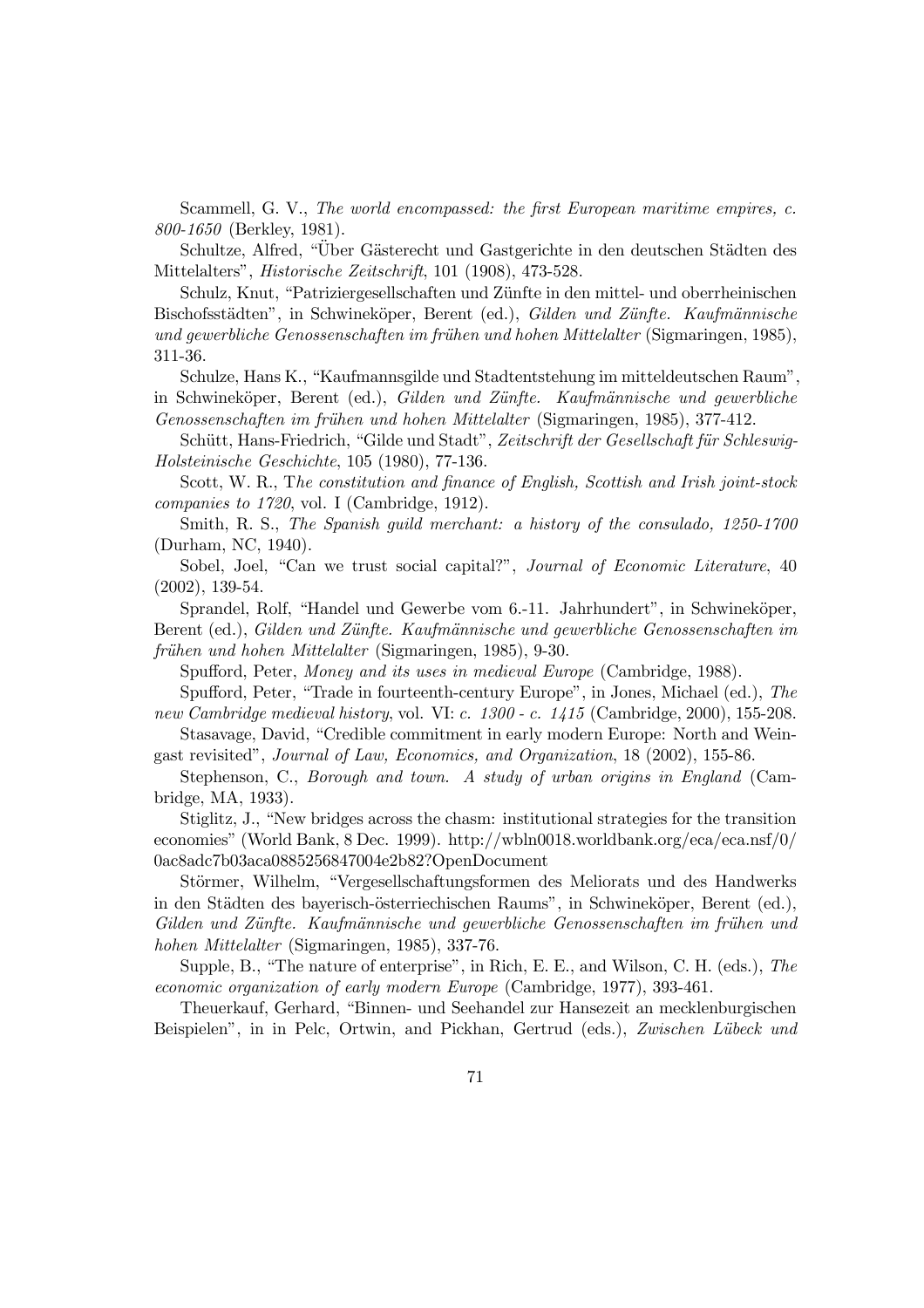Scammell, G. V., *The world encompassed: the first European maritime empires, c. 800-1650* (Berkley, 1981).

Schultze, Alfred, "Über Gästerecht und Gastgerichte in den deutschen Städten des Mittelalters", *Historische Zeitschrift*, 101 (1908), 473-528.

Schulz, Knut, "Patriziergesellschaften und Zünfte in den mittel- und oberrheinischen Bischofsstädten", in Schwineköper, Berent (ed.), *Gilden und Zünfte. Kaufmännische und gewerbliche Genossenschaften im frühen und hohen Mittelalter* (Sigmaringen, 1985), 311-36.

Schulze, Hans K., "Kaufmannsgilde und Stadtentstehung im mitteldeutschen Raum", in Schwineköper, Berent (ed.), *Gilden und Zünfte. Kaufmännische und gewerbliche Genossenschaften im frühen und hohen Mittelalter* (Sigmaringen, 1985), 377-412.

Schütt, Hans-Friedrich, "Gilde und Stadt", *Zeitschrift der Gesellschaft für Schleswig-Holsteinische Geschichte*, 105 (1980), 77-136.

Scott, W. R., T*he constitution and finance of English, Scottish and Irish joint-stock companies to 1720*, vol. I (Cambridge, 1912).

Smith, R. S., *The Spanish guild merchant: a history of the consulado, 1250-1700* (Durham, NC, 1940).

Sobel, Joel, "Can we trust social capital?", *Journal of Economic Literature*, 40 (2002), 139-54.

Sprandel, Rolf, "Handel und Gewerbe vom 6.-11. Jahrhundert", in Schwineköper, Berent (ed.), *Gilden und Zünfte. Kaufmännische und gewerbliche Genossenschaften im frühen und hohen Mittelalter* (Sigmaringen, 1985), 9-30.

Spufford, Peter, *Money and its uses in medieval Europe* (Cambridge, 1988).

Spufford, Peter, "Trade in fourteenth-century Europe", in Jones, Michael (ed.), *The new Cambridge medieval history*, vol. VI: *c. 1300 - c. 1415* (Cambridge, 2000), 155-208.

Stasavage, David, "Credible commitment in early modern Europe: North and Weingast revisited", *Journal of Law, Economics, and Organization*, 18 (2002), 155-86.

Stephenson, C., *Borough and town. A study of urban origins in England* (Cambridge, MA, 1933).

Stiglitz, J., "New bridges across the chasm: institutional strategies for the transition economies" (World Bank, 8 Dec. 1999). http://wbln0018.worldbank.org/eca/eca.nsf/0/0ac8adc7b03aca0885256847004e2b82?OpenDocument

Störmer, Wilhelm, "Vergesellschaftungsformen des Meliorats und des Handwerks in den Städten des bayerisch-österriechischen Raums", in Schwineköper, Berent (ed.), *Gilden und Zünfte. Kaufmännische und gewerbliche Genossenschaften im frühen und hohen Mittelalter* (Sigmaringen, 1985), 337-76.

Supple, B., "The nature of enterprise", in Rich, E. E., and Wilson, C. H. (eds.), *The economic organization of early modern Europe* (Cambridge, 1977), 393-461.

Theuerkauf, Gerhard, "Binnen- und Seehandel zur Hansezeit an mecklenburgischen Beispielen", in in Pelc, Ortwin, and Pickhan, Gertrud (eds.), *Zwischen Lübeck und*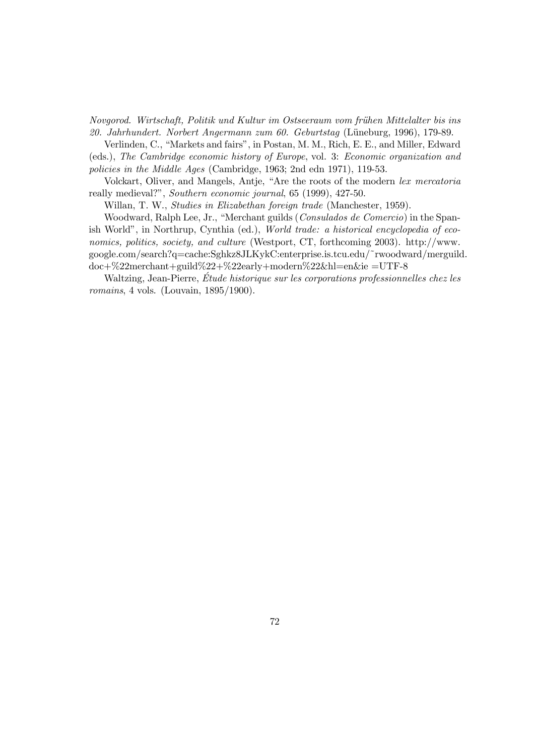*Novgorod. Wirtschaft, Politik und Kultur im Ostseeraum vom frühen Mittelalter bis ins 20. Jahrhundert. Norbert Angermann zum 60. Geburtstag* (Lüneburg, 1996), 179-89.

Verlinden, C., "Markets and fairs", in Postan, M. M., Rich, E. E., and Miller, Edward (eds.), *The Cambridge economic history of Europe*, vol. 3: *Economic organization and policies in the Middle Ages* (Cambridge, 1963; 2nd edn 1971), 119-53.

Volckart, Oliver, and Mangels, Antje, "Are the roots of the modern *lex mercatoria* really medieval?", *Southern economic journal*, 65 (1999), 427-50.

Willan, T. W., *Studies in Elizabethan foreign trade* (Manchester, 1959).

Woodward, Ralph Lee, Jr., "Merchant guilds (*Consulados de Comercio*) in the Spanish World", in Northrup, Cynthia (ed.), *World trade: a historical encyclopedia of economics, politics, society, and culture* (Westport, CT, forthcoming 2003). http://www.google.com/search?q=cache:Sghkz8JLKykC:enterprise.is.tcu.edu/~rwoodward/merguild.doc+%22merchant+guild%22+%22early+modern%22&hl=en&ie =UTF-8

Waltzing, Jean-Pierre, *Étude historique sur les corporations professionnelles chez les romains*, 4 vols. (Louvain, 1895/1900).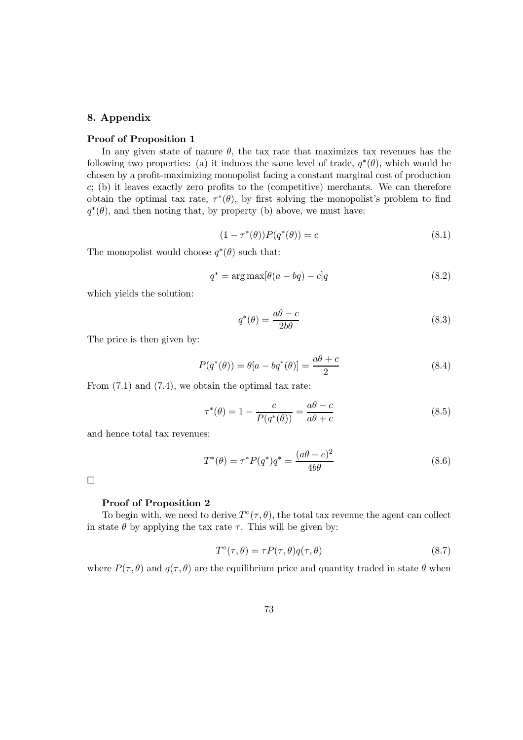## 8. Appendix

### Proof of Proposition 1

In any given state of nature $\theta$, the tax rate that maximizes tax revenues has the following two properties: (a) it induces the same level of trade, $q^*(\theta)$, which would be chosen by a profit-maximizing monopolist facing a constant marginal cost of production $c$; (b) it leaves exactly zero profits to the (competitive) merchants. We can therefore obtain the optimal tax rate, $\tau^*(\theta)$, by first solving the monopolist's problem to find $q^*(\theta)$, and then noting that, by property (b) above, we must have:

$$(1 - \tau^*(\theta))P(q^*(\theta)) = c \tag{8.1}$$

The monopolist would choose $q^*(\theta)$ such that:

$$q^* = \arg\max[\theta(a - bq) - c]q \tag{8.2}$$

which yields the solution:

$$q^*(\theta) = \frac{a\theta - c}{2b\theta} \tag{8.3}$$

The price is then given by:

$$P(q^*(\theta)) = \theta[a - bq^*(\theta)] = \frac{a\theta + c}{2} \tag{8.4}$$

From (7.1) and (7.4), we obtain the optimal tax rate:

$$\tau^*(\theta) = 1 - \frac{c}{P(q^*(\theta))} = \frac{a\theta - c}{a\theta + c} \tag{8.5}$$

and hence total tax revenues:

$$T^*(\theta) = \tau^* P(q^*)q^* = \frac{(a\theta - c)^2}{4b\theta} \tag{8.6}$$

□

### Proof of Proposition 2

To begin with, we need to derive $T^\circ(\tau, \theta)$, the total tax revenue the agent can collect in state $\theta$ by applying the tax rate $\tau$. This will be given by:

$$T^\circ(\tau, \theta) = \tau P(\tau, \theta)q(\tau, \theta) \tag{8.7}$$

where $P(\tau, \theta)$ and $q(\tau, \theta)$ are the equilibrium price and quantity traded in state $\theta$ when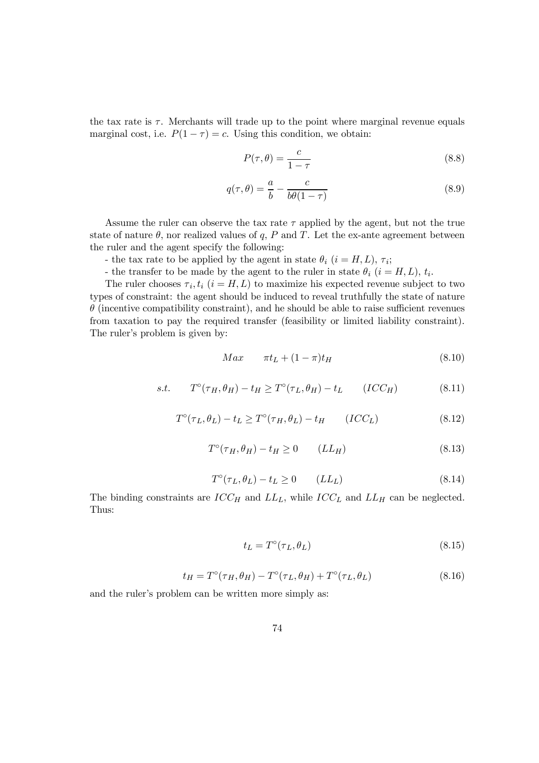the tax rate is $\tau$. Merchants will trade up to the point where marginal revenue equals marginal cost, i.e. $P(1-\tau) = c$. Using this condition, we obtain:

$$P(\tau, \theta) = \frac{c}{1-\tau} \tag{8.8}$$

$$q(\tau, \theta) = \frac{a}{b} - \frac{c}{b\theta(1-\tau)} \tag{8.9}$$

Assume the ruler can observe the tax rate $\tau$ applied by the agent, but not the true state of nature $\theta$, nor realized values of $q$, $P$ and $T$. Let the ex-ante agreement between the ruler and the agent specify the following:

- the tax rate to be applied by the agent in state $\theta_i$ $(i = H, L)$, $\tau_i$;

- the transfer to be made by the agent to the ruler in state $\theta_i$ $(i = H, L)$, $t_i$.

The ruler chooses $\tau_i, t_i$ $(i = H, L)$ to maximize his expected revenue subject to two types of constraint: the agent should be induced to reveal truthfully the state of nature $\theta$ (incentive compatibility constraint), and he should be able to raise sufficient revenues from taxation to pay the required transfer (feasibility or limited liability constraint). The ruler's problem is given by:

$$Max \qquad \pi t_L + (1-\pi) t_H \tag{8.10}$$

$$s.t. \qquad T^{\circ}(\tau_H, \theta_H) - t_H \geq T^{\circ}(\tau_L, \theta_H) - t_L \qquad (ICC_H) \tag{8.11}$$

$$T^{\circ}(\tau_L, \theta_L) - t_L \geq T^{\circ}(\tau_H, \theta_L) - t_H \qquad (ICC_L) \tag{8.12}$$

$$T^{\circ}(\tau_H, \theta_H) - t_H \geq 0 \qquad (LL_H) \tag{8.13}$$

$$T^{\circ}(\tau_L, \theta_L) - t_L \geq 0 \qquad (LL_L) \tag{8.14}$$

The binding constraints are $ICC_H$ and $LL_L$, while $ICC_L$ and $LL_H$ can be neglected. Thus:

$$t_L = T^{\circ}(\tau_L, \theta_L) \tag{8.15}$$

$$t_H = T^{\circ}(\tau_H, \theta_H) - T^{\circ}(\tau_L, \theta_H) + T^{\circ}(\tau_L, \theta_L) \tag{8.16}$$

and the ruler's problem can be written more simply as: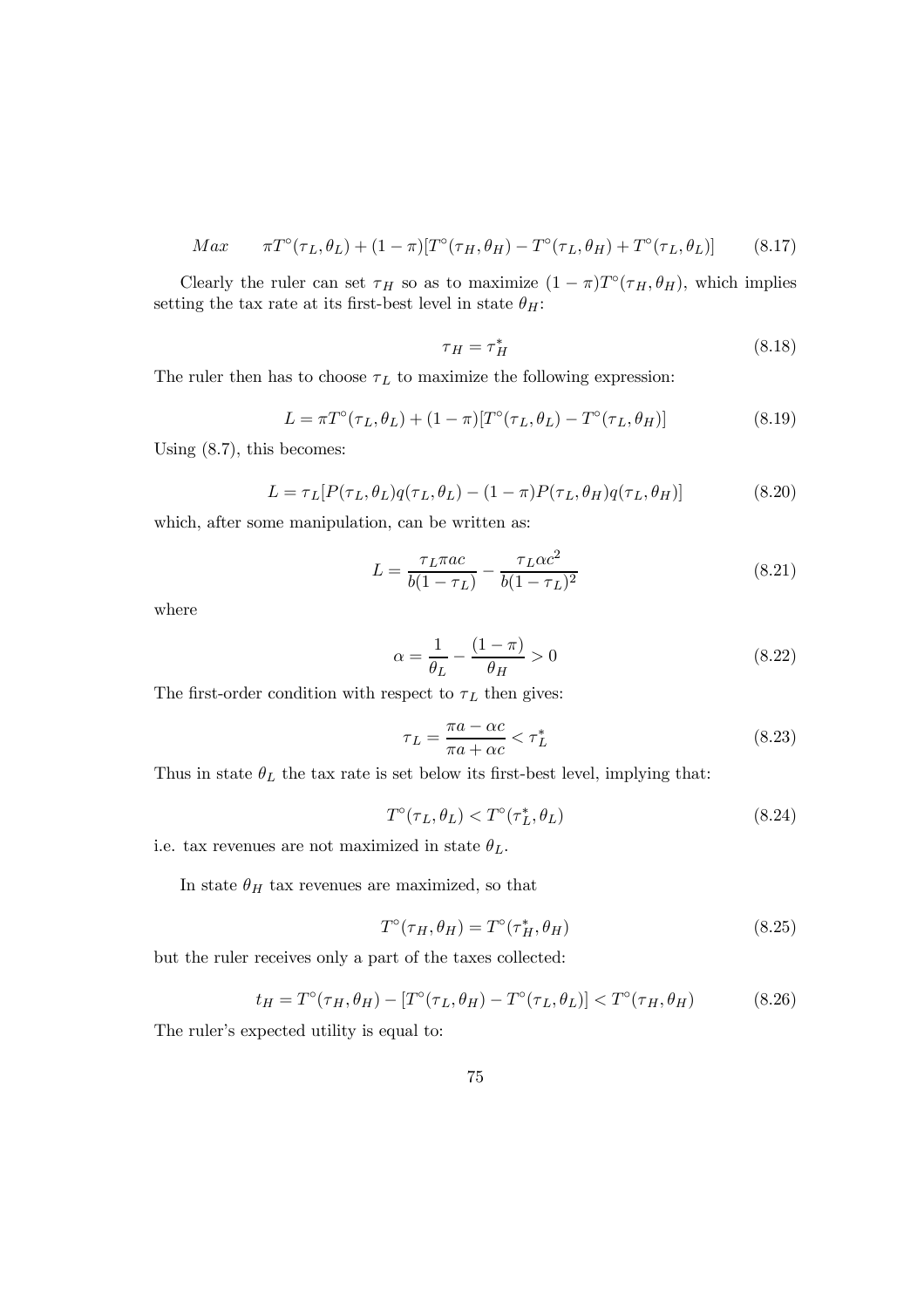$$Max \qquad \pi T^{\circ}(\tau_L, \theta_L) + (1-\pi)[T^{\circ}(\tau_H, \theta_H) - T^{\circ}(\tau_L, \theta_H) + T^{\circ}(\tau_L, \theta_L)] \tag{8.17}$$

Clearly the ruler can set $\tau_H$ so as to maximize $(1-\pi)T^{\circ}(\tau_H, \theta_H)$, which implies setting the tax rate at its first-best level in state $\theta_H$:

$$\tau_H = \tau_H^* \tag{8.18}$$

The ruler then has to choose $\tau_L$ to maximize the following expression:

$$L = \pi T^{\circ}(\tau_L, \theta_L) + (1-\pi)[T^{\circ}(\tau_L, \theta_L) - T^{\circ}(\tau_L, \theta_H)] \tag{8.19}$$

Using (8.7), this becomes:

$$L = \tau_L[P(\tau_L, \theta_L)q(\tau_L, \theta_L) - (1-\pi)P(\tau_L, \theta_H)q(\tau_L, \theta_H)] \tag{8.20}$$

which, after some manipulation, can be written as:

$$L = \frac{\tau_L \pi a c}{b(1-\tau_L)} - \frac{\tau_L \alpha c^2}{b(1-\tau_L)^2} \tag{8.21}$$

where

$$\alpha = \frac{1}{\theta_L} - \frac{(1-\pi)}{\theta_H} > 0 \tag{8.22}$$

The first-order condition with respect to $\tau_L$ then gives:

$$\tau_L = \frac{\pi a - \alpha c}{\pi a + \alpha c} < \tau_L^* \tag{8.23}$$

Thus in state $\theta_L$ the tax rate is set below its first-best level, implying that:

$$T^{\circ}(\tau_L, \theta_L) < T^{\circ}(\tau_L^*, \theta_L) \tag{8.24}$$

i.e. tax revenues are not maximized in state $\theta_L$.

In state $\theta_H$ tax revenues are maximized, so that

$$T^{\circ}(\tau_H, \theta_H) = T^{\circ}(\tau_H^*, \theta_H) \tag{8.25}$$

but the ruler receives only a part of the taxes collected:

$$t_H = T^{\circ}(\tau_H, \theta_H) - [T^{\circ}(\tau_L, \theta_H) - T^{\circ}(\tau_L, \theta_L)] < T^{\circ}(\tau_H, \theta_H) \tag{8.26}$$

The ruler's expected utility is equal to: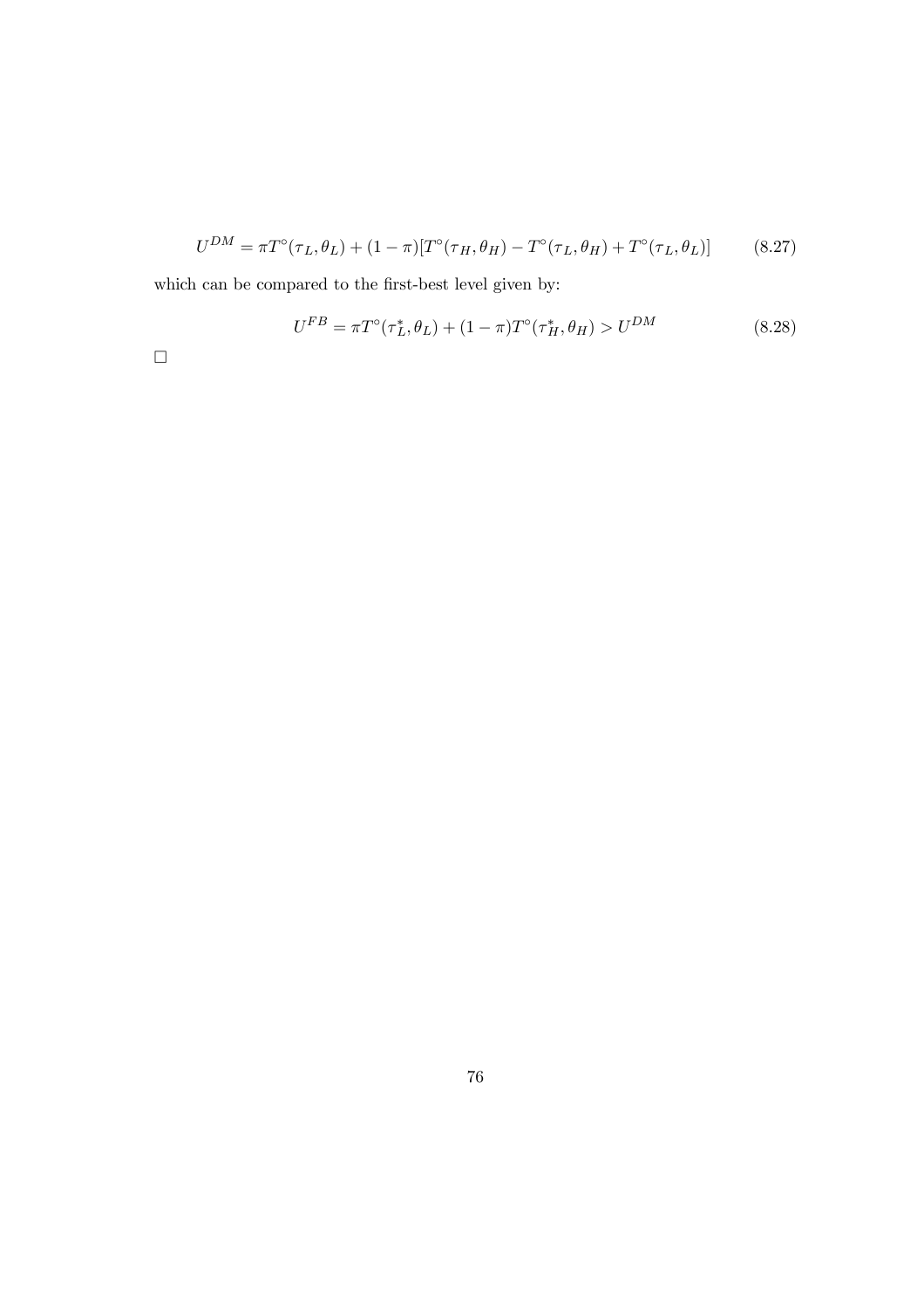$$U^{DM} = \pi T^{\circ}(\tau_L, \theta_L) + (1-\pi)[T^{\circ}(\tau_H, \theta_H) - T^{\circ}(\tau_L, \theta_H) + T^{\circ}(\tau_L, \theta_L)] \tag{8.27}$$

which can be compared to the first-best level given by:

$$U^{FB} = \pi T^{\circ}(\tau_L^*, \theta_L) + (1-\pi) T^{\circ}(\tau_H^*, \theta_H) > U^{DM} \tag{8.28}$$

□